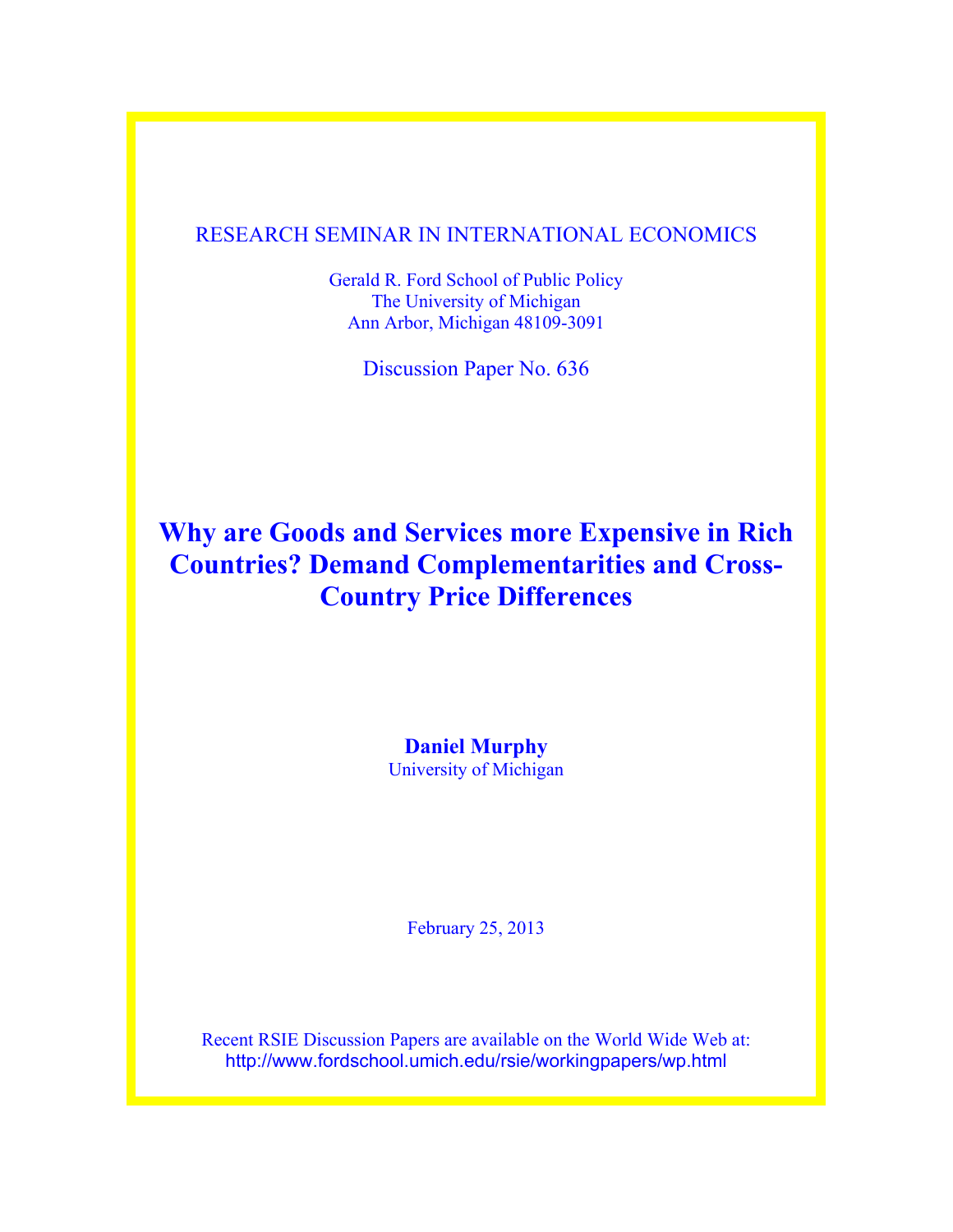RESEARCH SEMINAR IN INTERNATIONAL ECONOMICS

Gerald R. Ford School of Public Policy
The University of Michigan
Ann Arbor, Michigan 48109-3091

Discussion Paper No. 636

# Why are Goods and Services more Expensive in Rich Countries? Demand Complementarities and Cross-Country Price Differences

**Daniel Murphy**
University of Michigan

February 25, 2013

Recent RSIE Discussion Papers are available on the World Wide Web at:
http://www.fordschool.umich.edu/rsie/workingpapers/wp.html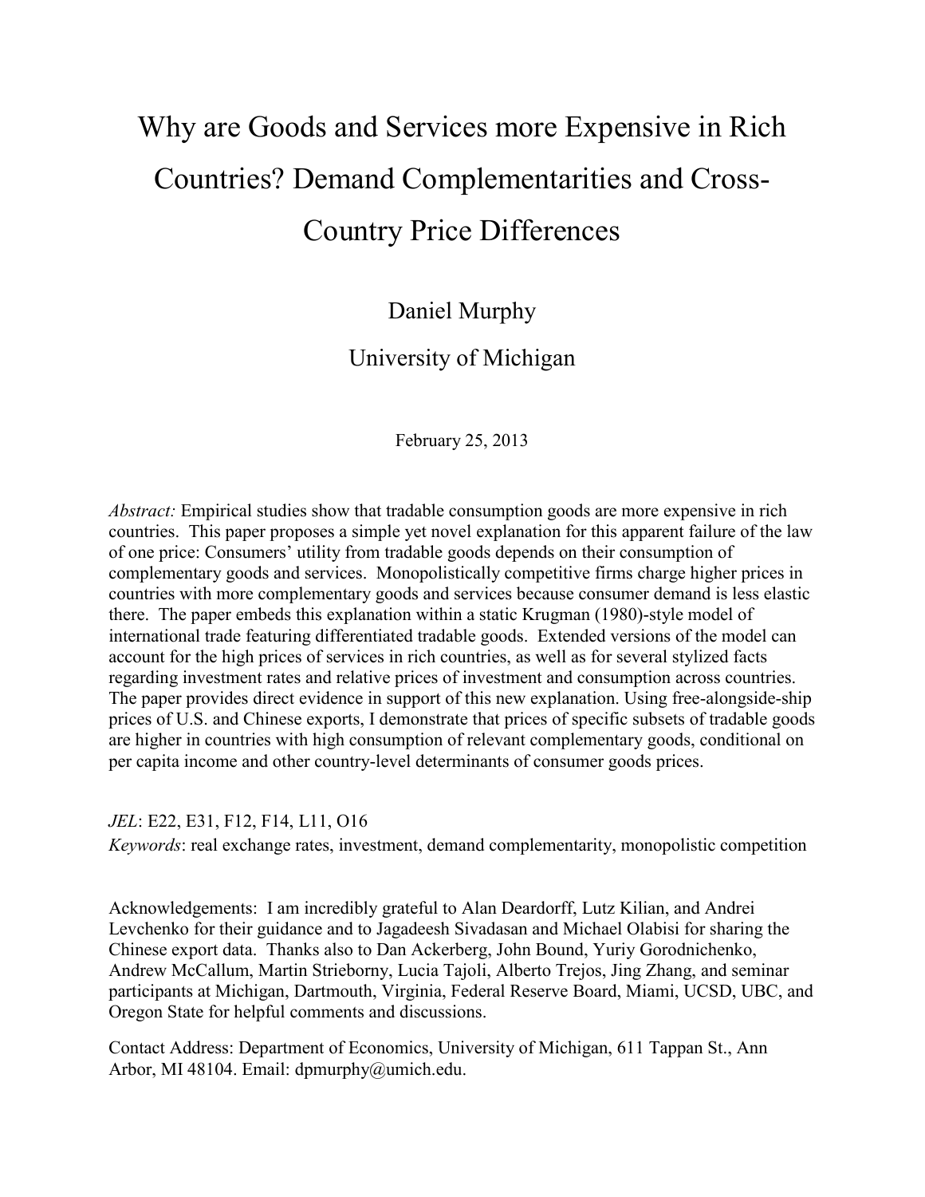# Why are Goods and Services more Expensive in Rich Countries? Demand Complementarities and Cross-Country Price Differences

Daniel Murphy

University of Michigan

February 25, 2013

*Abstract:* Empirical studies show that tradable consumption goods are more expensive in rich countries. This paper proposes a simple yet novel explanation for this apparent failure of the law of one price: Consumers' utility from tradable goods depends on their consumption of complementary goods and services. Monopolistically competitive firms charge higher prices in countries with more complementary goods and services because consumer demand is less elastic there. The paper embeds this explanation within a static Krugman (1980)-style model of international trade featuring differentiated tradable goods. Extended versions of the model can account for the high prices of services in rich countries, as well as for several stylized facts regarding investment rates and relative prices of investment and consumption across countries. The paper provides direct evidence in support of this new explanation. Using free-alongside-ship prices of U.S. and Chinese exports, I demonstrate that prices of specific subsets of tradable goods are higher in countries with high consumption of relevant complementary goods, conditional on per capita income and other country-level determinants of consumer goods prices.

*JEL*: E22, E31, F12, F14, L11, O16

*Keywords*: real exchange rates, investment, demand complementarity, monopolistic competition

Acknowledgements: I am incredibly grateful to Alan Deardorff, Lutz Kilian, and Andrei Levchenko for their guidance and to Jagadeesh Sivadasan and Michael Olabisi for sharing the Chinese export data. Thanks also to Dan Ackerberg, John Bound, Yuriy Gorodnichenko, Andrew McCallum, Martin Strieborny, Lucia Tajoli, Alberto Trejos, Jing Zhang, and seminar participants at Michigan, Dartmouth, Virginia, Federal Reserve Board, Miami, UCSD, UBC, and Oregon State for helpful comments and discussions.

Contact Address: Department of Economics, University of Michigan, 611 Tappan St., Ann Arbor, MI 48104. Email: dpmurphy@umich.edu.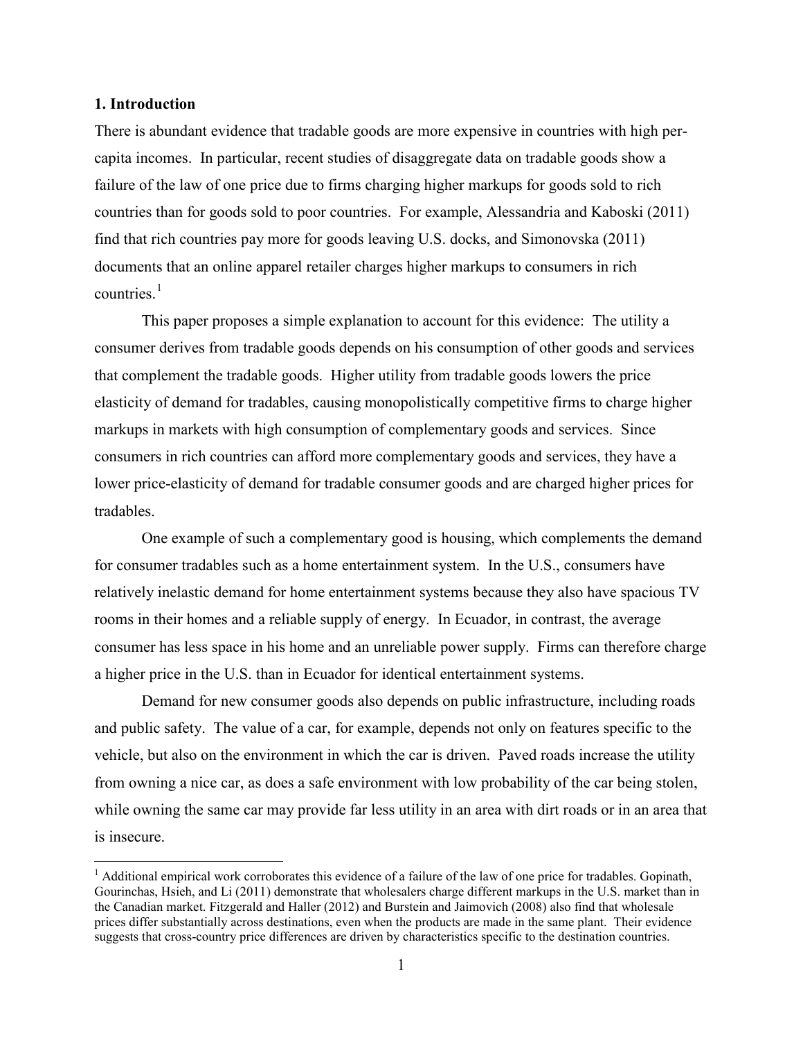## 1. Introduction

There is abundant evidence that tradable goods are more expensive in countries with high per-capita incomes. In particular, recent studies of disaggregate data on tradable goods show a failure of the law of one price due to firms charging higher markups for goods sold to rich countries than for goods sold to poor countries. For example, Alessandria and Kaboski (2011) find that rich countries pay more for goods leaving U.S. docks, and Simonovska (2011) documents that an online apparel retailer charges higher markups to consumers in rich countries.[1]

This paper proposes a simple explanation to account for this evidence: The utility a consumer derives from tradable goods depends on his consumption of other goods and services that complement the tradable goods. Higher utility from tradable goods lowers the price elasticity of demand for tradables, causing monopolistically competitive firms to charge higher markups in markets with high consumption of complementary goods and services. Since consumers in rich countries can afford more complementary goods and services, they have a lower price-elasticity of demand for tradable consumer goods and are charged higher prices for tradables.

One example of such a complementary good is housing, which complements the demand for consumer tradables such as a home entertainment system. In the U.S., consumers have relatively inelastic demand for home entertainment systems because they also have spacious TV rooms in their homes and a reliable supply of energy. In Ecuador, in contrast, the average consumer has less space in his home and an unreliable power supply. Firms can therefore charge a higher price in the U.S. than in Ecuador for identical entertainment systems.

Demand for new consumer goods also depends on public infrastructure, including roads and public safety. The value of a car, for example, depends not only on features specific to the vehicle, but also on the environment in which the car is driven. Paved roads increase the utility from owning a nice car, as does a safe environment with low probability of the car being stolen, while owning the same car may provide far less utility in an area with dirt roads or in an area that is insecure.

[1] Additional empirical work corroborates this evidence of a failure of the law of one price for tradables. Gopinath, Gourinchas, Hsieh, and Li (2011) demonstrate that wholesalers charge different markups in the U.S. market than in the Canadian market. Fitzgerald and Haller (2012) and Burstein and Jaimovich (2008) also find that wholesale prices differ substantially across destinations, even when the products are made in the same plant. Their evidence suggests that cross-country price differences are driven by characteristics specific to the destination countries.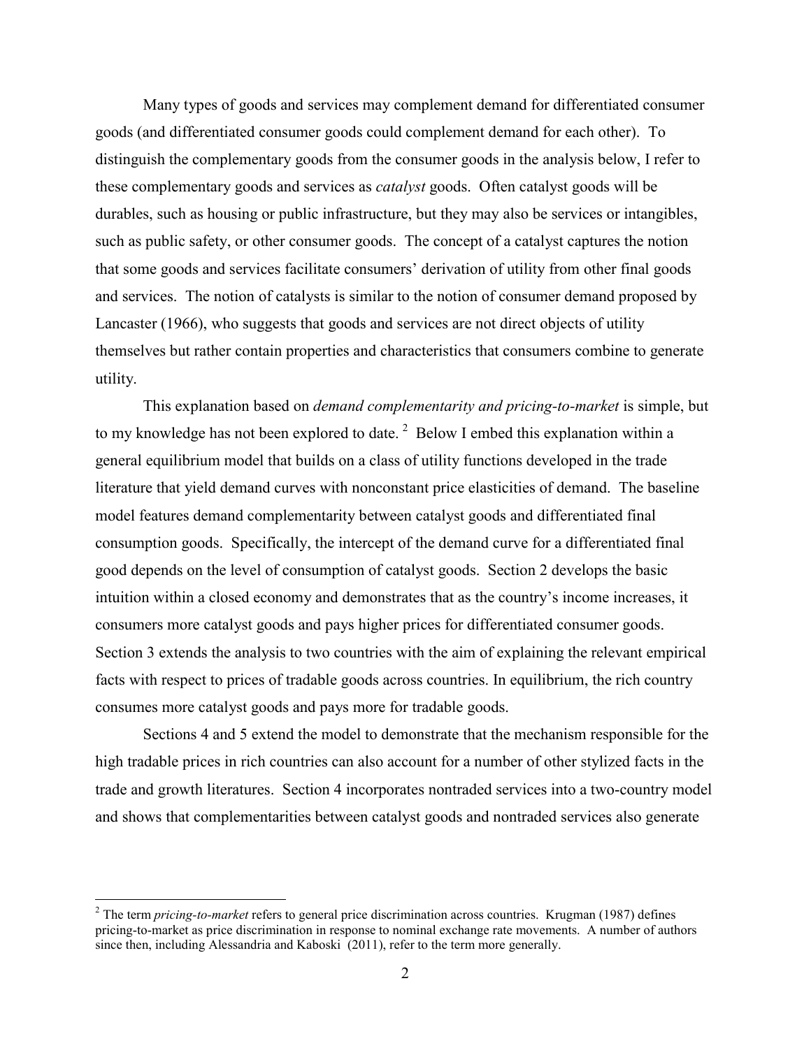Many types of goods and services may complement demand for differentiated consumer goods (and differentiated consumer goods could complement demand for each other). To distinguish the complementary goods from the consumer goods in the analysis below, I refer to these complementary goods and services as *catalyst* goods. Often catalyst goods will be durables, such as housing or public infrastructure, but they may also be services or intangibles, such as public safety, or other consumer goods. The concept of a catalyst captures the notion that some goods and services facilitate consumers' derivation of utility from other final goods and services. The notion of catalysts is similar to the notion of consumer demand proposed by Lancaster (1966), who suggests that goods and services are not direct objects of utility themselves but rather contain properties and characteristics that consumers combine to generate utility.

This explanation based on *demand complementarity and pricing-to-market* is simple, but to my knowledge has not been explored to date. [2] Below I embed this explanation within a general equilibrium model that builds on a class of utility functions developed in the trade literature that yield demand curves with nonconstant price elasticities of demand. The baseline model features demand complementarity between catalyst goods and differentiated final consumption goods. Specifically, the intercept of the demand curve for a differentiated final good depends on the level of consumption of catalyst goods. Section 2 develops the basic intuition within a closed economy and demonstrates that as the country's income increases, it consumers more catalyst goods and pays higher prices for differentiated consumer goods. Section 3 extends the analysis to two countries with the aim of explaining the relevant empirical facts with respect to prices of tradable goods across countries. In equilibrium, the rich country consumes more catalyst goods and pays more for tradable goods.

Sections 4 and 5 extend the model to demonstrate that the mechanism responsible for the high tradable prices in rich countries can also account for a number of other stylized facts in the trade and growth literatures. Section 4 incorporates nontraded services into a two-country model and shows that complementarities between catalyst goods and nontraded services also generate

[2] The term *pricing-to-market* refers to general price discrimination across countries. Krugman (1987) defines pricing-to-market as price discrimination in response to nominal exchange rate movements. A number of authors since then, including Alessandria and Kaboski (2011), refer to the term more generally.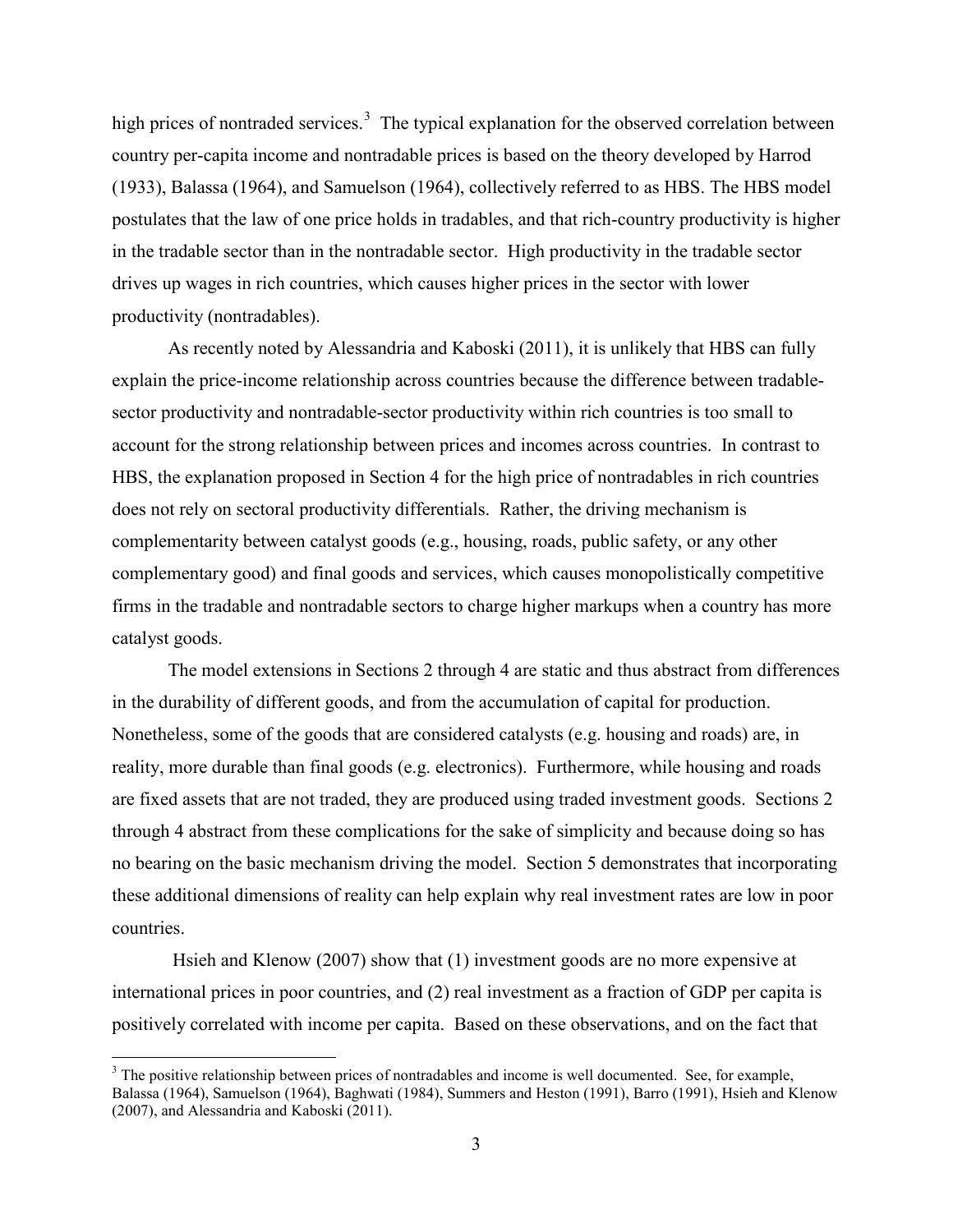high prices of nontraded services.[3] The typical explanation for the observed correlation between country per-capita income and nontradable prices is based on the theory developed by Harrod (1933), Balassa (1964), and Samuelson (1964), collectively referred to as HBS. The HBS model postulates that the law of one price holds in tradables, and that rich-country productivity is higher in the tradable sector than in the nontradable sector. High productivity in the tradable sector drives up wages in rich countries, which causes higher prices in the sector with lower productivity (nontradables).

As recently noted by Alessandria and Kaboski (2011), it is unlikely that HBS can fully explain the price-income relationship across countries because the difference between tradable-sector productivity and nontradable-sector productivity within rich countries is too small to account for the strong relationship between prices and incomes across countries. In contrast to HBS, the explanation proposed in Section 4 for the high price of nontradables in rich countries does not rely on sectoral productivity differentials. Rather, the driving mechanism is complementarity between catalyst goods (e.g., housing, roads, public safety, or any other complementary good) and final goods and services, which causes monopolistically competitive firms in the tradable and nontradable sectors to charge higher markups when a country has more catalyst goods.

The model extensions in Sections 2 through 4 are static and thus abstract from differences in the durability of different goods, and from the accumulation of capital for production. Nonetheless, some of the goods that are considered catalysts (e.g. housing and roads) are, in reality, more durable than final goods (e.g. electronics). Furthermore, while housing and roads are fixed assets that are not traded, they are produced using traded investment goods. Sections 2 through 4 abstract from these complications for the sake of simplicity and because doing so has no bearing on the basic mechanism driving the model. Section 5 demonstrates that incorporating these additional dimensions of reality can help explain why real investment rates are low in poor countries.

Hsieh and Klenow (2007) show that (1) investment goods are no more expensive at international prices in poor countries, and (2) real investment as a fraction of GDP per capita is positively correlated with income per capita. Based on these observations, and on the fact that

[3] The positive relationship between prices of nontradables and income is well documented. See, for example, Balassa (1964), Samuelson (1964), Baghwati (1984), Summers and Heston (1991), Barro (1991), Hsieh and Klenow (2007), and Alessandria and Kaboski (2011).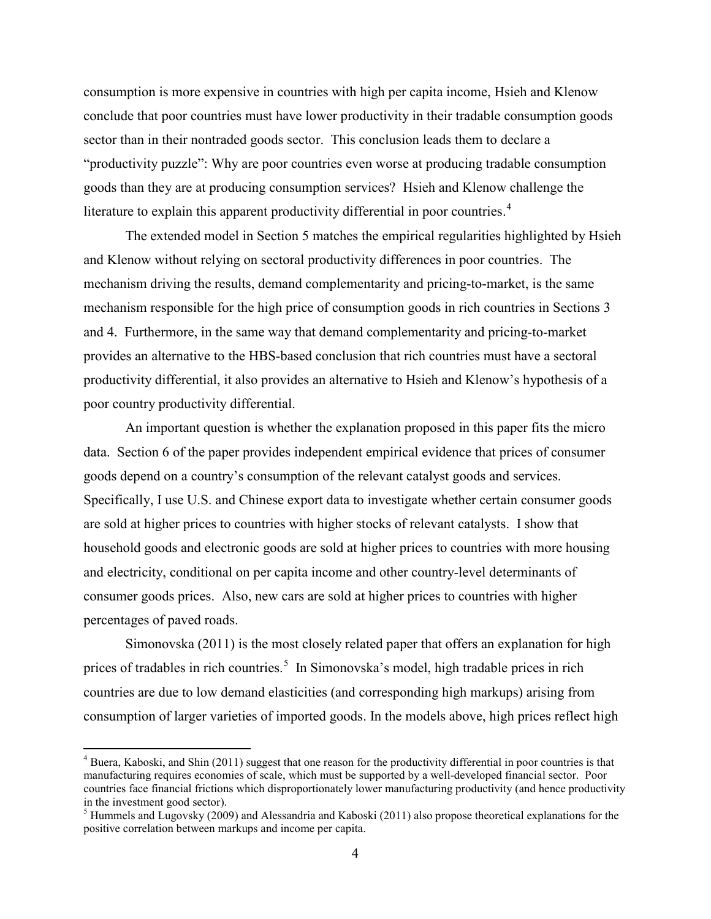consumption is more expensive in countries with high per capita income, Hsieh and Klenow conclude that poor countries must have lower productivity in their tradable consumption goods sector than in their nontraded goods sector. This conclusion leads them to declare a "productivity puzzle": Why are poor countries even worse at producing tradable consumption goods than they are at producing consumption services? Hsieh and Klenow challenge the literature to explain this apparent productivity differential in poor countries.[4]

The extended model in Section 5 matches the empirical regularities highlighted by Hsieh and Klenow without relying on sectoral productivity differences in poor countries. The mechanism driving the results, demand complementarity and pricing-to-market, is the same mechanism responsible for the high price of consumption goods in rich countries in Sections 3 and 4. Furthermore, in the same way that demand complementarity and pricing-to-market provides an alternative to the HBS-based conclusion that rich countries must have a sectoral productivity differential, it also provides an alternative to Hsieh and Klenow's hypothesis of a poor country productivity differential.

An important question is whether the explanation proposed in this paper fits the micro data. Section 6 of the paper provides independent empirical evidence that prices of consumer goods depend on a country's consumption of the relevant catalyst goods and services. Specifically, I use U.S. and Chinese export data to investigate whether certain consumer goods are sold at higher prices to countries with higher stocks of relevant catalysts. I show that household goods and electronic goods are sold at higher prices to countries with more housing and electricity, conditional on per capita income and other country-level determinants of consumer goods prices. Also, new cars are sold at higher prices to countries with higher percentages of paved roads.

Simonovska (2011) is the most closely related paper that offers an explanation for high prices of tradables in rich countries.[5] In Simonovska's model, high tradable prices in rich countries are due to low demand elasticities (and corresponding high markups) arising from consumption of larger varieties of imported goods. In the models above, high prices reflect high

[4] Buera, Kaboski, and Shin (2011) suggest that one reason for the productivity differential in poor countries is that manufacturing requires economies of scale, which must be supported by a well-developed financial sector. Poor countries face financial frictions which disproportionately lower manufacturing productivity (and hence productivity in the investment good sector).

[5] Hummels and Lugovsky (2009) and Alessandria and Kaboski (2011) also propose theoretical explanations for the positive correlation between markups and income per capita.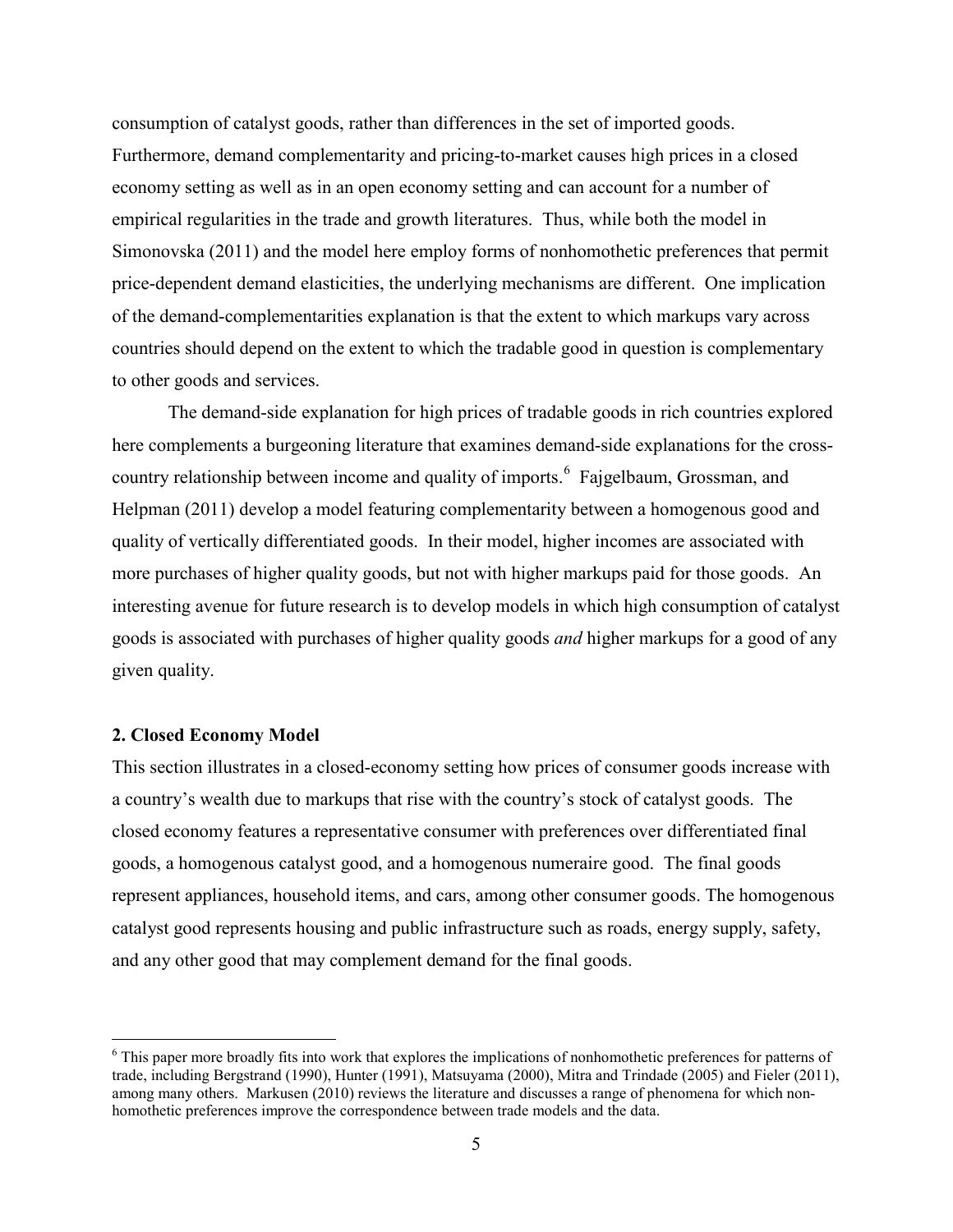consumption of catalyst goods, rather than differences in the set of imported goods. Furthermore, demand complementarity and pricing-to-market causes high prices in a closed economy setting as well as in an open economy setting and can account for a number of empirical regularities in the trade and growth literatures. Thus, while both the model in Simonovska (2011) and the model here employ forms of nonhomothetic preferences that permit price-dependent demand elasticities, the underlying mechanisms are different. One implication of the demand-complementarities explanation is that the extent to which markups vary across countries should depend on the extent to which the tradable good in question is complementary to other goods and services.

The demand-side explanation for high prices of tradable goods in rich countries explored here complements a burgeoning literature that examines demand-side explanations for the cross-country relationship between income and quality of imports.[6] Fajgelbaum, Grossman, and Helpman (2011) develop a model featuring complementarity between a homogenous good and quality of vertically differentiated goods. In their model, higher incomes are associated with more purchases of higher quality goods, but not with higher markups paid for those goods. An interesting avenue for future research is to develop models in which high consumption of catalyst goods is associated with purchases of higher quality goods *and* higher markups for a good of any given quality.

## 2. Closed Economy Model

This section illustrates in a closed-economy setting how prices of consumer goods increase with a country's wealth due to markups that rise with the country's stock of catalyst goods. The closed economy features a representative consumer with preferences over differentiated final goods, a homogenous catalyst good, and a homogenous numeraire good. The final goods represent appliances, household items, and cars, among other consumer goods. The homogenous catalyst good represents housing and public infrastructure such as roads, energy supply, safety, and any other good that may complement demand for the final goods.

[6] This paper more broadly fits into work that explores the implications of nonhomothetic preferences for patterns of trade, including Bergstrand (1990), Hunter (1991), Matsuyama (2000), Mitra and Trindade (2005) and Fieler (2011), among many others. Markusen (2010) reviews the literature and discusses a range of phenomena for which non-homothetic preferences improve the correspondence between trade models and the data.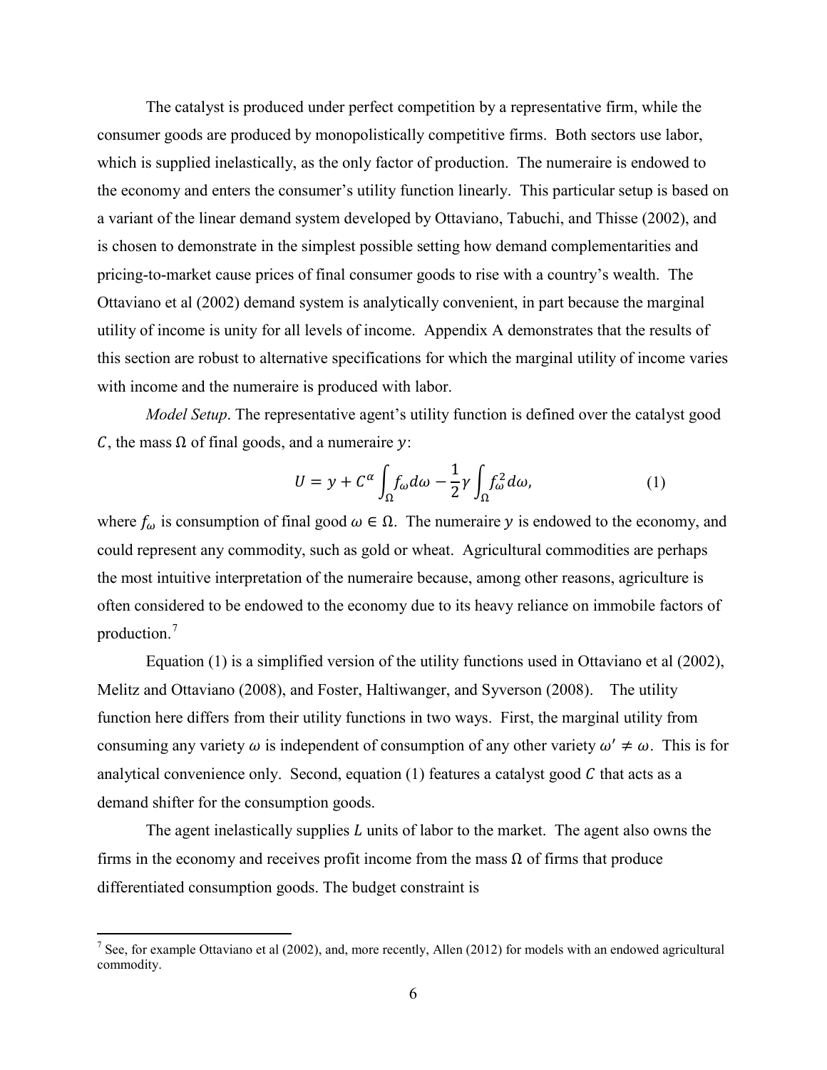The catalyst is produced under perfect competition by a representative firm, while the consumer goods are produced by monopolistically competitive firms. Both sectors use labor, which is supplied inelastically, as the only factor of production. The numeraire is endowed to the economy and enters the consumer's utility function linearly. This particular setup is based on a variant of the linear demand system developed by Ottaviano, Tabuchi, and Thisse (2002), and is chosen to demonstrate in the simplest possible setting how demand complementarities and pricing-to-market cause prices of final consumer goods to rise with a country's wealth. The Ottaviano et al (2002) demand system is analytically convenient, in part because the marginal utility of income is unity for all levels of income. Appendix A demonstrates that the results of this section are robust to alternative specifications for which the marginal utility of income varies with income and the numeraire is produced with labor.

*Model Setup*. The representative agent's utility function is defined over the catalyst good $C$, the mass $\Omega$ of final goods, and a numeraire $y$:

$$U = y + C^{\alpha} \int_{\Omega} f_{\omega} d\omega - \frac{1}{2}\gamma \int_{\Omega} f_{\omega}^{2} d\omega, \tag{1}$$

where $f_{\omega}$ is consumption of final good $\omega \in \Omega$. The numeraire $y$ is endowed to the economy, and could represent any commodity, such as gold or wheat. Agricultural commodities are perhaps the most intuitive interpretation of the numeraire because, among other reasons, agriculture is often considered to be endowed to the economy due to its heavy reliance on immobile factors of production.[7]

Equation (1) is a simplified version of the utility functions used in Ottaviano et al (2002), Melitz and Ottaviano (2008), and Foster, Haltiwanger, and Syverson (2008). The utility function here differs from their utility functions in two ways. First, the marginal utility from consuming any variety $\omega$ is independent of consumption of any other variety $\omega' \neq \omega$. This is for analytical convenience only. Second, equation (1) features a catalyst good $C$ that acts as a demand shifter for the consumption goods.

The agent inelastically supplies $L$ units of labor to the market. The agent also owns the firms in the economy and receives profit income from the mass $\Omega$ of firms that produce differentiated consumption goods. The budget constraint is

[7] See, for example Ottaviano et al (2002), and, more recently, Allen (2012) for models with an endowed agricultural commodity.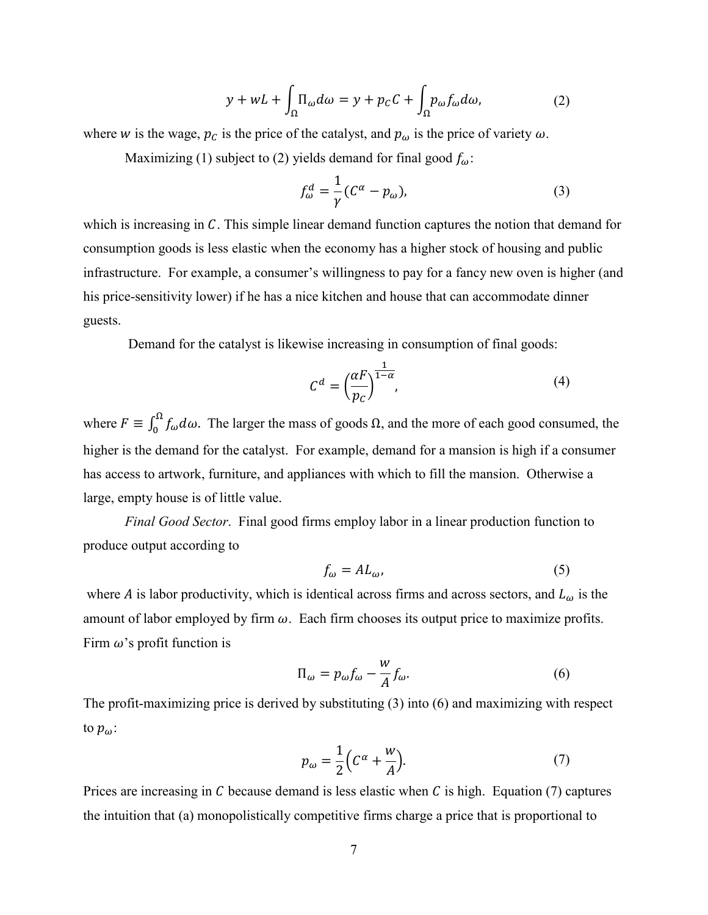$$y + wL + \int_{\Omega} \Pi_{\omega} d\omega = y + p_C C + \int_{\Omega} p_{\omega} f_{\omega} d\omega, \tag{2}$$

where $w$ is the wage, $p_C$ is the price of the catalyst, and $p_{\omega}$ is the price of variety $\omega$.

Maximizing (1) subject to (2) yields demand for final good $f_{\omega}$:

$$f_{\omega}^{d} = \frac{1}{\gamma}(C^{\alpha} - p_{\omega}), \tag{3}$$

which is increasing in $C$. This simple linear demand function captures the notion that demand for consumption goods is less elastic when the economy has a higher stock of housing and public infrastructure. For example, a consumer's willingness to pay for a fancy new oven is higher (and his price-sensitivity lower) if he has a nice kitchen and house that can accommodate dinner guests.

Demand for the catalyst is likewise increasing in consumption of final goods:

$$C^{d} = \left(\frac{\alpha F}{p_C}\right)^{\frac{1}{1-\alpha}}, \tag{4}$$

where $F \equiv \int_0^{\Omega} f_{\omega} d\omega$. The larger the mass of goods $\Omega$, and the more of each good consumed, the higher is the demand for the catalyst. For example, demand for a mansion is high if a consumer has access to artwork, furniture, and appliances with which to fill the mansion. Otherwise a large, empty house is of little value.

*Final Good Sector*. Final good firms employ labor in a linear production function to produce output according to

$$f_{\omega} = AL_{\omega}, \tag{5}$$

where $A$ is labor productivity, which is identical across firms and across sectors, and $L_{\omega}$ is the amount of labor employed by firm $\omega$. Each firm chooses its output price to maximize profits. Firm $\omega$'s profit function is

$$\Pi_{\omega} = p_{\omega} f_{\omega} - \frac{w}{A} f_{\omega}. \tag{6}$$

The profit-maximizing price is derived by substituting (3) into (6) and maximizing with respect to $p_{\omega}$:

$$p_{\omega} = \frac{1}{2}\left(C^{\alpha} + \frac{w}{A}\right). \tag{7}$$

Prices are increasing in $C$ because demand is less elastic when $C$ is high. Equation (7) captures the intuition that (a) monopolistically competitive firms charge a price that is proportional to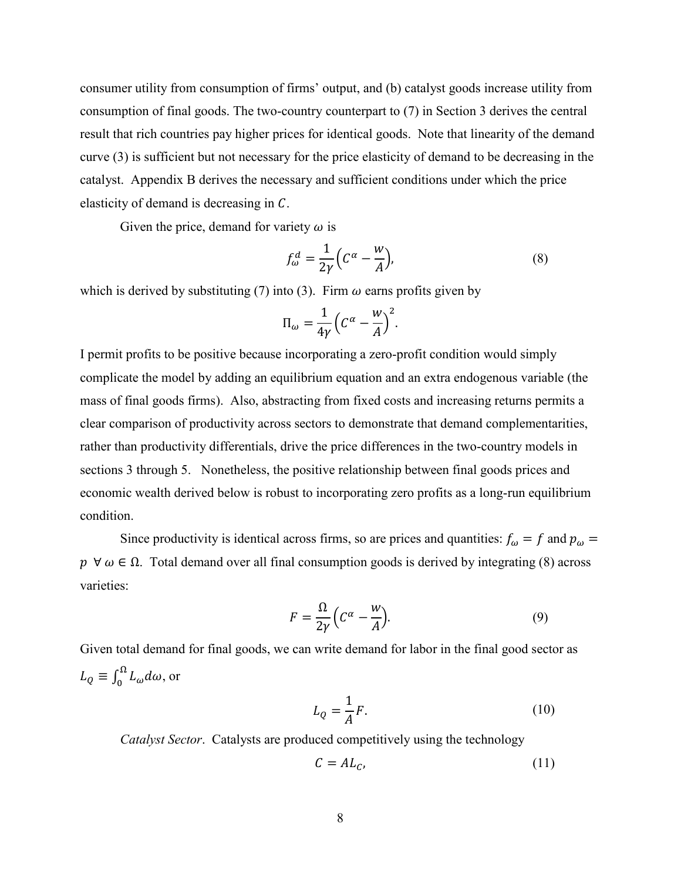consumer utility from consumption of firms' output, and (b) catalyst goods increase utility from consumption of final goods. The two-country counterpart to (7) in Section 3 derives the central result that rich countries pay higher prices for identical goods. Note that linearity of the demand curve (3) is sufficient but not necessary for the price elasticity of demand to be decreasing in the catalyst. Appendix B derives the necessary and sufficient conditions under which the price elasticity of demand is decreasing in $C$.

Given the price, demand for variety $\omega$ is

$$f_\omega^d = \frac{1}{2\gamma}\left(C^\alpha - \frac{w}{A}\right), \tag{8}$$

which is derived by substituting (7) into (3). Firm $\omega$ earns profits given by

$$\Pi_\omega = \frac{1}{4\gamma}\left(C^\alpha - \frac{w}{A}\right)^2.$$

I permit profits to be positive because incorporating a zero-profit condition would simply complicate the model by adding an equilibrium equation and an extra endogenous variable (the mass of final goods firms). Also, abstracting from fixed costs and increasing returns permits a clear comparison of productivity across sectors to demonstrate that demand complementarities, rather than productivity differentials, drive the price differences in the two-country models in sections 3 through 5. Nonetheless, the positive relationship between final goods prices and economic wealth derived below is robust to incorporating zero profits as a long-run equilibrium condition.

Since productivity is identical across firms, so are prices and quantities: $f_\omega = f$ and $p_\omega = p \;\forall\, \omega \in \Omega$. Total demand over all final consumption goods is derived by integrating (8) across varieties:

$$F = \frac{\Omega}{2\gamma}\left(C^\alpha - \frac{w}{A}\right). \tag{9}$$

Given total demand for final goods, we can write demand for labor in the final good sector as $L_Q \equiv \int_0^\Omega L_\omega d\omega$, or

$$L_Q = \frac{1}{A}F. \tag{10}$$

*Catalyst Sector*. Catalysts are produced competitively using the technology

$$C = AL_C, \tag{11}$$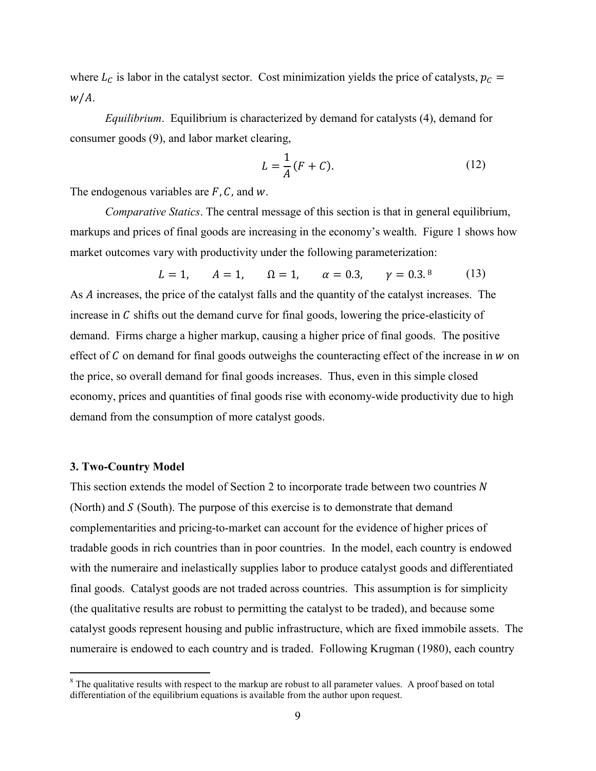where $L_C$ is labor in the catalyst sector. Cost minimization yields the price of catalysts, $p_C = w/A$.

*Equilibrium*. Equilibrium is characterized by demand for catalysts (4), demand for consumer goods (9), and labor market clearing,

$$L = \frac{1}{A}(F + C). \tag{12}$$

The endogenous variables are $F, C$, and $w$.

*Comparative Statics*. The central message of this section is that in general equilibrium, markups and prices of final goods are increasing in the economy's wealth. Figure 1 shows how market outcomes vary with productivity under the following parameterization:

$$L = 1, \qquad A = 1, \qquad \Omega = 1, \qquad \alpha = 0.3, \qquad \gamma = 0.3.\text{[8]} \tag{13}$$

As $A$ increases, the price of the catalyst falls and the quantity of the catalyst increases. The increase in $C$ shifts out the demand curve for final goods, lowering the price-elasticity of demand. Firms charge a higher markup, causing a higher price of final goods. The positive effect of $C$ on demand for final goods outweighs the counteracting effect of the increase in $w$ on the price, so overall demand for final goods increases. Thus, even in this simple closed economy, prices and quantities of final goods rise with economy-wide productivity due to high demand from the consumption of more catalyst goods.

## 3. Two-Country Model

This section extends the model of Section 2 to incorporate trade between two countries $N$ (North) and $S$ (South). The purpose of this exercise is to demonstrate that demand complementarities and pricing-to-market can account for the evidence of higher prices of tradable goods in rich countries than in poor countries. In the model, each country is endowed with the numeraire and inelastically supplies labor to produce catalyst goods and differentiated final goods. Catalyst goods are not traded across countries. This assumption is for simplicity (the qualitative results are robust to permitting the catalyst to be traded), and because some catalyst goods represent housing and public infrastructure, which are fixed immobile assets. The numeraire is endowed to each country and is traded. Following Krugman (1980), each country

[8] The qualitative results with respect to the markup are robust to all parameter values. A proof based on total differentiation of the equilibrium equations is available from the author upon request.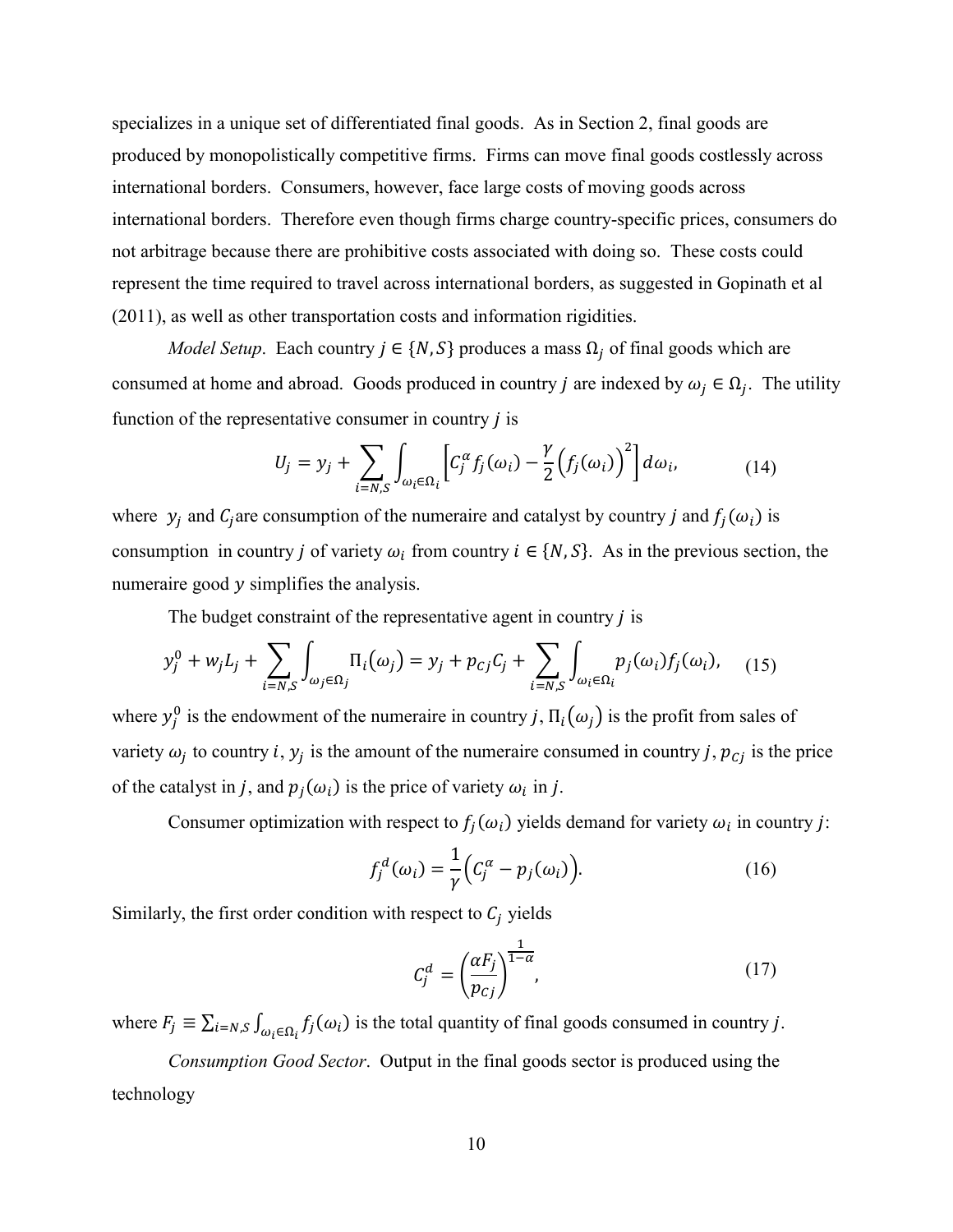specializes in a unique set of differentiated final goods. As in Section 2, final goods are produced by monopolistically competitive firms. Firms can move final goods costlessly across international borders. Consumers, however, face large costs of moving goods across international borders. Therefore even though firms charge country-specific prices, consumers do not arbitrage because there are prohibitive costs associated with doing so. These costs could represent the time required to travel across international borders, as suggested in Gopinath et al (2011), as well as other transportation costs and information rigidities.

*Model Setup*. Each country $j \in \{N, S\}$ produces a mass $\Omega_j$ of final goods which are consumed at home and abroad. Goods produced in country $j$ are indexed by $\omega_j \in \Omega_j$. The utility function of the representative consumer in country $j$ is

$$U_j = y_j + \sum_{i=N,S} \int_{\omega_i \in \Omega_i} \left[ C_j^{\alpha} f_j(\omega_i) - \frac{\gamma}{2} \left( f_j(\omega_i) \right)^2 \right] d\omega_i, \tag{14}$$

where $y_j$ and $C_j$ are consumption of the numeraire and catalyst by country $j$ and $f_j(\omega_i)$ is consumption in country $j$ of variety $\omega_i$ from country $i \in \{N, S\}$. As in the previous section, the numeraire good $y$ simplifies the analysis.

The budget constraint of the representative agent in country $j$ is

$$y_j^0 + w_j L_j + \sum_{i=N,S} \int_{\omega_j \in \Omega_j} \Pi_i(\omega_j) = y_j + p_{Cj} C_j + \sum_{i=N,S} \int_{\omega_i \in \Omega_i} p_j(\omega_i) f_j(\omega_i), \tag{15}$$

where $y_j^0$ is the endowment of the numeraire in country $j$, $\Pi_i(\omega_j)$ is the profit from sales of variety $\omega_j$ to country $i$, $y_j$ is the amount of the numeraire consumed in country $j$, $p_{Cj}$ is the price of the catalyst in $j$, and $p_j(\omega_i)$ is the price of variety $\omega_i$ in $j$.

Consumer optimization with respect to $f_j(\omega_i)$ yields demand for variety $\omega_i$ in country $j$:

$$f_j^d(\omega_i) = \frac{1}{\gamma} \left( C_j^{\alpha} - p_j(\omega_i) \right). \tag{16}$$

Similarly, the first order condition with respect to $C_j$ yields

$$C_j^d = \left( \frac{\alpha F_j}{p_{Cj}} \right)^{\frac{1}{1-\alpha}}, \tag{17}$$

where $F_j \equiv \sum_{i=N,S} \int_{\omega_i \in \Omega_i} f_j(\omega_i)$ is the total quantity of final goods consumed in country $j$.

*Consumption Good Sector*. Output in the final goods sector is produced using the technology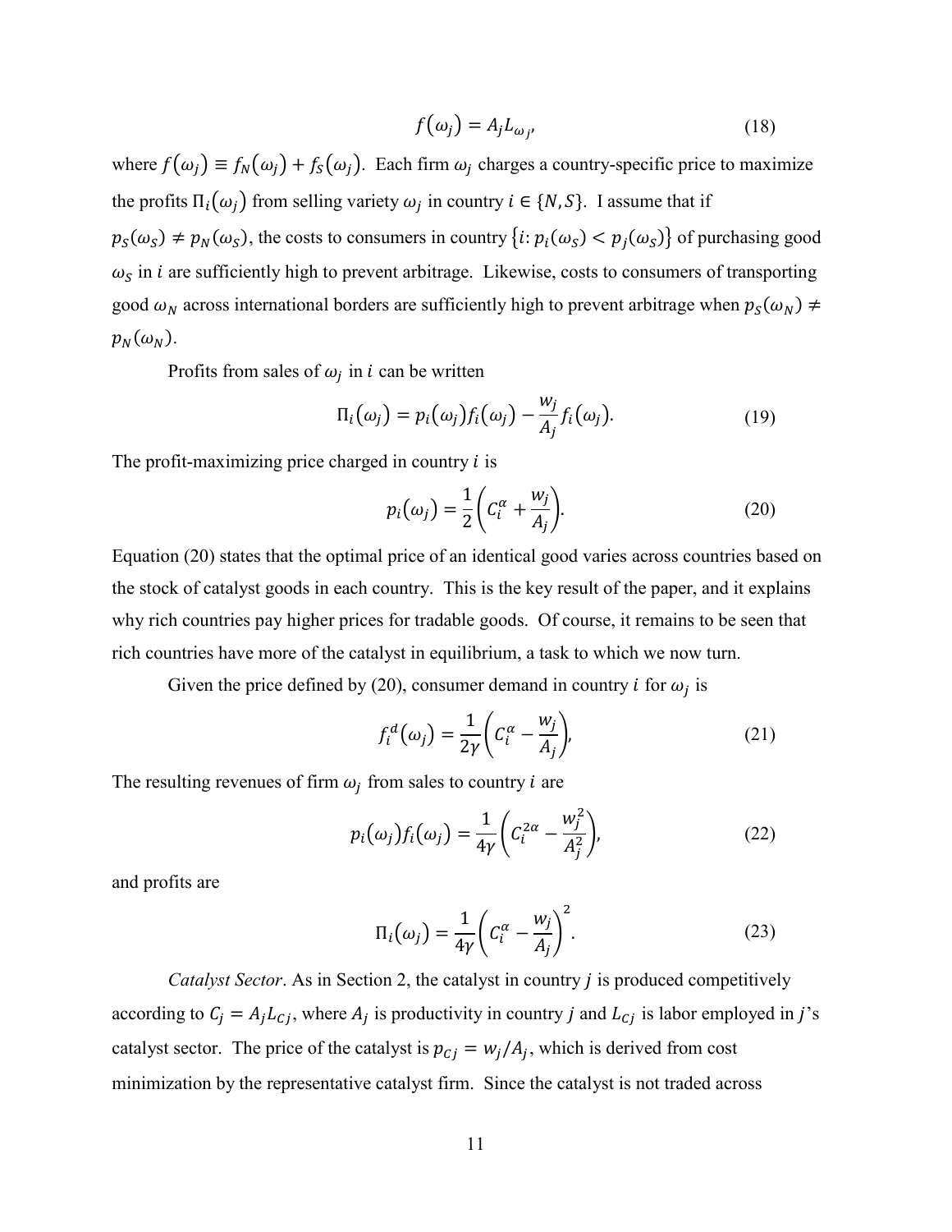$$f(\omega_j) = A_j L_{\omega_j}, \tag{18}$$

where $f(\omega_j) \equiv f_N(\omega_j) + f_S(\omega_j)$. Each firm $\omega_j$ charges a country-specific price to maximize the profits $\Pi_i(\omega_j)$ from selling variety $\omega_j$ in country $i \in \{N, S\}$. I assume that if $p_S(\omega_S) \neq p_N(\omega_S)$, the costs to consumers in country $\{i: p_i(\omega_S) < p_j(\omega_S)\}$ of purchasing good $\omega_S$ in $i$ are sufficiently high to prevent arbitrage. Likewise, costs to consumers of transporting good $\omega_N$ across international borders are sufficiently high to prevent arbitrage when $p_S(\omega_N) \neq p_N(\omega_N)$.

Profits from sales of $\omega_j$ in $i$ can be written

$$\Pi_i(\omega_j) = p_i(\omega_j) f_i(\omega_j) - \frac{w_j}{A_j} f_i(\omega_j). \tag{19}$$

The profit-maximizing price charged in country $i$ is

$$p_i(\omega_j) = \frac{1}{2}\left(C_i^{\alpha} + \frac{w_j}{A_j}\right). \tag{20}$$

Equation (20) states that the optimal price of an identical good varies across countries based on the stock of catalyst goods in each country. This is the key result of the paper, and it explains why rich countries pay higher prices for tradable goods. Of course, it remains to be seen that rich countries have more of the catalyst in equilibrium, a task to which we now turn.

Given the price defined by (20), consumer demand in country $i$ for $\omega_j$ is

$$f_i^d(\omega_j) = \frac{1}{2\gamma}\left(C_i^{\alpha} - \frac{w_j}{A_j}\right), \tag{21}$$

The resulting revenues of firm $\omega_j$ from sales to country $i$ are

$$p_i(\omega_j) f_i(\omega_j) = \frac{1}{4\gamma}\left(C_i^{2\alpha} - \frac{w_j^2}{A_j^2}\right), \tag{22}$$

and profits are

$$\Pi_i(\omega_j) = \frac{1}{4\gamma}\left(C_i^{\alpha} - \frac{w_j}{A_j}\right)^2. \tag{23}$$

*Catalyst Sector*. As in Section 2, the catalyst in country $j$ is produced competitively according to $C_j = A_j L_{Cj}$, where $A_j$ is productivity in country $j$ and $L_{Cj}$ is labor employed in $j$'s catalyst sector. The price of the catalyst is $p_{Cj} = w_j / A_j$, which is derived from cost minimization by the representative catalyst firm. Since the catalyst is not traded across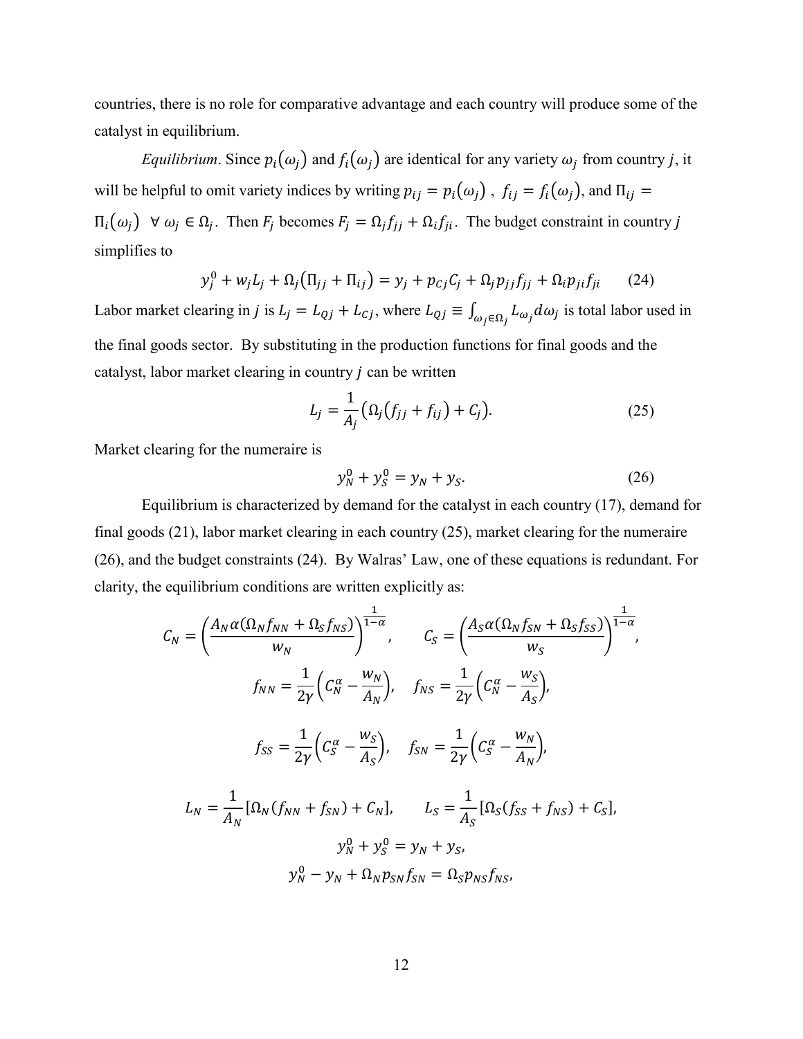countries, there is no role for comparative advantage and each country will produce some of the catalyst in equilibrium.

*Equilibrium*. Since $p_i(\omega_j)$ and $f_i(\omega_j)$ are identical for any variety $\omega_j$ from country $j$, it will be helpful to omit variety indices by writing $p_{ij} = p_i(\omega_j)$ , $f_{ij} = f_i(\omega_j)$, and $\Pi_{ij} = \Pi_i(\omega_j)$ $\forall\ \omega_j \in \Omega_j$. Then $F_j$ becomes $F_j = \Omega_j f_{jj} + \Omega_i f_{ji}$. The budget constraint in country $j$ simplifies to

$$y_j^0 + w_j L_j + \Omega_j(\Pi_{jj} + \Pi_{ij}) = y_j + p_{Cj} C_j + \Omega_j p_{jj} f_{jj} + \Omega_i p_{ji} f_{ji} \qquad (24)$$

Labor market clearing in $j$ is $L_j = L_{Qj} + L_{Cj}$, where $L_{Qj} \equiv \int_{\omega_j \in \Omega_j} L_{\omega_j} d\omega_j$ is total labor used in the final goods sector. By substituting in the production functions for final goods and the catalyst, labor market clearing in country $j$ can be written

$$L_j = \frac{1}{A_j}\left(\Omega_j(f_{jj} + f_{ij}) + C_j\right). \qquad (25)$$

Market clearing for the numeraire is

$$y_N^0 + y_S^0 = y_N + y_S. \qquad (26)$$

Equilibrium is characterized by demand for the catalyst in each country (17), demand for final goods (21), labor market clearing in each country (25), market clearing for the numeraire (26), and the budget constraints (24). By Walras' Law, one of these equations is redundant. For clarity, the equilibrium conditions are written explicitly as:

$$C_N = \left(\frac{A_N \alpha(\Omega_N f_{NN} + \Omega_S f_{NS})}{w_N}\right)^{\frac{1}{1-\alpha}}, \qquad C_S = \left(\frac{A_S \alpha(\Omega_N f_{SN} + \Omega_S f_{SS})}{w_S}\right)^{\frac{1}{1-\alpha}},$$

$$f_{NN} = \frac{1}{2\gamma}\left(C_N^\alpha - \frac{w_N}{A_N}\right), \quad f_{NS} = \frac{1}{2\gamma}\left(C_N^\alpha - \frac{w_S}{A_S}\right),$$

$$f_{SS} = \frac{1}{2\gamma}\left(C_S^\alpha - \frac{w_S}{A_S}\right), \quad f_{SN} = \frac{1}{2\gamma}\left(C_S^\alpha - \frac{w_N}{A_N}\right),$$

$$L_N = \frac{1}{A_N}[\Omega_N(f_{NN} + f_{SN}) + C_N], \qquad L_S = \frac{1}{A_S}[\Omega_S(f_{SS} + f_{NS}) + C_S],$$

$$y_N^0 + y_S^0 = y_N + y_S,$$

$$y_N^0 - y_N + \Omega_N p_{SN} f_{SN} = \Omega_S p_{NS} f_{NS},$$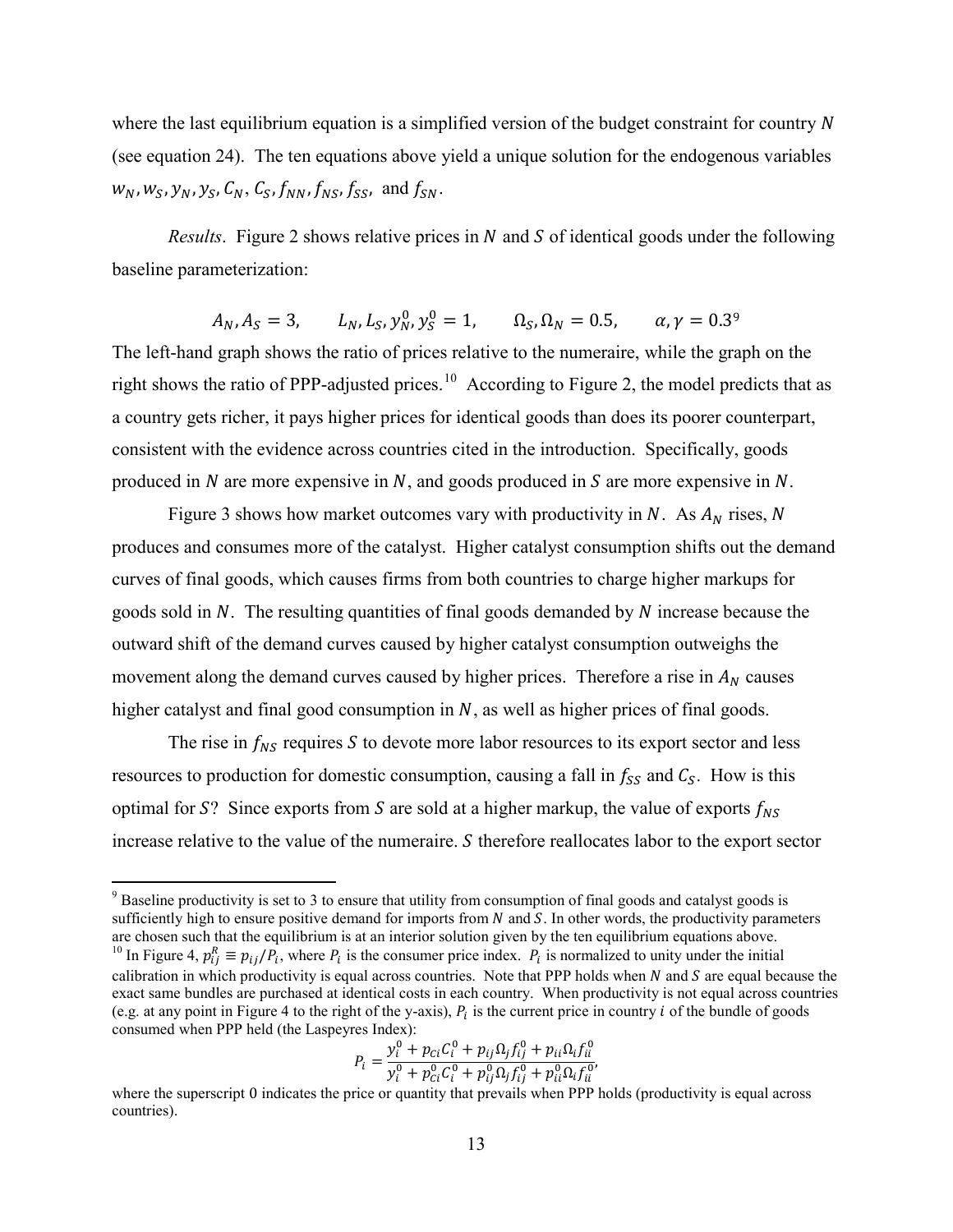where the last equilibrium equation is a simplified version of the budget constraint for country $N$ (see equation 24). The ten equations above yield a unique solution for the endogenous variables $w_N, w_S, y_N, y_S, C_N, C_S, f_{NN}, f_{NS}, f_{SS},$ and $f_{SN}$.

*Results*. Figure 2 shows relative prices in $N$ and $S$ of identical goods under the following baseline parameterization:

$$A_N, A_S = 3, \qquad L_N, L_S, y_N^0, y_S^0 = 1, \qquad \Omega_S, \Omega_N = 0.5, \qquad \alpha, \gamma = 0.3$$ [9]

The left-hand graph shows the ratio of prices relative to the numeraire, while the graph on the right shows the ratio of PPP-adjusted prices.[10] According to Figure 2, the model predicts that as a country gets richer, it pays higher prices for identical goods than does its poorer counterpart, consistent with the evidence across countries cited in the introduction. Specifically, goods produced in $N$ are more expensive in $N$, and goods produced in $S$ are more expensive in $N$.

Figure 3 shows how market outcomes vary with productivity in $N$. As $A_N$ rises, $N$ produces and consumes more of the catalyst. Higher catalyst consumption shifts out the demand curves of final goods, which causes firms from both countries to charge higher markups for goods sold in $N$. The resulting quantities of final goods demanded by $N$ increase because the outward shift of the demand curves caused by higher catalyst consumption outweighs the movement along the demand curves caused by higher prices. Therefore a rise in $A_N$ causes higher catalyst and final good consumption in $N$, as well as higher prices of final goods.

The rise in $f_{NS}$ requires $S$ to devote more labor resources to its export sector and less resources to production for domestic consumption, causing a fall in $f_{SS}$ and $C_S$. How is this optimal for $S$? Since exports from $S$ are sold at a higher markup, the value of exports $f_{NS}$ increase relative to the value of the numeraire. $S$ therefore reallocates labor to the export sector

---

[9] Baseline productivity is set to 3 to ensure that utility from consumption of final goods and catalyst goods is sufficiently high to ensure positive demand for imports from $N$ and $S$. In other words, the productivity parameters are chosen such that the equilibrium is at an interior solution given by the ten equilibrium equations above.

[10] In Figure 4, $p_{ij}^R \equiv p_{ij}/P_i$, where $P_i$ is the consumer price index. $P_i$ is normalized to unity under the initial calibration in which productivity is equal across countries. Note that PPP holds when $N$ and $S$ are equal because the exact same bundles are purchased at identical costs in each country. When productivity is not equal across countries (e.g. at any point in Figure 4 to the right of the y-axis), $P_i$ is the current price in country $i$ of the bundle of goods consumed when PPP held (the Laspeyres Index):

$$P_i = \frac{y_i^0 + p_{Ci}C_i^0 + p_{ij}\Omega_j f_{ij}^0 + p_{ii}\Omega_i f_{ii}^0}{y_i^0 + p_{Ci}^0 C_i^0 + p_{ij}^0\Omega_j f_{ij}^0 + p_{ii}^0\Omega_i f_{ii}^0},$$

where the superscript 0 indicates the price or quantity that prevails when PPP holds (productivity is equal across countries).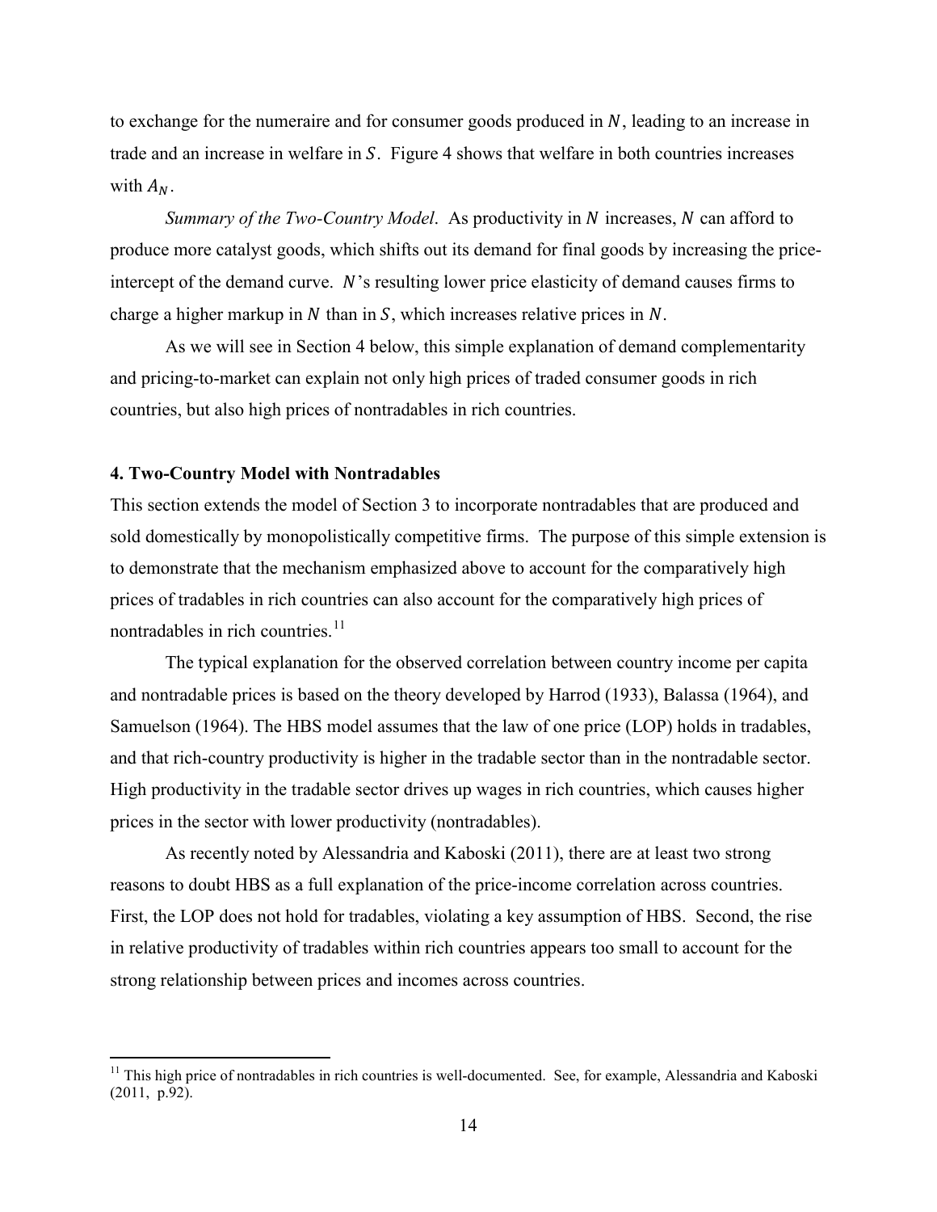to exchange for the numeraire and for consumer goods produced in $N$, leading to an increase in trade and an increase in welfare in $S$. Figure 4 shows that welfare in both countries increases with $A_N$.

*Summary of the Two-Country Model*. As productivity in $N$ increases, $N$ can afford to produce more catalyst goods, which shifts out its demand for final goods by increasing the price-intercept of the demand curve. $N$'s resulting lower price elasticity of demand causes firms to charge a higher markup in $N$ than in $S$, which increases relative prices in $N$.

As we will see in Section 4 below, this simple explanation of demand complementarity and pricing-to-market can explain not only high prices of traded consumer goods in rich countries, but also high prices of nontradables in rich countries.

## 4. Two-Country Model with Nontradables

This section extends the model of Section 3 to incorporate nontradables that are produced and sold domestically by monopolistically competitive firms. The purpose of this simple extension is to demonstrate that the mechanism emphasized above to account for the comparatively high prices of tradables in rich countries can also account for the comparatively high prices of nontradables in rich countries.[11]

The typical explanation for the observed correlation between country income per capita and nontradable prices is based on the theory developed by Harrod (1933), Balassa (1964), and Samuelson (1964). The HBS model assumes that the law of one price (LOP) holds in tradables, and that rich-country productivity is higher in the tradable sector than in the nontradable sector. High productivity in the tradable sector drives up wages in rich countries, which causes higher prices in the sector with lower productivity (nontradables).

As recently noted by Alessandria and Kaboski (2011), there are at least two strong reasons to doubt HBS as a full explanation of the price-income correlation across countries. First, the LOP does not hold for tradables, violating a key assumption of HBS. Second, the rise in relative productivity of tradables within rich countries appears too small to account for the strong relationship between prices and incomes across countries.

[11] This high price of nontradables in rich countries is well-documented. See, for example, Alessandria and Kaboski (2011, p.92).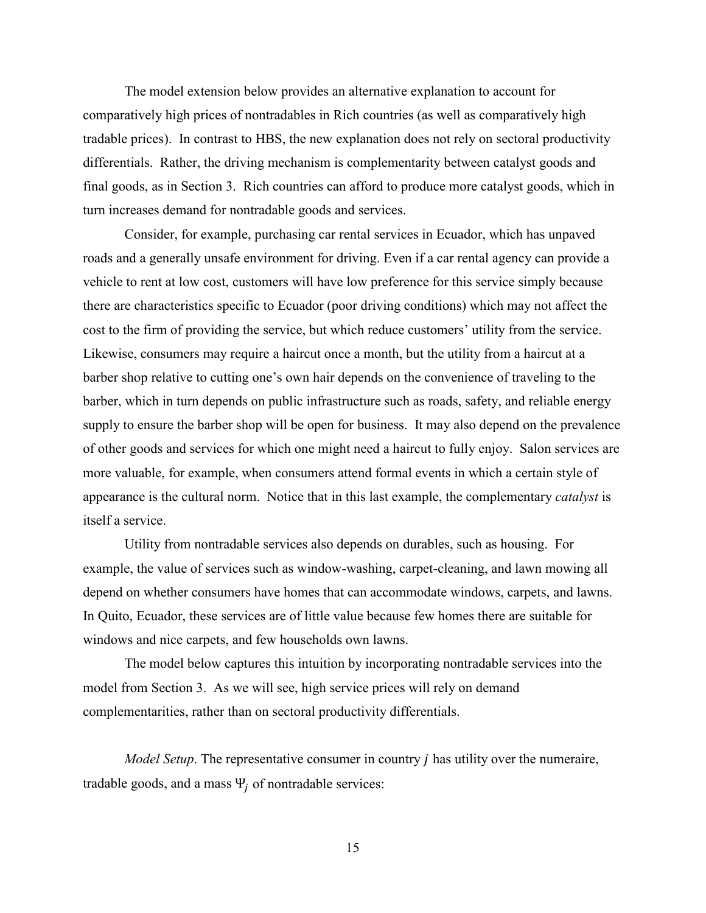The model extension below provides an alternative explanation to account for comparatively high prices of nontradables in Rich countries (as well as comparatively high tradable prices). In contrast to HBS, the new explanation does not rely on sectoral productivity differentials. Rather, the driving mechanism is complementarity between catalyst goods and final goods, as in Section 3. Rich countries can afford to produce more catalyst goods, which in turn increases demand for nontradable goods and services.

Consider, for example, purchasing car rental services in Ecuador, which has unpaved roads and a generally unsafe environment for driving. Even if a car rental agency can provide a vehicle to rent at low cost, customers will have low preference for this service simply because there are characteristics specific to Ecuador (poor driving conditions) which may not affect the cost to the firm of providing the service, but which reduce customers' utility from the service. Likewise, consumers may require a haircut once a month, but the utility from a haircut at a barber shop relative to cutting one's own hair depends on the convenience of traveling to the barber, which in turn depends on public infrastructure such as roads, safety, and reliable energy supply to ensure the barber shop will be open for business. It may also depend on the prevalence of other goods and services for which one might need a haircut to fully enjoy. Salon services are more valuable, for example, when consumers attend formal events in which a certain style of appearance is the cultural norm. Notice that in this last example, the complementary *catalyst* is itself a service.

Utility from nontradable services also depends on durables, such as housing. For example, the value of services such as window-washing, carpet-cleaning, and lawn mowing all depend on whether consumers have homes that can accommodate windows, carpets, and lawns. In Quito, Ecuador, these services are of little value because few homes there are suitable for windows and nice carpets, and few households own lawns.

The model below captures this intuition by incorporating nontradable services into the model from Section 3. As we will see, high service prices will rely on demand complementarities, rather than on sectoral productivity differentials.

*Model Setup*. The representative consumer in country $j$ has utility over the numeraire, tradable goods, and a mass $\Psi_j$ of nontradable services: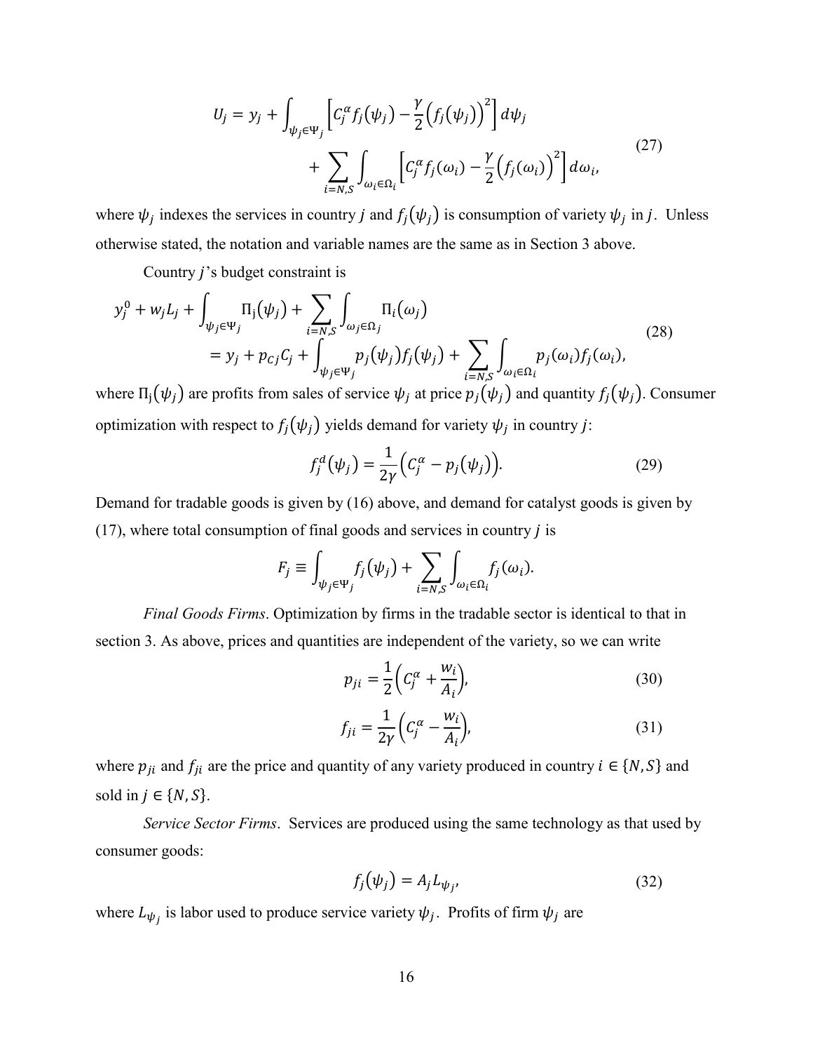$$U_j = y_j + \int_{\psi_j \in \Psi_j} \left[ C_j^\alpha f_j(\psi_j) - \frac{\gamma}{2}\left(f_j(\psi_j)\right)^2 \right] d\psi_j + \sum_{i=N,S} \int_{\omega_i \in \Omega_i} \left[ C_j^\alpha f_j(\omega_i) - \frac{\gamma}{2}\left(f_j(\omega_i)\right)^2 \right] d\omega_i, \tag{27}$$

where $\psi_j$ indexes the services in country $j$ and $f_j(\psi_j)$ is consumption of variety $\psi_j$ in $j$. Unless otherwise stated, the notation and variable names are the same as in Section 3 above.

Country $j$'s budget constraint is

$$y_j^0 + w_j L_j + \int_{\psi_j \in \Psi_j} \Pi_j(\psi_j) + \sum_{i=N,S} \int_{\omega_j \in \Omega_j} \Pi_i(\omega_j) = y_j + p_{Cj} C_j + \int_{\psi_j \in \Psi_j} p_j(\psi_j) f_j(\psi_j) + \sum_{i=N,S} \int_{\omega_i \in \Omega_i} p_j(\omega_i) f_j(\omega_i), \tag{28}$$

where $\Pi_j(\psi_j)$ are profits from sales of service $\psi_j$ at price $p_j(\psi_j)$ and quantity $f_j(\psi_j)$. Consumer optimization with respect to $f_j(\psi_j)$ yields demand for variety $\psi_j$ in country $j$:

$$f_j^d(\psi_j) = \frac{1}{2\gamma}\left(C_j^\alpha - p_j(\psi_j)\right). \tag{29}$$

Demand for tradable goods is given by (16) above, and demand for catalyst goods is given by (17), where total consumption of final goods and services in country $j$ is

$$F_j \equiv \int_{\psi_j \in \Psi_j} f_j(\psi_j) + \sum_{i=N,S} \int_{\omega_i \in \Omega_i} f_j(\omega_i).$$

*Final Goods Firms*. Optimization by firms in the tradable sector is identical to that in section 3. As above, prices and quantities are independent of the variety, so we can write

$$p_{ji} = \frac{1}{2}\left(C_j^\alpha + \frac{w_i}{A_i}\right), \tag{30}$$

$$f_{ji} = \frac{1}{2\gamma}\left(C_j^\alpha - \frac{w_i}{A_i}\right), \tag{31}$$

where $p_{ji}$ and $f_{ji}$ are the price and quantity of any variety produced in country $i \in \{N, S\}$ and sold in $j \in \{N, S\}$.

*Service Sector Firms*. Services are produced using the same technology as that used by consumer goods:

$$f_j(\psi_j) = A_j L_{\psi_j}, \tag{32}$$

where $L_{\psi_j}$ is labor used to produce service variety $\psi_j$. Profits of firm $\psi_j$ are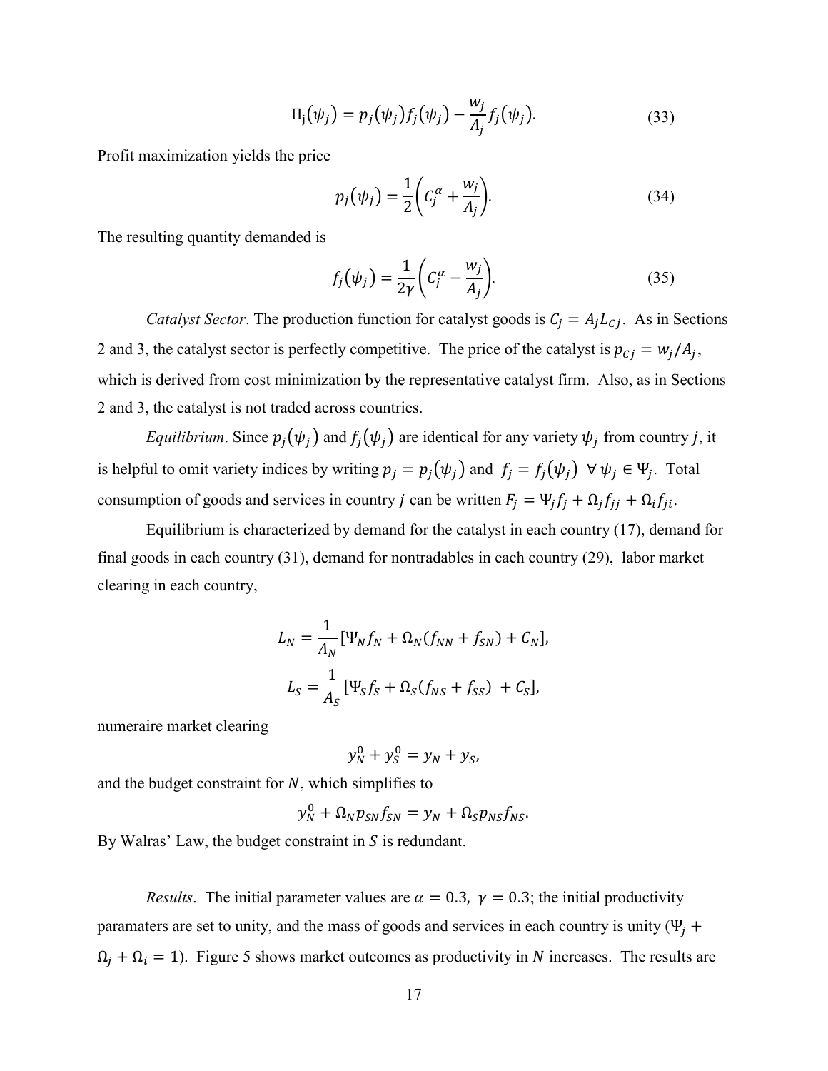$$\Pi_j(\psi_j) = p_j(\psi_j) f_j(\psi_j) - \frac{w_j}{A_j} f_j(\psi_j). \tag{33}$$

Profit maximization yields the price

$$p_j(\psi_j) = \frac{1}{2}\left(C_j^{\alpha} + \frac{w_j}{A_j}\right). \tag{34}$$

The resulting quantity demanded is

$$f_j(\psi_j) = \frac{1}{2\gamma}\left(C_j^{\alpha} - \frac{w_j}{A_j}\right). \tag{35}$$

*Catalyst Sector*. The production function for catalyst goods is $C_j = A_j L_{Cj}$. As in Sections 2 and 3, the catalyst sector is perfectly competitive. The price of the catalyst is $p_{Cj} = w_j / A_j$, which is derived from cost minimization by the representative catalyst firm. Also, as in Sections 2 and 3, the catalyst is not traded across countries.

*Equilibrium*. Since $p_j(\psi_j)$ and $f_j(\psi_j)$ are identical for any variety $\psi_j$ from country $j$, it is helpful to omit variety indices by writing $p_j = p_j(\psi_j)$ and $f_j = f_j(\psi_j)$ $\forall\, \psi_j \in \Psi_j$. Total consumption of goods and services in country $j$ can be written $F_j = \Psi_j f_j + \Omega_j f_{jj} + \Omega_i f_{ji}$.

Equilibrium is characterized by demand for the catalyst in each country (17), demand for final goods in each country (31), demand for nontradables in each country (29), labor market clearing in each country,

$$L_N = \frac{1}{A_N}\left[\Psi_N f_N + \Omega_N (f_{NN} + f_{SN}) + C_N\right],$$

$$L_S = \frac{1}{A_S}\left[\Psi_S f_S + \Omega_S (f_{NS} + f_{SS}) + C_S\right],$$

numeraire market clearing

$$y_N^0 + y_S^0 = y_N + y_S,$$

and the budget constraint for $N$, which simplifies to

$$y_N^0 + \Omega_N p_{SN} f_{SN} = y_N + \Omega_S p_{NS} f_{NS}.$$

By Walras' Law, the budget constraint in $S$ is redundant.

*Results*. The initial parameter values are $\alpha = 0.3$, $\gamma = 0.3$; the initial productivity paramaters are set to unity, and the mass of goods and services in each country is unity ($\Psi_j + \Omega_j + \Omega_i = 1$). Figure 5 shows market outcomes as productivity in $N$ increases. The results are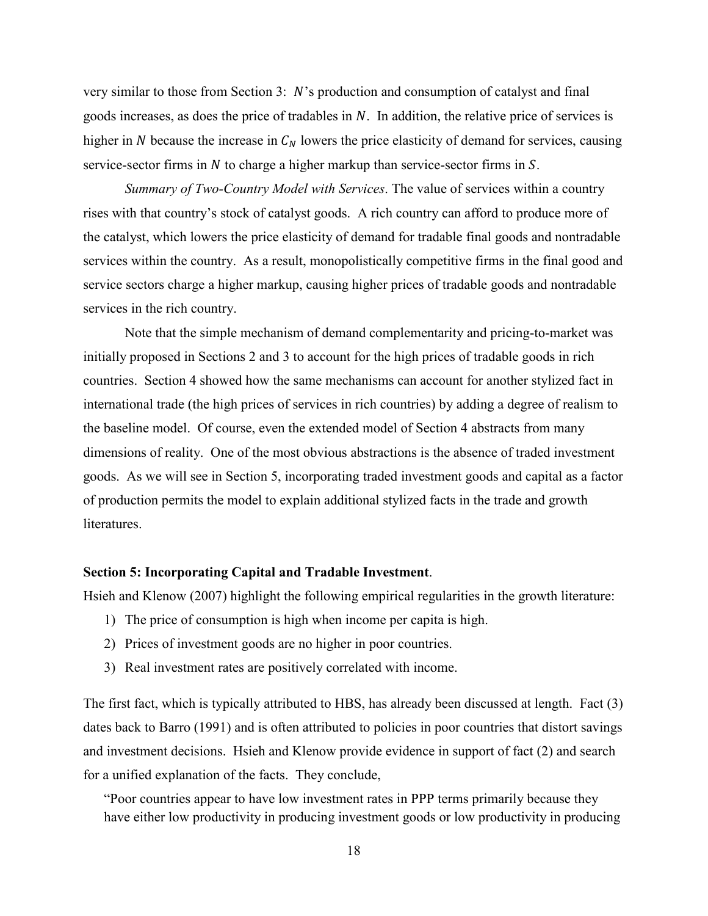very similar to those from Section 3: $N$'s production and consumption of catalyst and final goods increases, as does the price of tradables in $N$. In addition, the relative price of services is higher in $N$ because the increase in $C_N$ lowers the price elasticity of demand for services, causing service-sector firms in $N$ to charge a higher markup than service-sector firms in $S$.

*Summary of Two-Country Model with Services*. The value of services within a country rises with that country's stock of catalyst goods. A rich country can afford to produce more of the catalyst, which lowers the price elasticity of demand for tradable final goods and nontradable services within the country. As a result, monopolistically competitive firms in the final good and service sectors charge a higher markup, causing higher prices of tradable goods and nontradable services in the rich country.

Note that the simple mechanism of demand complementarity and pricing-to-market was initially proposed in Sections 2 and 3 to account for the high prices of tradable goods in rich countries. Section 4 showed how the same mechanisms can account for another stylized fact in international trade (the high prices of services in rich countries) by adding a degree of realism to the baseline model. Of course, even the extended model of Section 4 abstracts from many dimensions of reality. One of the most obvious abstractions is the absence of traded investment goods. As we will see in Section 5, incorporating traded investment goods and capital as a factor of production permits the model to explain additional stylized facts in the trade and growth literatures.

**Section 5: Incorporating Capital and Tradable Investment**.

Hsieh and Klenow (2007) highlight the following empirical regularities in the growth literature:

1) The price of consumption is high when income per capita is high.
2) Prices of investment goods are no higher in poor countries.
3) Real investment rates are positively correlated with income.

The first fact, which is typically attributed to HBS, has already been discussed at length. Fact (3) dates back to Barro (1991) and is often attributed to policies in poor countries that distort savings and investment decisions. Hsieh and Klenow provide evidence in support of fact (2) and search for a unified explanation of the facts. They conclude,

"Poor countries appear to have low investment rates in PPP terms primarily because they have either low productivity in producing investment goods or low productivity in producing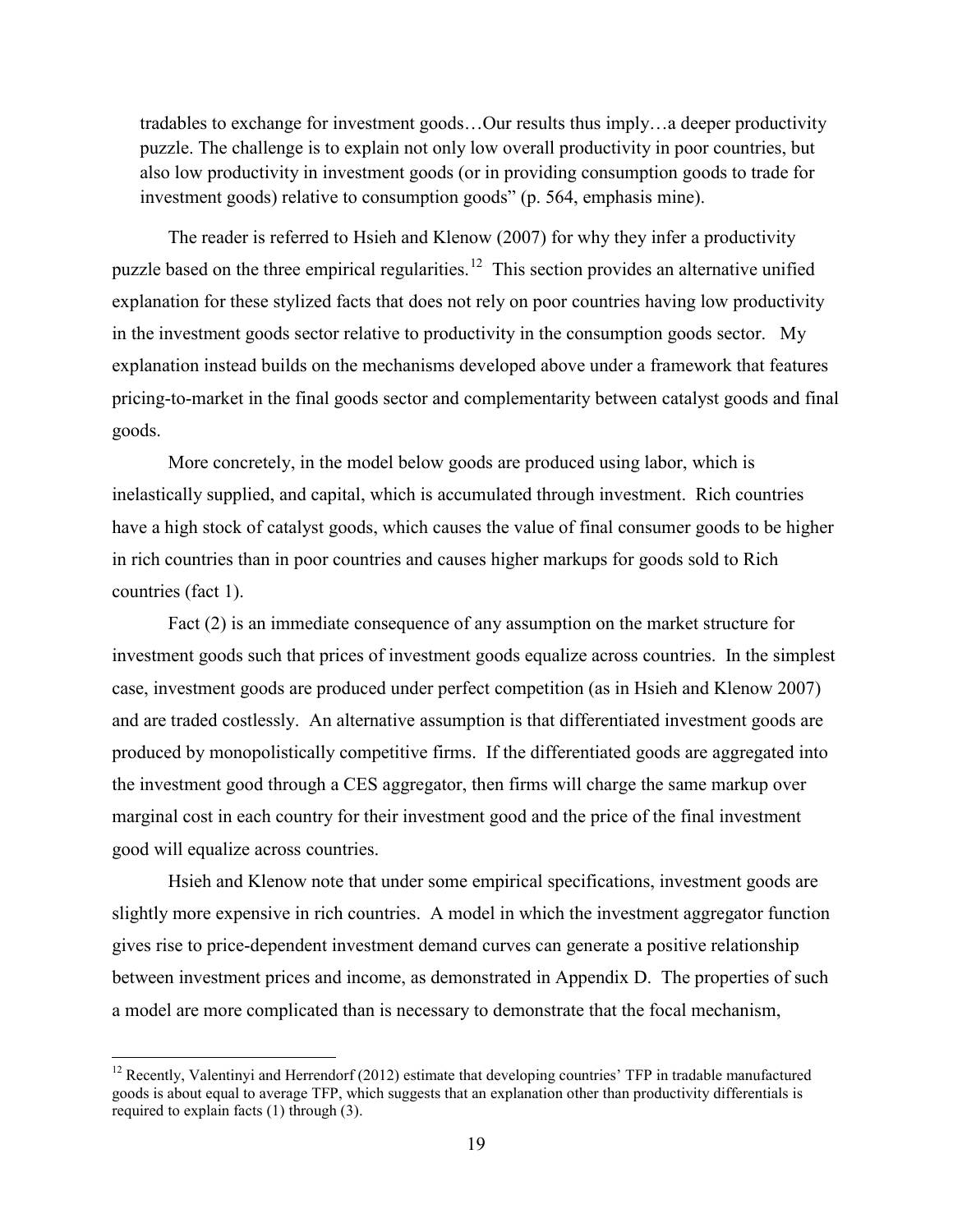tradables to exchange for investment goods…Our results thus imply…a deeper productivity puzzle. The challenge is to explain not only low overall productivity in poor countries, but also low productivity in investment goods (or in providing consumption goods to trade for investment goods) relative to consumption goods" (p. 564, emphasis mine).

The reader is referred to Hsieh and Klenow (2007) for why they infer a productivity puzzle based on the three empirical regularities.[12] This section provides an alternative unified explanation for these stylized facts that does not rely on poor countries having low productivity in the investment goods sector relative to productivity in the consumption goods sector. My explanation instead builds on the mechanisms developed above under a framework that features pricing-to-market in the final goods sector and complementarity between catalyst goods and final goods.

More concretely, in the model below goods are produced using labor, which is inelastically supplied, and capital, which is accumulated through investment. Rich countries have a high stock of catalyst goods, which causes the value of final consumer goods to be higher in rich countries than in poor countries and causes higher markups for goods sold to Rich countries (fact 1).

Fact (2) is an immediate consequence of any assumption on the market structure for investment goods such that prices of investment goods equalize across countries. In the simplest case, investment goods are produced under perfect competition (as in Hsieh and Klenow 2007) and are traded costlessly. An alternative assumption is that differentiated investment goods are produced by monopolistically competitive firms. If the differentiated goods are aggregated into the investment good through a CES aggregator, then firms will charge the same markup over marginal cost in each country for their investment good and the price of the final investment good will equalize across countries.

Hsieh and Klenow note that under some empirical specifications, investment goods are slightly more expensive in rich countries. A model in which the investment aggregator function gives rise to price-dependent investment demand curves can generate a positive relationship between investment prices and income, as demonstrated in Appendix D. The properties of such a model are more complicated than is necessary to demonstrate that the focal mechanism,

[12] Recently, Valentinyi and Herrendorf (2012) estimate that developing countries' TFP in tradable manufactured goods is about equal to average TFP, which suggests that an explanation other than productivity differentials is required to explain facts (1) through (3).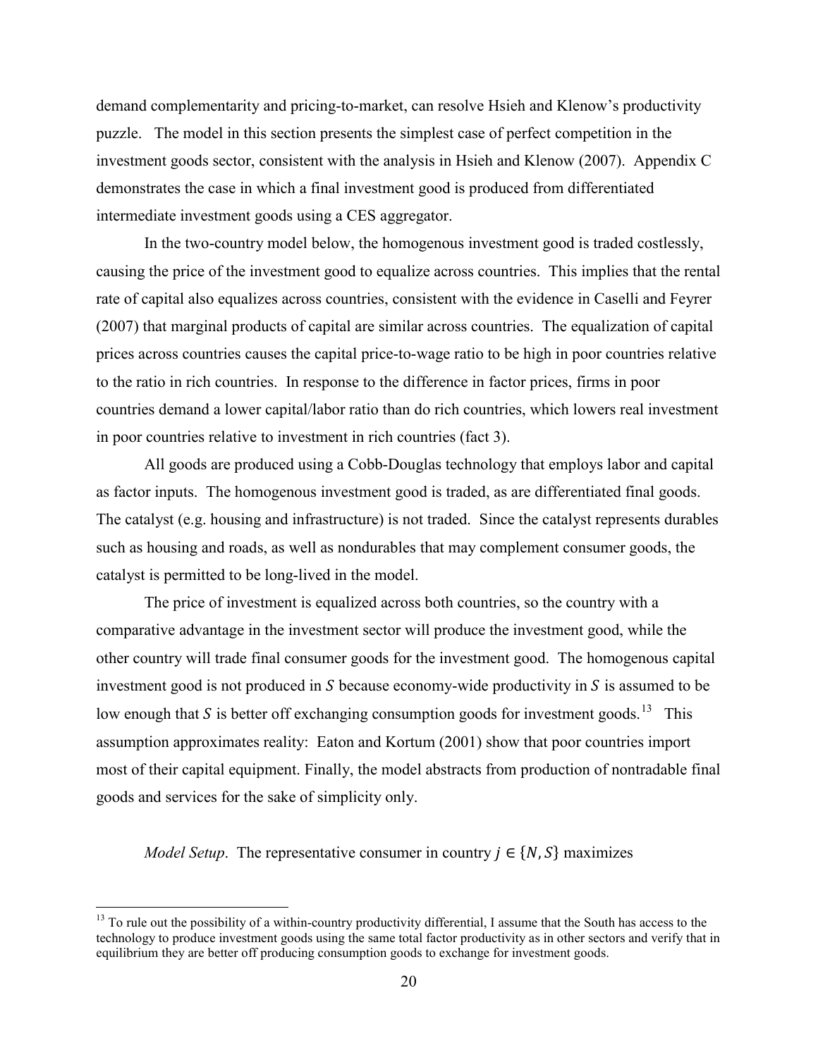demand complementarity and pricing-to-market, can resolve Hsieh and Klenow's productivity puzzle. The model in this section presents the simplest case of perfect competition in the investment goods sector, consistent with the analysis in Hsieh and Klenow (2007). Appendix C demonstrates the case in which a final investment good is produced from differentiated intermediate investment goods using a CES aggregator.

In the two-country model below, the homogenous investment good is traded costlessly, causing the price of the investment good to equalize across countries. This implies that the rental rate of capital also equalizes across countries, consistent with the evidence in Caselli and Feyrer (2007) that marginal products of capital are similar across countries. The equalization of capital prices across countries causes the capital price-to-wage ratio to be high in poor countries relative to the ratio in rich countries. In response to the difference in factor prices, firms in poor countries demand a lower capital/labor ratio than do rich countries, which lowers real investment in poor countries relative to investment in rich countries (fact 3).

All goods are produced using a Cobb-Douglas technology that employs labor and capital as factor inputs. The homogenous investment good is traded, as are differentiated final goods. The catalyst (e.g. housing and infrastructure) is not traded. Since the catalyst represents durables such as housing and roads, as well as nondurables that may complement consumer goods, the catalyst is permitted to be long-lived in the model.

The price of investment is equalized across both countries, so the country with a comparative advantage in the investment sector will produce the investment good, while the other country will trade final consumer goods for the investment good. The homogenous capital investment good is not produced in $S$ because economy-wide productivity in $S$ is assumed to be low enough that $S$ is better off exchanging consumption goods for investment goods.[13] This assumption approximates reality: Eaton and Kortum (2001) show that poor countries import most of their capital equipment. Finally, the model abstracts from production of nontradable final goods and services for the sake of simplicity only.

*Model Setup*. The representative consumer in country $j \in \{N, S\}$ maximizes

[13] To rule out the possibility of a within-country productivity differential, I assume that the South has access to the technology to produce investment goods using the same total factor productivity as in other sectors and verify that in equilibrium they are better off producing consumption goods to exchange for investment goods.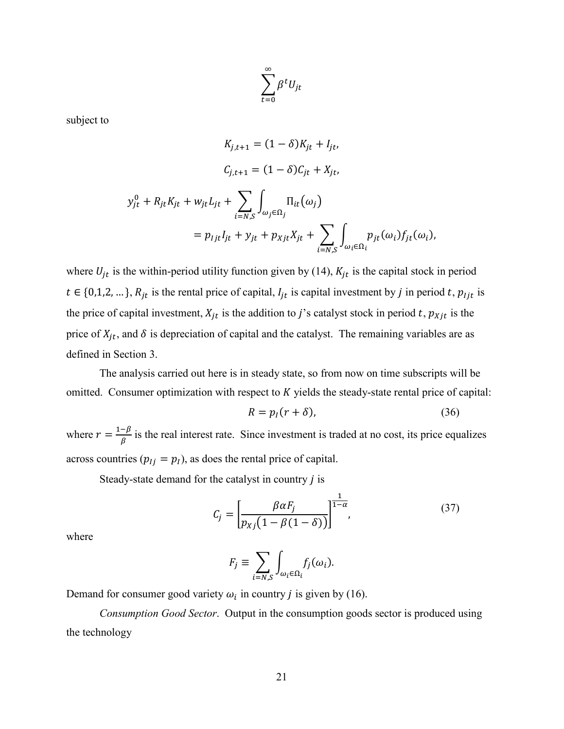$$\sum_{t=0}^{\infty} \beta^t U_{jt}$$

subject to

$$K_{j,t+1} = (1-\delta)K_{jt} + I_{jt},$$

$$C_{j,t+1} = (1-\delta)C_{jt} + X_{jt},$$

$$y_{jt}^0 + R_{jt}K_{jt} + w_{jt}L_{jt} + \sum_{i=N,S} \int_{\omega_j \in \Omega_j} \Pi_{it}(\omega_j)$$
$$= p_{Ijt}I_{jt} + y_{jt} + p_{Xjt}X_{jt} + \sum_{i=N,S} \int_{\omega_i \in \Omega_i} p_{jt}(\omega_i) f_{jt}(\omega_i),$$

where $U_{jt}$ is the within-period utility function given by (14), $K_{jt}$ is the capital stock in period $t \in \{0,1,2,\ldots\}$, $R_{jt}$ is the rental price of capital, $I_{jt}$ is capital investment by $j$ in period $t$, $p_{Ijt}$ is the price of capital investment, $X_{jt}$ is the addition to $j$'s catalyst stock in period $t$, $p_{Xjt}$ is the price of $X_{jt}$, and $\delta$ is depreciation of capital and the catalyst. The remaining variables are as defined in Section 3.

The analysis carried out here is in steady state, so from now on time subscripts will be omitted. Consumer optimization with respect to $K$ yields the steady-state rental price of capital:

$$R = p_I(r + \delta), \tag{36}$$

where $r = \frac{1-\beta}{\beta}$ is the real interest rate. Since investment is traded at no cost, its price equalizes across countries ($p_{Ij} = p_I$), as does the rental price of capital.

Steady-state demand for the catalyst in country $j$ is

$$C_j = \left[\frac{\beta \alpha F_j}{p_{Xj}\big(1 - \beta(1-\delta)\big)}\right]^{\frac{1}{1-\alpha}}, \tag{37}$$

where

$$F_j \equiv \sum_{i=N,S} \int_{\omega_i \in \Omega_i} f_j(\omega_i).$$

Demand for consumer good variety $\omega_i$ in country $j$ is given by (16).

*Consumption Good Sector*. Output in the consumption goods sector is produced using the technology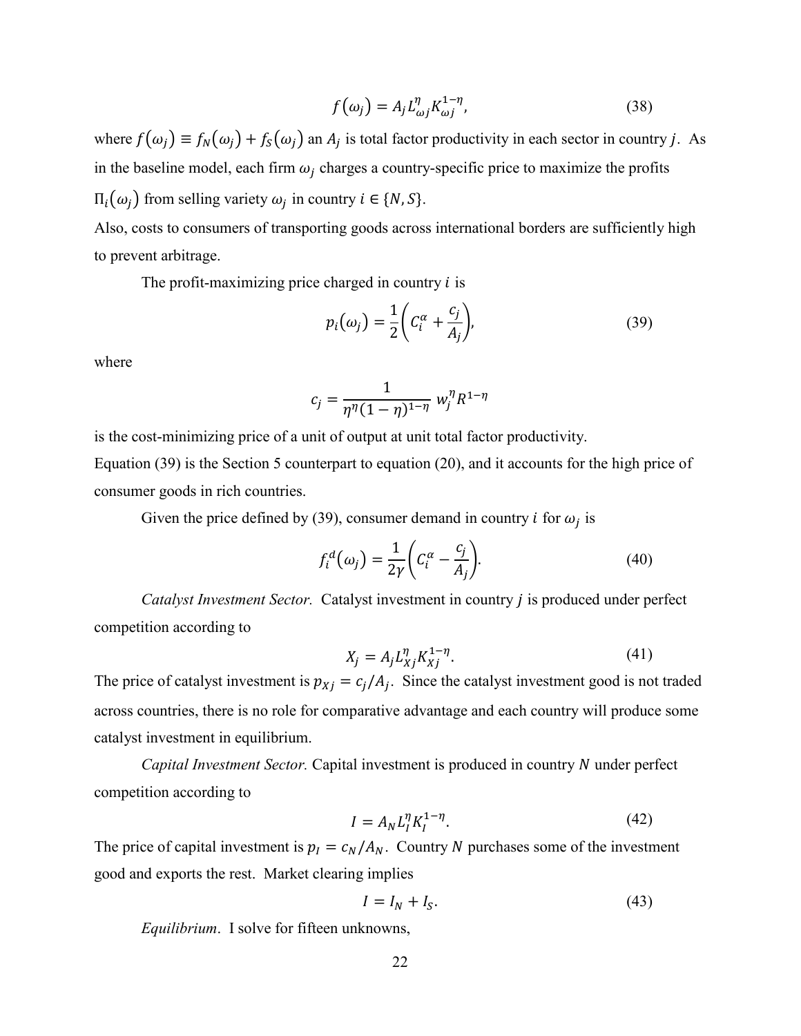$$f(\omega_j) = A_j L_{\omega j}^{\eta} K_{\omega j}^{1-\eta}, \tag{38}$$

where $f(\omega_j) \equiv f_N(\omega_j) + f_S(\omega_j)$ an $A_j$ is total factor productivity in each sector in country $j$. As in the baseline model, each firm $\omega_j$ charges a country-specific price to maximize the profits $\Pi_i(\omega_j)$ from selling variety $\omega_j$ in country $i \in \{N, S\}$.

Also, costs to consumers of transporting goods across international borders are sufficiently high to prevent arbitrage.

The profit-maximizing price charged in country $i$ is

$$p_i(\omega_j) = \frac{1}{2}\left(C_i^{\alpha} + \frac{c_j}{A_j}\right), \tag{39}$$

where

$$c_j = \frac{1}{\eta^{\eta}(1-\eta)^{1-\eta}} \, w_j^{\eta} R^{1-\eta}$$

is the cost-minimizing price of a unit of output at unit total factor productivity.

Equation (39) is the Section 5 counterpart to equation (20), and it accounts for the high price of consumer goods in rich countries.

Given the price defined by (39), consumer demand in country $i$ for $\omega_j$ is

$$f_i^d(\omega_j) = \frac{1}{2\gamma}\left(C_i^{\alpha} - \frac{c_j}{A_j}\right). \tag{40}$$

*Catalyst Investment Sector.* Catalyst investment in country $j$ is produced under perfect competition according to

$$X_j = A_j L_{Xj}^{\eta} K_{Xj}^{1-\eta}. \tag{41}$$

The price of catalyst investment is $p_{Xj} = c_j/A_j$. Since the catalyst investment good is not traded across countries, there is no role for comparative advantage and each country will produce some catalyst investment in equilibrium.

*Capital Investment Sector.* Capital investment is produced in country $N$ under perfect competition according to

$$I = A_N L_I^{\eta} K_I^{1-\eta}. \tag{42}$$

The price of capital investment is $p_I = c_N/A_N$. Country $N$ purchases some of the investment good and exports the rest. Market clearing implies

$$I = I_N + I_S. \tag{43}$$

*Equilibrium*. I solve for fifteen unknowns,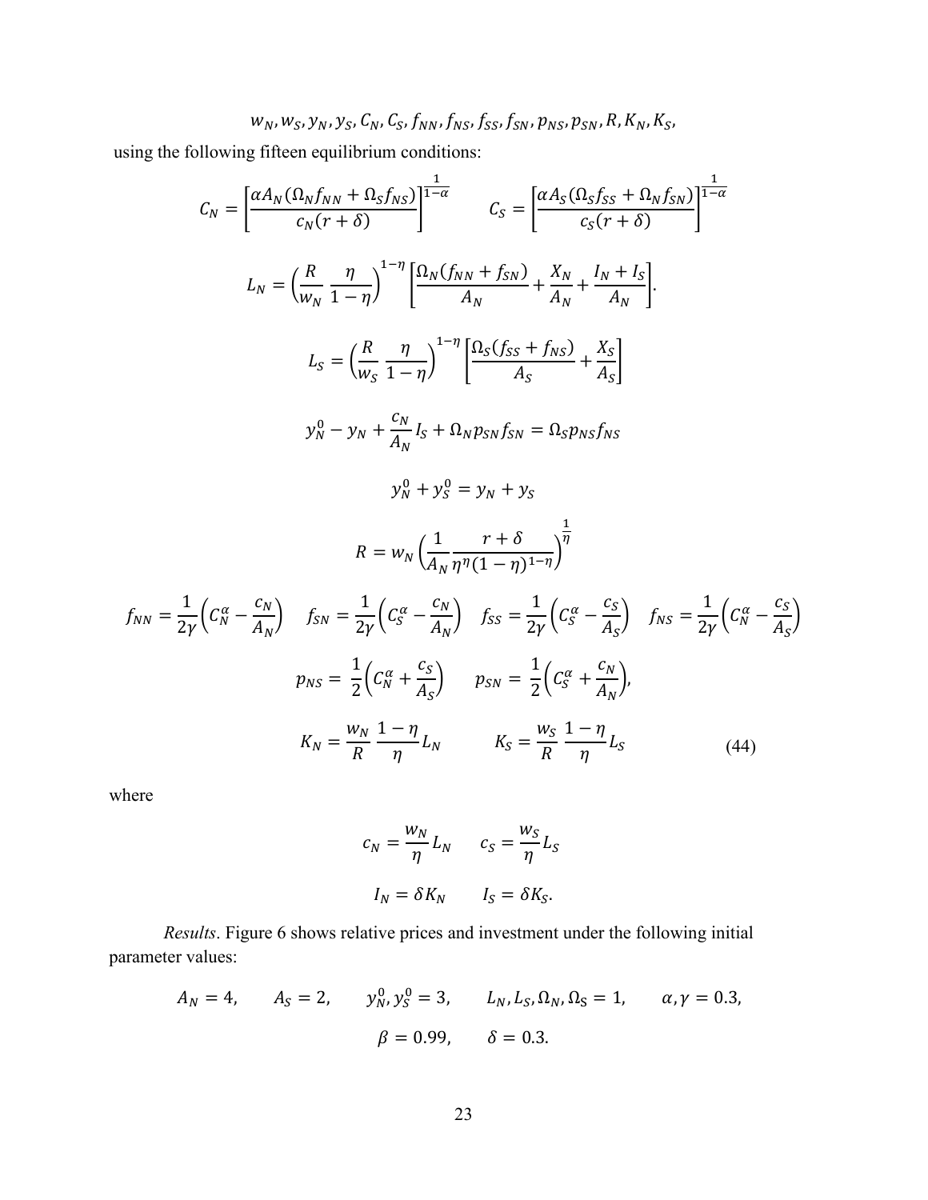$$w_N, w_S, y_N, y_S, C_N, C_S, f_{NN}, f_{NS}, f_{SS}, f_{SN}, p_{NS}, p_{SN}, R, K_N, K_S,$$

using the following fifteen equilibrium conditions:

$$C_N = \left[\frac{\alpha A_N(\Omega_N f_{NN} + \Omega_S f_{NS})}{c_N(r+\delta)}\right]^{\frac{1}{1-\alpha}} \qquad C_S = \left[\frac{\alpha A_S(\Omega_S f_{SS} + \Omega_N f_{SN})}{c_S(r+\delta)}\right]^{\frac{1}{1-\alpha}}$$

$$L_N = \left(\frac{R}{w_N}\frac{\eta}{1-\eta}\right)^{1-\eta}\left[\frac{\Omega_N(f_{NN}+f_{SN})}{A_N} + \frac{X_N}{A_N} + \frac{I_N + I_S}{A_N}\right].$$

$$L_S = \left(\frac{R}{w_S}\frac{\eta}{1-\eta}\right)^{1-\eta}\left[\frac{\Omega_S(f_{SS}+f_{NS})}{A_S} + \frac{X_S}{A_S}\right]$$

$$y_N^0 - y_N + \frac{c_N}{A_N}I_S + \Omega_N p_{SN} f_{SN} = \Omega_S p_{NS} f_{NS}$$

$$y_N^0 + y_S^0 = y_N + y_S$$

$$R = w_N\left(\frac{1}{A_N}\frac{r+\delta}{\eta^\eta(1-\eta)^{1-\eta}}\right)^{\frac{1}{\eta}}$$

$$f_{NN} = \frac{1}{2\gamma}\left(C_N^\alpha - \frac{c_N}{A_N}\right) \quad f_{SN} = \frac{1}{2\gamma}\left(C_S^\alpha - \frac{c_N}{A_N}\right) \quad f_{SS} = \frac{1}{2\gamma}\left(C_S^\alpha - \frac{c_S}{A_S}\right) \quad f_{NS} = \frac{1}{2\gamma}\left(C_N^\alpha - \frac{c_S}{A_S}\right)$$

$$p_{NS} = \frac{1}{2}\left(C_N^\alpha + \frac{c_S}{A_S}\right) \qquad p_{SN} = \frac{1}{2}\left(C_S^\alpha + \frac{c_N}{A_N}\right),$$

$$K_N = \frac{w_N}{R}\frac{1-\eta}{\eta}L_N \qquad K_S = \frac{w_S}{R}\frac{1-\eta}{\eta}L_S \tag{44}$$

where

$$c_N = \frac{w_N}{\eta}L_N \qquad c_S = \frac{w_S}{\eta}L_S$$

$$I_N = \delta K_N \qquad I_S = \delta K_S.$$

*Results*. Figure 6 shows relative prices and investment under the following initial parameter values:

$$A_N = 4, \qquad A_S = 2, \qquad y_N^0, y_S^0 = 3, \qquad L_N, L_S, \Omega_N, \Omega_S = 1, \qquad \alpha, \gamma = 0.3,$$

$$\beta = 0.99, \qquad \delta = 0.3.$$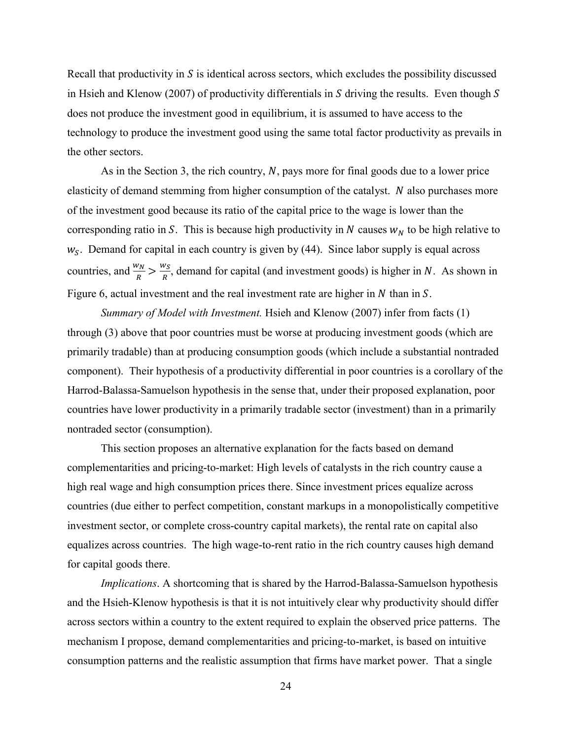Recall that productivity in $S$ is identical across sectors, which excludes the possibility discussed in Hsieh and Klenow (2007) of productivity differentials in $S$ driving the results. Even though $S$ does not produce the investment good in equilibrium, it is assumed to have access to the technology to produce the investment good using the same total factor productivity as prevails in the other sectors.

As in the Section 3, the rich country, $N$, pays more for final goods due to a lower price elasticity of demand stemming from higher consumption of the catalyst. $N$ also purchases more of the investment good because its ratio of the capital price to the wage is lower than the corresponding ratio in $S$. This is because high productivity in $N$ causes $w_N$ to be high relative to $w_S$. Demand for capital in each country is given by (44). Since labor supply is equal across countries, and $\frac{w_N}{R} > \frac{w_S}{R}$, demand for capital (and investment goods) is higher in $N$. As shown in Figure 6, actual investment and the real investment rate are higher in $N$ than in $S$.

*Summary of Model with Investment.* Hsieh and Klenow (2007) infer from facts (1) through (3) above that poor countries must be worse at producing investment goods (which are primarily tradable) than at producing consumption goods (which include a substantial nontraded component). Their hypothesis of a productivity differential in poor countries is a corollary of the Harrod-Balassa-Samuelson hypothesis in the sense that, under their proposed explanation, poor countries have lower productivity in a primarily tradable sector (investment) than in a primarily nontraded sector (consumption).

This section proposes an alternative explanation for the facts based on demand complementarities and pricing-to-market: High levels of catalysts in the rich country cause a high real wage and high consumption prices there. Since investment prices equalize across countries (due either to perfect competition, constant markups in a monopolistically competitive investment sector, or complete cross-country capital markets), the rental rate on capital also equalizes across countries. The high wage-to-rent ratio in the rich country causes high demand for capital goods there.

*Implications*. A shortcoming that is shared by the Harrod-Balassa-Samuelson hypothesis and the Hsieh-Klenow hypothesis is that it is not intuitively clear why productivity should differ across sectors within a country to the extent required to explain the observed price patterns. The mechanism I propose, demand complementarities and pricing-to-market, is based on intuitive consumption patterns and the realistic assumption that firms have market power. That a single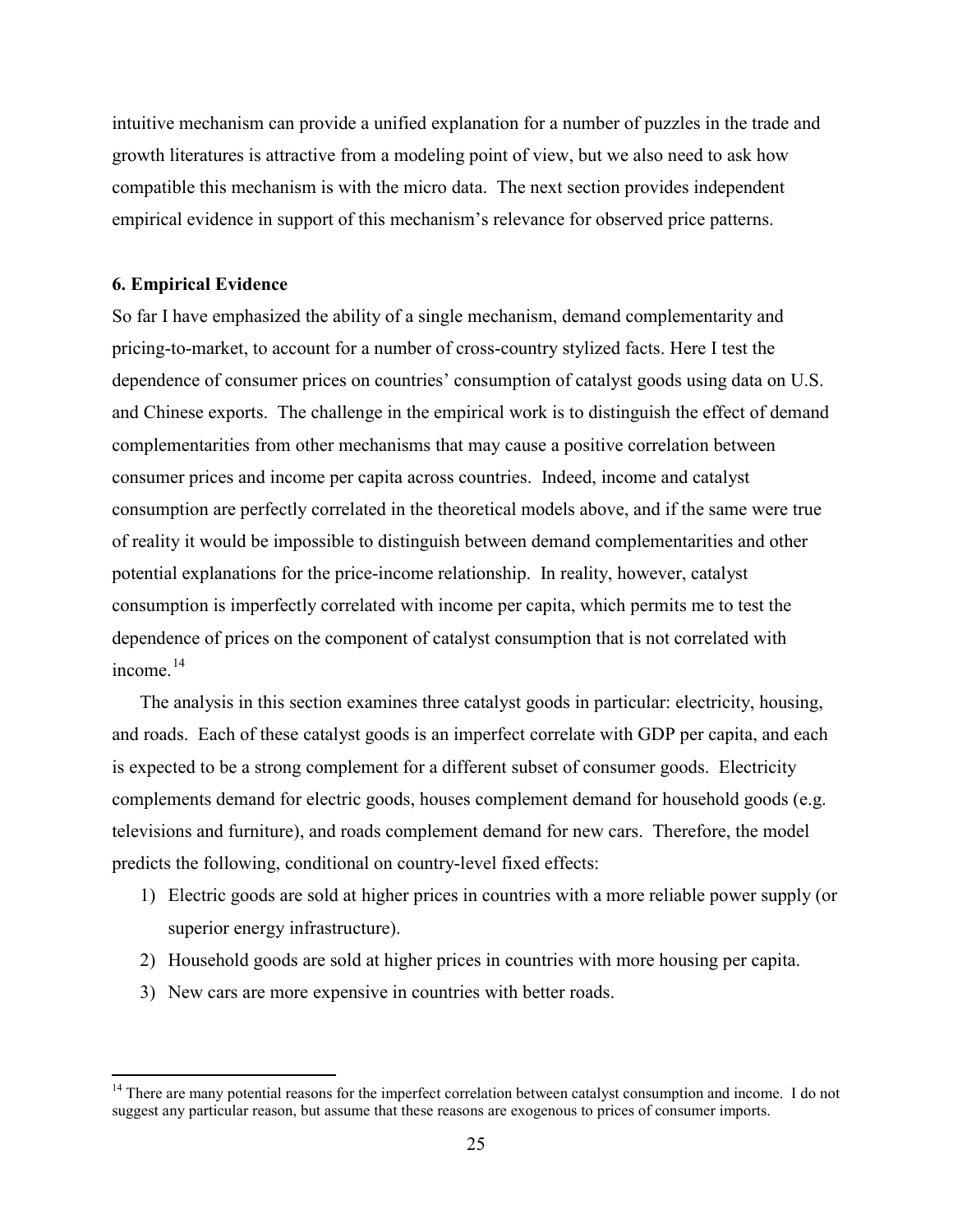intuitive mechanism can provide a unified explanation for a number of puzzles in the trade and growth literatures is attractive from a modeling point of view, but we also need to ask how compatible this mechanism is with the micro data. The next section provides independent empirical evidence in support of this mechanism's relevance for observed price patterns.

## 6. Empirical Evidence

So far I have emphasized the ability of a single mechanism, demand complementarity and pricing-to-market, to account for a number of cross-country stylized facts. Here I test the dependence of consumer prices on countries' consumption of catalyst goods using data on U.S. and Chinese exports. The challenge in the empirical work is to distinguish the effect of demand complementarities from other mechanisms that may cause a positive correlation between consumer prices and income per capita across countries. Indeed, income and catalyst consumption are perfectly correlated in the theoretical models above, and if the same were true of reality it would be impossible to distinguish between demand complementarities and other potential explanations for the price-income relationship. In reality, however, catalyst consumption is imperfectly correlated with income per capita, which permits me to test the dependence of prices on the component of catalyst consumption that is not correlated with income.[14]

The analysis in this section examines three catalyst goods in particular: electricity, housing, and roads. Each of these catalyst goods is an imperfect correlate with GDP per capita, and each is expected to be a strong complement for a different subset of consumer goods. Electricity complements demand for electric goods, houses complement demand for household goods (e.g. televisions and furniture), and roads complement demand for new cars. Therefore, the model predicts the following, conditional on country-level fixed effects:

1) Electric goods are sold at higher prices in countries with a more reliable power supply (or superior energy infrastructure).
2) Household goods are sold at higher prices in countries with more housing per capita.
3) New cars are more expensive in countries with better roads.

[14] There are many potential reasons for the imperfect correlation between catalyst consumption and income. I do not suggest any particular reason, but assume that these reasons are exogenous to prices of consumer imports.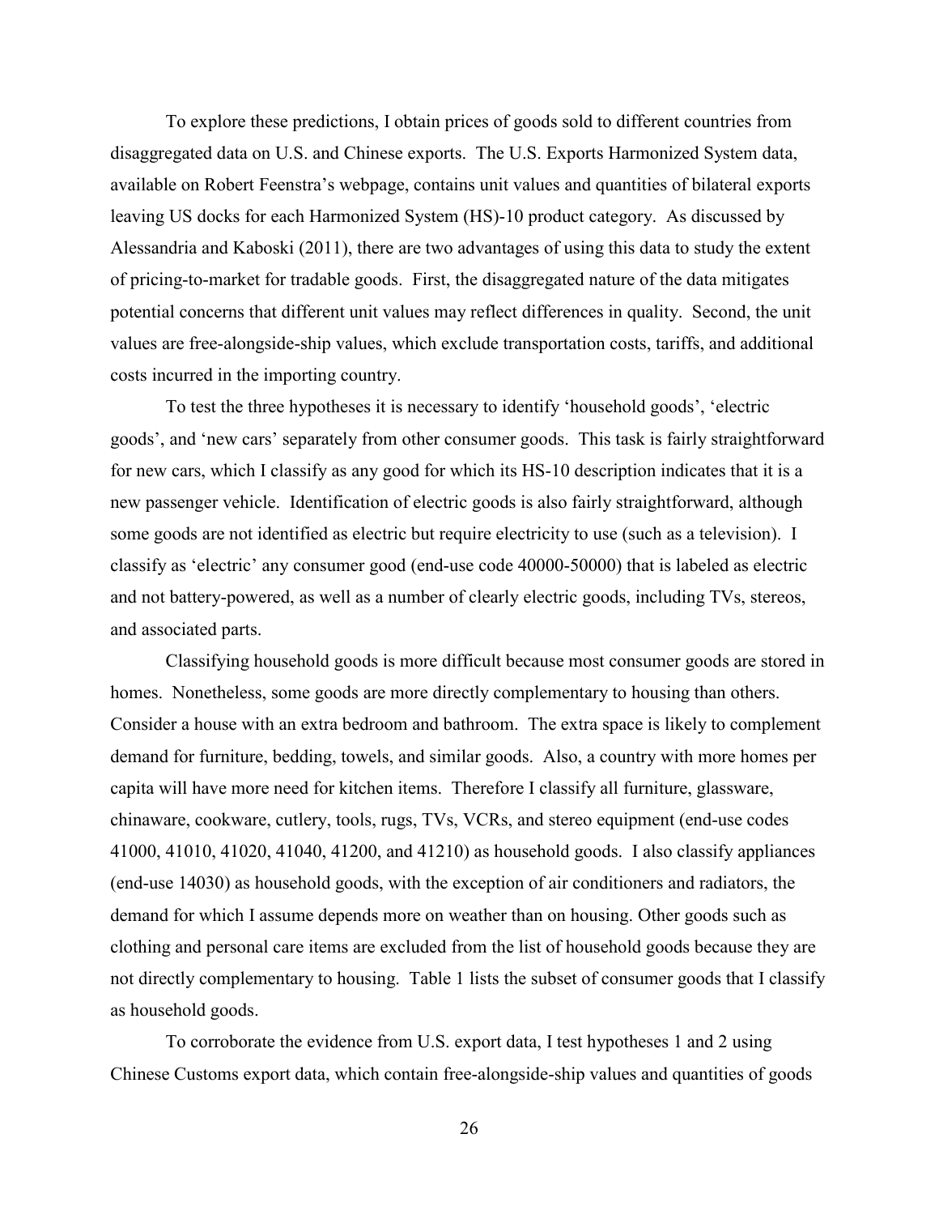To explore these predictions, I obtain prices of goods sold to different countries from disaggregated data on U.S. and Chinese exports. The U.S. Exports Harmonized System data, available on Robert Feenstra's webpage, contains unit values and quantities of bilateral exports leaving US docks for each Harmonized System (HS)-10 product category. As discussed by Alessandria and Kaboski (2011), there are two advantages of using this data to study the extent of pricing-to-market for tradable goods. First, the disaggregated nature of the data mitigates potential concerns that different unit values may reflect differences in quality. Second, the unit values are free-alongside-ship values, which exclude transportation costs, tariffs, and additional costs incurred in the importing country.

To test the three hypotheses it is necessary to identify 'household goods', 'electric goods', and 'new cars' separately from other consumer goods. This task is fairly straightforward for new cars, which I classify as any good for which its HS-10 description indicates that it is a new passenger vehicle. Identification of electric goods is also fairly straightforward, although some goods are not identified as electric but require electricity to use (such as a television). I classify as 'electric' any consumer good (end-use code 40000-50000) that is labeled as electric and not battery-powered, as well as a number of clearly electric goods, including TVs, stereos, and associated parts.

Classifying household goods is more difficult because most consumer goods are stored in homes. Nonetheless, some goods are more directly complementary to housing than others. Consider a house with an extra bedroom and bathroom. The extra space is likely to complement demand for furniture, bedding, towels, and similar goods. Also, a country with more homes per capita will have more need for kitchen items. Therefore I classify all furniture, glassware, chinaware, cookware, cutlery, tools, rugs, TVs, VCRs, and stereo equipment (end-use codes 41000, 41010, 41020, 41040, 41200, and 41210) as household goods. I also classify appliances (end-use 14030) as household goods, with the exception of air conditioners and radiators, the demand for which I assume depends more on weather than on housing. Other goods such as clothing and personal care items are excluded from the list of household goods because they are not directly complementary to housing. Table 1 lists the subset of consumer goods that I classify as household goods.

To corroborate the evidence from U.S. export data, I test hypotheses 1 and 2 using Chinese Customs export data, which contain free-alongside-ship values and quantities of goods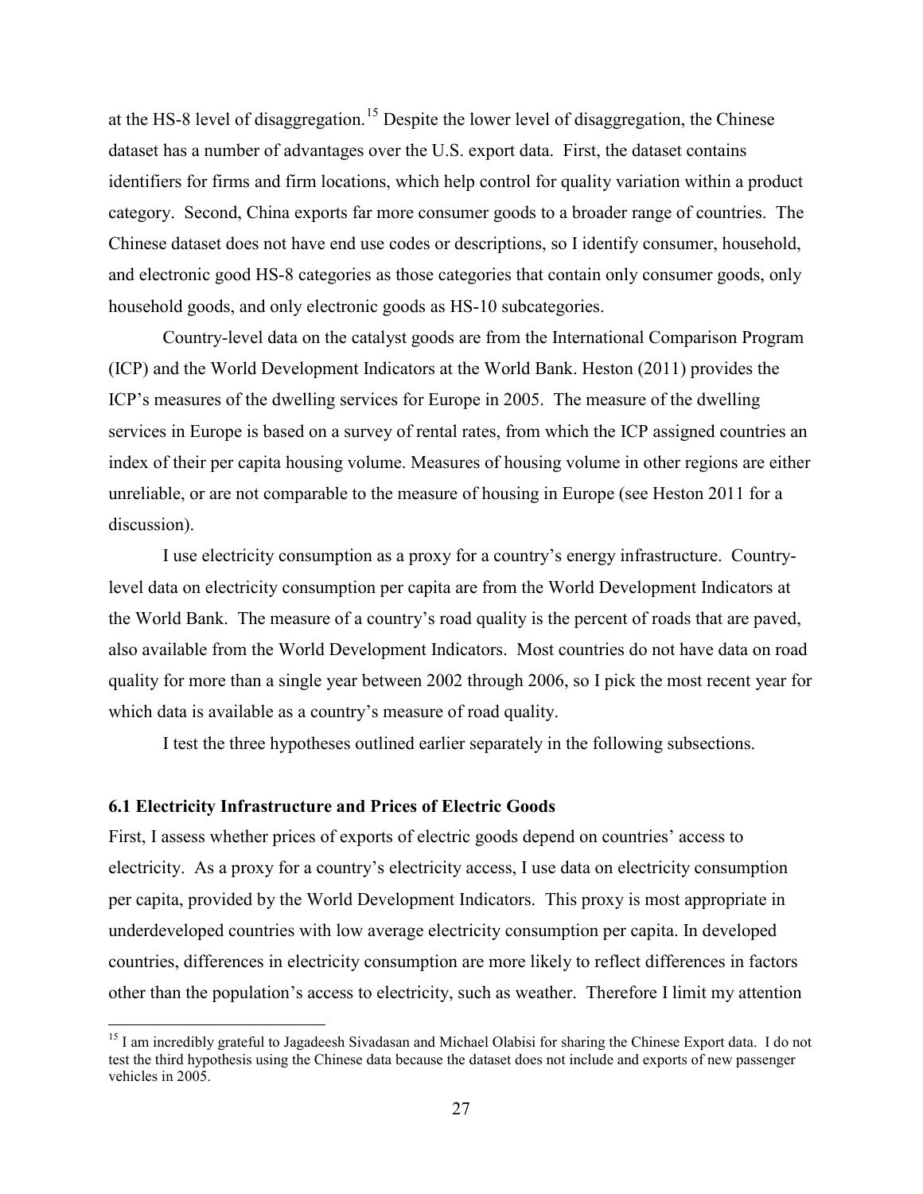at the HS-8 level of disaggregation.[15] Despite the lower level of disaggregation, the Chinese dataset has a number of advantages over the U.S. export data. First, the dataset contains identifiers for firms and firm locations, which help control for quality variation within a product category. Second, China exports far more consumer goods to a broader range of countries. The Chinese dataset does not have end use codes or descriptions, so I identify consumer, household, and electronic good HS-8 categories as those categories that contain only consumer goods, only household goods, and only electronic goods as HS-10 subcategories.

Country-level data on the catalyst goods are from the International Comparison Program (ICP) and the World Development Indicators at the World Bank. Heston (2011) provides the ICP's measures of the dwelling services for Europe in 2005. The measure of the dwelling services in Europe is based on a survey of rental rates, from which the ICP assigned countries an index of their per capita housing volume. Measures of housing volume in other regions are either unreliable, or are not comparable to the measure of housing in Europe (see Heston 2011 for a discussion).

I use electricity consumption as a proxy for a country's energy infrastructure. Country-level data on electricity consumption per capita are from the World Development Indicators at the World Bank. The measure of a country's road quality is the percent of roads that are paved, also available from the World Development Indicators. Most countries do not have data on road quality for more than a single year between 2002 through 2006, so I pick the most recent year for which data is available as a country's measure of road quality.

I test the three hypotheses outlined earlier separately in the following subsections.

### 6.1 Electricity Infrastructure and Prices of Electric Goods

First, I assess whether prices of exports of electric goods depend on countries' access to electricity. As a proxy for a country's electricity access, I use data on electricity consumption per capita, provided by the World Development Indicators. This proxy is most appropriate in underdeveloped countries with low average electricity consumption per capita. In developed countries, differences in electricity consumption are more likely to reflect differences in factors other than the population's access to electricity, such as weather. Therefore I limit my attention

[15] I am incredibly grateful to Jagadeesh Sivadasan and Michael Olabisi for sharing the Chinese Export data. I do not test the third hypothesis using the Chinese data because the dataset does not include and exports of new passenger vehicles in 2005.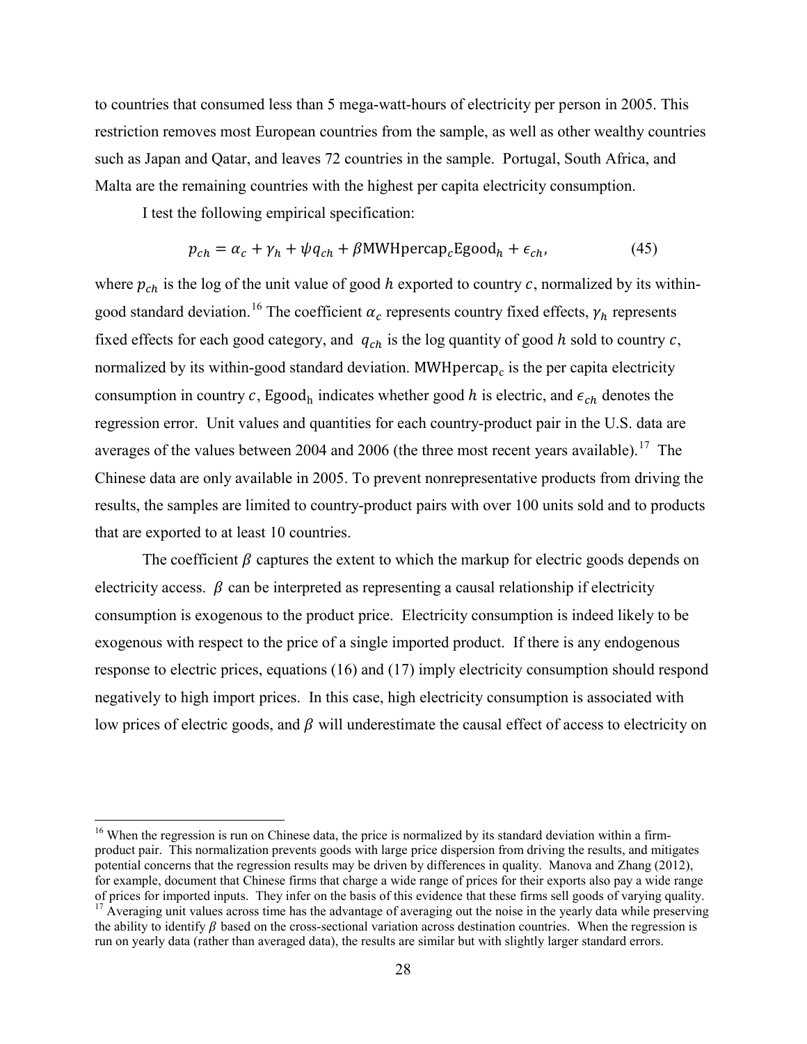to countries that consumed less than 5 mega-watt-hours of electricity per person in 2005. This restriction removes most European countries from the sample, as well as other wealthy countries such as Japan and Qatar, and leaves 72 countries in the sample. Portugal, South Africa, and Malta are the remaining countries with the highest per capita electricity consumption.

I test the following empirical specification:

$$p_{ch} = \alpha_c + \gamma_h + \psi q_{ch} + \beta \text{MWHpercap}_c \text{Egood}_h + \epsilon_{ch}, \tag{45}$$

where $p_{ch}$ is the log of the unit value of good $h$ exported to country $c$, normalized by its within-good standard deviation.[16] The coefficient $\alpha_c$ represents country fixed effects, $\gamma_h$ represents fixed effects for each good category, and $q_{ch}$ is the log quantity of good $h$ sold to country $c$, normalized by its within-good standard deviation. $\text{MWHpercap}_c$ is the per capita electricity consumption in country $c$, $\text{Egood}_h$ indicates whether good $h$ is electric, and $\epsilon_{ch}$ denotes the regression error. Unit values and quantities for each country-product pair in the U.S. data are averages of the values between 2004 and 2006 (the three most recent years available).[17] The Chinese data are only available in 2005. To prevent nonrepresentative products from driving the results, the samples are limited to country-product pairs with over 100 units sold and to products that are exported to at least 10 countries.

The coefficient $\beta$ captures the extent to which the markup for electric goods depends on electricity access. $\beta$ can be interpreted as representing a causal relationship if electricity consumption is exogenous to the product price. Electricity consumption is indeed likely to be exogenous with respect to the price of a single imported product. If there is any endogenous response to electric prices, equations (16) and (17) imply electricity consumption should respond negatively to high import prices. In this case, high electricity consumption is associated with low prices of electric goods, and $\beta$ will underestimate the causal effect of access to electricity on

---

[16] When the regression is run on Chinese data, the price is normalized by its standard deviation within a firm-product pair. This normalization prevents goods with large price dispersion from driving the results, and mitigates potential concerns that the regression results may be driven by differences in quality. Manova and Zhang (2012), for example, document that Chinese firms that charge a wide range of prices for their exports also pay a wide range of prices for imported inputs. They infer on the basis of this evidence that these firms sell goods of varying quality.

[17] Averaging unit values across time has the advantage of averaging out the noise in the yearly data while preserving the ability to identify $\beta$ based on the cross-sectional variation across destination countries. When the regression is run on yearly data (rather than averaged data), the results are similar but with slightly larger standard errors.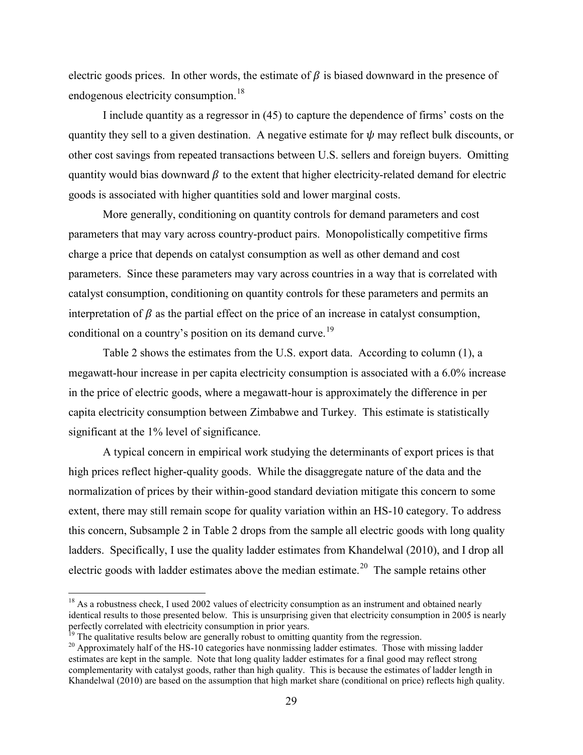electric goods prices. In other words, the estimate of $\beta$ is biased downward in the presence of endogenous electricity consumption.[18]

I include quantity as a regressor in (45) to capture the dependence of firms' costs on the quantity they sell to a given destination. A negative estimate for $\psi$ may reflect bulk discounts, or other cost savings from repeated transactions between U.S. sellers and foreign buyers. Omitting quantity would bias downward $\beta$ to the extent that higher electricity-related demand for electric goods is associated with higher quantities sold and lower marginal costs.

More generally, conditioning on quantity controls for demand parameters and cost parameters that may vary across country-product pairs. Monopolistically competitive firms charge a price that depends on catalyst consumption as well as other demand and cost parameters. Since these parameters may vary across countries in a way that is correlated with catalyst consumption, conditioning on quantity controls for these parameters and permits an interpretation of $\beta$ as the partial effect on the price of an increase in catalyst consumption, conditional on a country's position on its demand curve.[19]

Table 2 shows the estimates from the U.S. export data. According to column (1), a megawatt-hour increase in per capita electricity consumption is associated with a 6.0% increase in the price of electric goods, where a megawatt-hour is approximately the difference in per capita electricity consumption between Zimbabwe and Turkey. This estimate is statistically significant at the 1% level of significance.

A typical concern in empirical work studying the determinants of export prices is that high prices reflect higher-quality goods. While the disaggregate nature of the data and the normalization of prices by their within-good standard deviation mitigate this concern to some extent, there may still remain scope for quality variation within an HS-10 category. To address this concern, Subsample 2 in Table 2 drops from the sample all electric goods with long quality ladders. Specifically, I use the quality ladder estimates from Khandelwal (2010), and I drop all electric goods with ladder estimates above the median estimate.[20] The sample retains other

---

[18] As a robustness check, I used 2002 values of electricity consumption as an instrument and obtained nearly identical results to those presented below. This is unsurprising given that electricity consumption in 2005 is nearly perfectly correlated with electricity consumption in prior years.

[19] The qualitative results below are generally robust to omitting quantity from the regression.

[20] Approximately half of the HS-10 categories have nonmissing ladder estimates. Those with missing ladder estimates are kept in the sample. Note that long quality ladder estimates for a final good may reflect strong complementarity with catalyst goods, rather than high quality. This is because the estimates of ladder length in Khandelwal (2010) are based on the assumption that high market share (conditional on price) reflects high quality.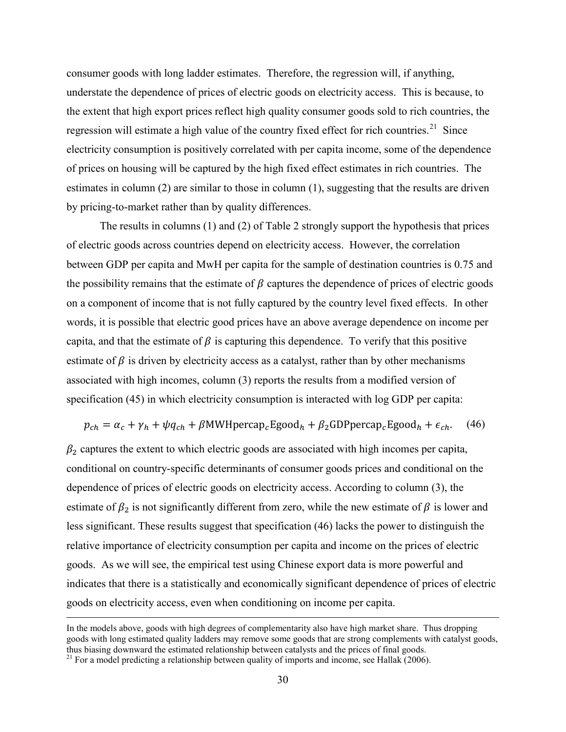consumer goods with long ladder estimates. Therefore, the regression will, if anything, understate the dependence of prices of electric goods on electricity access. This is because, to the extent that high export prices reflect high quality consumer goods sold to rich countries, the regression will estimate a high value of the country fixed effect for rich countries.[21] Since electricity consumption is positively correlated with per capita income, some of the dependence of prices on housing will be captured by the high fixed effect estimates in rich countries. The estimates in column (2) are similar to those in column (1), suggesting that the results are driven by pricing-to-market rather than by quality differences.

The results in columns (1) and (2) of Table 2 strongly support the hypothesis that prices of electric goods across countries depend on electricity access. However, the correlation between GDP per capita and MwH per capita for the sample of destination countries is 0.75 and the possibility remains that the estimate of $\beta$ captures the dependence of prices of electric goods on a component of income that is not fully captured by the country level fixed effects. In other words, it is possible that electric good prices have an above average dependence on income per capita, and that the estimate of $\beta$ is capturing this dependence. To verify that this positive estimate of $\beta$ is driven by electricity access as a catalyst, rather than by other mechanisms associated with high incomes, column (3) reports the results from a modified version of specification (45) in which electricity consumption is interacted with log GDP per capita:

$$p_{ch} = \alpha_c + \gamma_h + \psi q_{ch} + \beta \text{MWHpercap}_c \text{Egood}_h + \beta_2 \text{GDPpercap}_c \text{Egood}_h + \epsilon_{ch}. \quad (46)$$

$\beta_2$ captures the extent to which electric goods are associated with high incomes per capita, conditional on country-specific determinants of consumer goods prices and conditional on the dependence of prices of electric goods on electricity access. According to column (3), the estimate of $\beta_2$ is not significantly different from zero, while the new estimate of $\beta$ is lower and less significant. These results suggest that specification (46) lacks the power to distinguish the relative importance of electricity consumption per capita and income on the prices of electric goods. As we will see, the empirical test using Chinese export data is more powerful and indicates that there is a statistically and economically significant dependence of prices of electric goods on electricity access, even when conditioning on income per capita.

---

In the models above, goods with high degrees of complementarity also have high market share. Thus dropping goods with long estimated quality ladders may remove some goods that are strong complements with catalyst goods, thus biasing downward the estimated relationship between catalysts and the prices of final goods.

[21] For a model predicting a relationship between quality of imports and income, see Hallak (2006).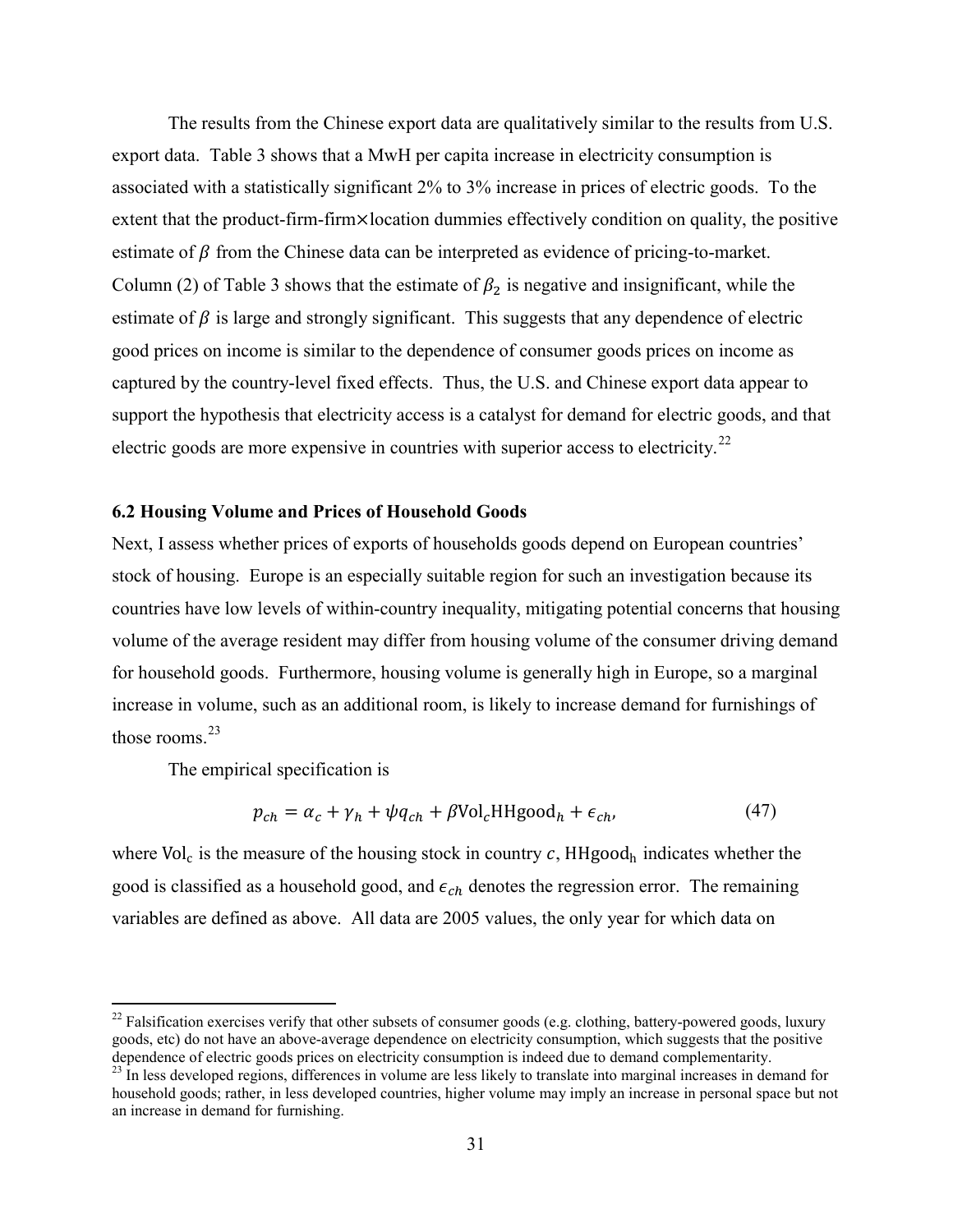The results from the Chinese export data are qualitatively similar to the results from U.S. export data. Table 3 shows that a MwH per capita increase in electricity consumption is associated with a statistically significant 2% to 3% increase in prices of electric goods. To the extent that the product-firm-firm×location dummies effectively condition on quality, the positive estimate of $\beta$ from the Chinese data can be interpreted as evidence of pricing-to-market. Column (2) of Table 3 shows that the estimate of $\beta_2$ is negative and insignificant, while the estimate of $\beta$ is large and strongly significant. This suggests that any dependence of electric good prices on income is similar to the dependence of consumer goods prices on income as captured by the country-level fixed effects. Thus, the U.S. and Chinese export data appear to support the hypothesis that electricity access is a catalyst for demand for electric goods, and that electric goods are more expensive in countries with superior access to electricity.[22]

### 6.2 Housing Volume and Prices of Household Goods

Next, I assess whether prices of exports of households goods depend on European countries' stock of housing. Europe is an especially suitable region for such an investigation because its countries have low levels of within-country inequality, mitigating potential concerns that housing volume of the average resident may differ from housing volume of the consumer driving demand for household goods. Furthermore, housing volume is generally high in Europe, so a marginal increase in volume, such as an additional room, is likely to increase demand for furnishings of those rooms.[23]

The empirical specification is

$$p_{ch} = \alpha_c + \gamma_h + \psi q_{ch} + \beta \text{Vol}_c \text{HHgood}_h + \epsilon_{ch}, \tag{47}$$

where $\text{Vol}_c$ is the measure of the housing stock in country $c$, $\text{HHgood}_h$ indicates whether the good is classified as a household good, and $\epsilon_{ch}$ denotes the regression error. The remaining variables are defined as above. All data are 2005 values, the only year for which data on

---

[22] Falsification exercises verify that other subsets of consumer goods (e.g. clothing, battery-powered goods, luxury goods, etc) do not have an above-average dependence on electricity consumption, which suggests that the positive dependence of electric goods prices on electricity consumption is indeed due to demand complementarity.

[23] In less developed regions, differences in volume are less likely to translate into marginal increases in demand for household goods; rather, in less developed countries, higher volume may imply an increase in personal space but not an increase in demand for furnishing.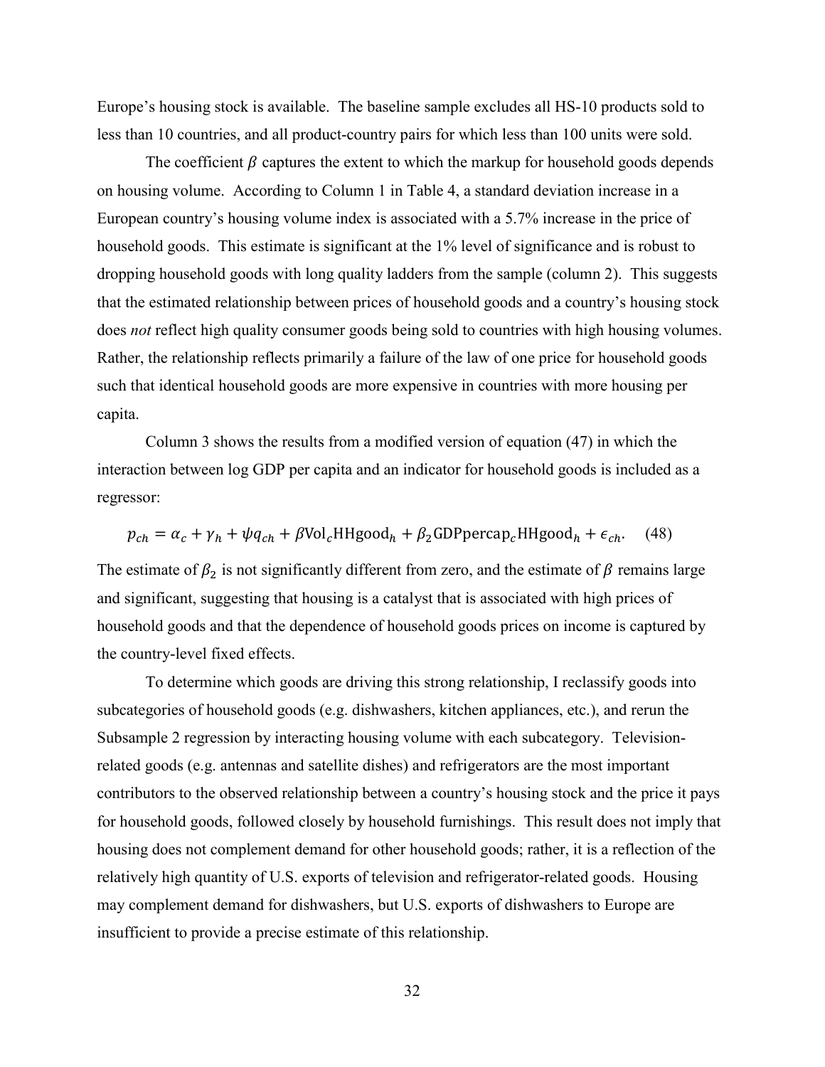Europe's housing stock is available. The baseline sample excludes all HS-10 products sold to less than 10 countries, and all product-country pairs for which less than 100 units were sold.

The coefficient $\beta$ captures the extent to which the markup for household goods depends on housing volume. According to Column 1 in Table 4, a standard deviation increase in a European country's housing volume index is associated with a 5.7% increase in the price of household goods. This estimate is significant at the 1% level of significance and is robust to dropping household goods with long quality ladders from the sample (column 2). This suggests that the estimated relationship between prices of household goods and a country's housing stock does *not* reflect high quality consumer goods being sold to countries with high housing volumes. Rather, the relationship reflects primarily a failure of the law of one price for household goods such that identical household goods are more expensive in countries with more housing per capita.

Column 3 shows the results from a modified version of equation (47) in which the interaction between log GDP per capita and an indicator for household goods is included as a regressor:

$$p_{ch} = \alpha_c + \gamma_h + \psi q_{ch} + \beta \text{Vol}_c \text{HHgood}_h + \beta_2 \text{GDPpercap}_c \text{HHgood}_h + \epsilon_{ch}. \quad (48)$$

The estimate of $\beta_2$ is not significantly different from zero, and the estimate of $\beta$ remains large and significant, suggesting that housing is a catalyst that is associated with high prices of household goods and that the dependence of household goods prices on income is captured by the country-level fixed effects.

To determine which goods are driving this strong relationship, I reclassify goods into subcategories of household goods (e.g. dishwashers, kitchen appliances, etc.), and rerun the Subsample 2 regression by interacting housing volume with each subcategory. Television-related goods (e.g. antennas and satellite dishes) and refrigerators are the most important contributors to the observed relationship between a country's housing stock and the price it pays for household goods, followed closely by household furnishings. This result does not imply that housing does not complement demand for other household goods; rather, it is a reflection of the relatively high quantity of U.S. exports of television and refrigerator-related goods. Housing may complement demand for dishwashers, but U.S. exports of dishwashers to Europe are insufficient to provide a precise estimate of this relationship.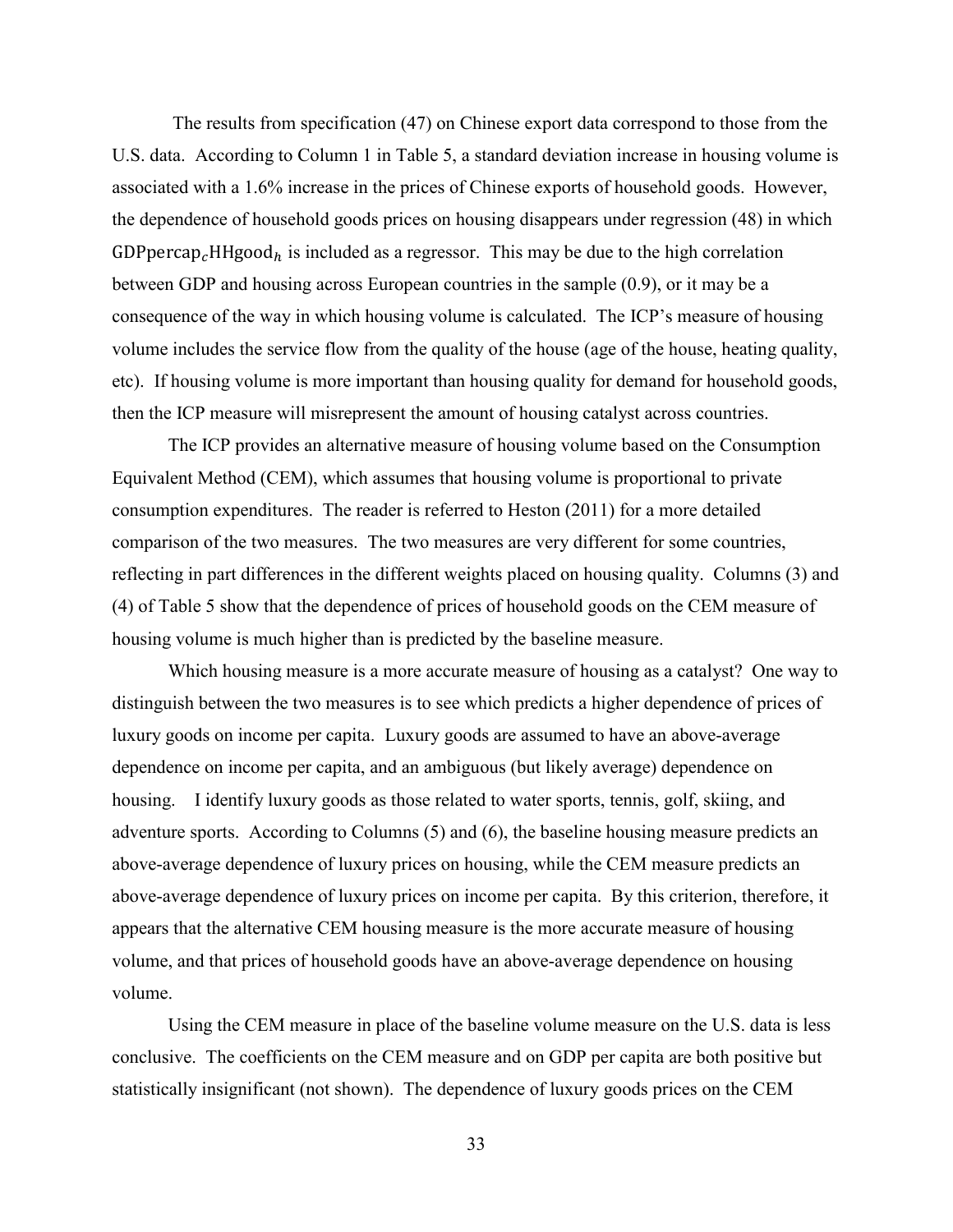The results from specification (47) on Chinese export data correspond to those from the U.S. data. According to Column 1 in Table 5, a standard deviation increase in housing volume is associated with a 1.6% increase in the prices of Chinese exports of household goods. However, the dependence of household goods prices on housing disappears under regression (48) in which $\text{GDPpercap}_c\text{HHgood}_h$ is included as a regressor. This may be due to the high correlation between GDP and housing across European countries in the sample (0.9), or it may be a consequence of the way in which housing volume is calculated. The ICP's measure of housing volume includes the service flow from the quality of the house (age of the house, heating quality, etc). If housing volume is more important than housing quality for demand for household goods, then the ICP measure will misrepresent the amount of housing catalyst across countries.

The ICP provides an alternative measure of housing volume based on the Consumption Equivalent Method (CEM), which assumes that housing volume is proportional to private consumption expenditures. The reader is referred to Heston (2011) for a more detailed comparison of the two measures. The two measures are very different for some countries, reflecting in part differences in the different weights placed on housing quality. Columns (3) and (4) of Table 5 show that the dependence of prices of household goods on the CEM measure of housing volume is much higher than is predicted by the baseline measure.

Which housing measure is a more accurate measure of housing as a catalyst? One way to distinguish between the two measures is to see which predicts a higher dependence of prices of luxury goods on income per capita. Luxury goods are assumed to have an above-average dependence on income per capita, and an ambiguous (but likely average) dependence on housing. I identify luxury goods as those related to water sports, tennis, golf, skiing, and adventure sports. According to Columns (5) and (6), the baseline housing measure predicts an above-average dependence of luxury prices on housing, while the CEM measure predicts an above-average dependence of luxury prices on income per capita. By this criterion, therefore, it appears that the alternative CEM housing measure is the more accurate measure of housing volume, and that prices of household goods have an above-average dependence on housing volume.

Using the CEM measure in place of the baseline volume measure on the U.S. data is less conclusive. The coefficients on the CEM measure and on GDP per capita are both positive but statistically insignificant (not shown). The dependence of luxury goods prices on the CEM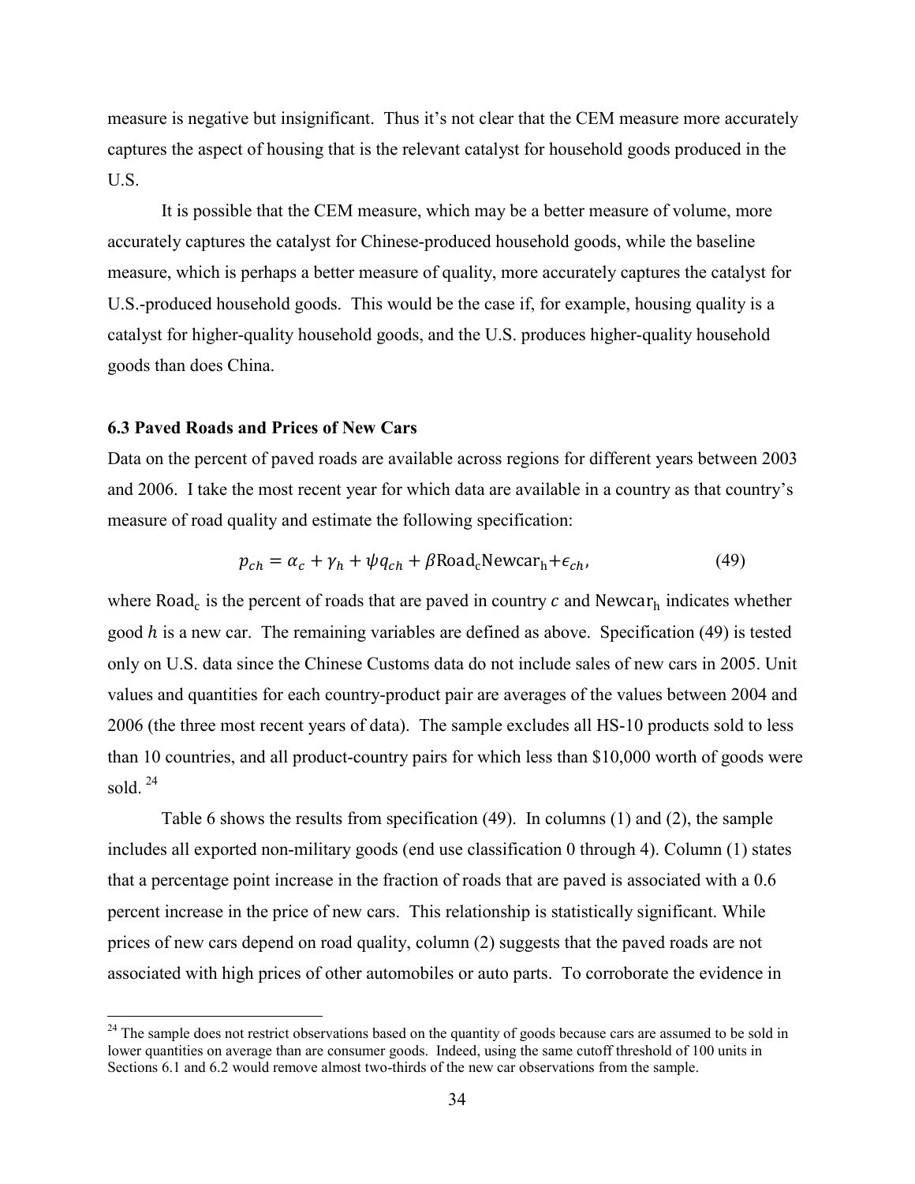measure is negative but insignificant. Thus it's not clear that the CEM measure more accurately captures the aspect of housing that is the relevant catalyst for household goods produced in the U.S.

It is possible that the CEM measure, which may be a better measure of volume, more accurately captures the catalyst for Chinese-produced household goods, while the baseline measure, which is perhaps a better measure of quality, more accurately captures the catalyst for U.S.-produced household goods. This would be the case if, for example, housing quality is a catalyst for higher-quality household goods, and the U.S. produces higher-quality household goods than does China.

### 6.3 Paved Roads and Prices of New Cars

Data on the percent of paved roads are available across regions for different years between 2003 and 2006. I take the most recent year for which data are available in a country as that country's measure of road quality and estimate the following specification:

$$p_{ch} = \alpha_c + \gamma_h + \psi q_{ch} + \beta \text{Road}_c \text{Newcar}_h + \epsilon_{ch}, \tag{49}$$

where $\text{Road}_c$ is the percent of roads that are paved in country $c$ and $\text{Newcar}_h$ indicates whether good $h$ is a new car. The remaining variables are defined as above. Specification (49) is tested only on U.S. data since the Chinese Customs data do not include sales of new cars in 2005. Unit values and quantities for each country-product pair are averages of the values between 2004 and 2006 (the three most recent years of data). The sample excludes all HS-10 products sold to less than 10 countries, and all product-country pairs for which less than \$10,000 worth of goods were sold. [24]

Table 6 shows the results from specification (49). In columns (1) and (2), the sample includes all exported non-military goods (end use classification 0 through 4). Column (1) states that a percentage point increase in the fraction of roads that are paved is associated with a 0.6 percent increase in the price of new cars. This relationship is statistically significant. While prices of new cars depend on road quality, column (2) suggests that the paved roads are not associated with high prices of other automobiles or auto parts. To corroborate the evidence in

---

[24] The sample does not restrict observations based on the quantity of goods because cars are assumed to be sold in lower quantities on average than are consumer goods. Indeed, using the same cutoff threshold of 100 units in Sections 6.1 and 6.2 would remove almost two-thirds of the new car observations from the sample.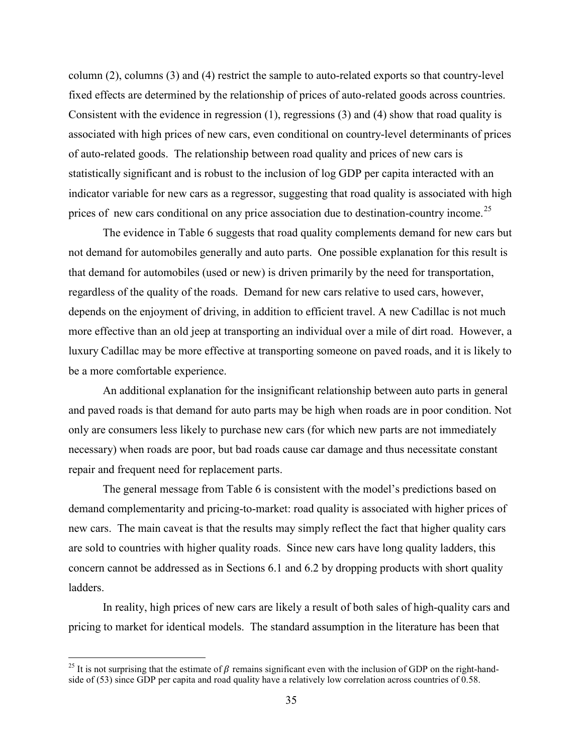column (2), columns (3) and (4) restrict the sample to auto-related exports so that country-level fixed effects are determined by the relationship of prices of auto-related goods across countries. Consistent with the evidence in regression (1), regressions (3) and (4) show that road quality is associated with high prices of new cars, even conditional on country-level determinants of prices of auto-related goods. The relationship between road quality and prices of new cars is statistically significant and is robust to the inclusion of log GDP per capita interacted with an indicator variable for new cars as a regressor, suggesting that road quality is associated with high prices of new cars conditional on any price association due to destination-country income.[25]

The evidence in Table 6 suggests that road quality complements demand for new cars but not demand for automobiles generally and auto parts. One possible explanation for this result is that demand for automobiles (used or new) is driven primarily by the need for transportation, regardless of the quality of the roads. Demand for new cars relative to used cars, however, depends on the enjoyment of driving, in addition to efficient travel. A new Cadillac is not much more effective than an old jeep at transporting an individual over a mile of dirt road. However, a luxury Cadillac may be more effective at transporting someone on paved roads, and it is likely to be a more comfortable experience.

An additional explanation for the insignificant relationship between auto parts in general and paved roads is that demand for auto parts may be high when roads are in poor condition. Not only are consumers less likely to purchase new cars (for which new parts are not immediately necessary) when roads are poor, but bad roads cause car damage and thus necessitate constant repair and frequent need for replacement parts.

The general message from Table 6 is consistent with the model's predictions based on demand complementarity and pricing-to-market: road quality is associated with higher prices of new cars. The main caveat is that the results may simply reflect the fact that higher quality cars are sold to countries with higher quality roads. Since new cars have long quality ladders, this concern cannot be addressed as in Sections 6.1 and 6.2 by dropping products with short quality ladders.

In reality, high prices of new cars are likely a result of both sales of high-quality cars and pricing to market for identical models. The standard assumption in the literature has been that

[25] It is not surprising that the estimate of $\beta$ remains significant even with the inclusion of GDP on the right-hand-side of (53) since GDP per capita and road quality have a relatively low correlation across countries of 0.58.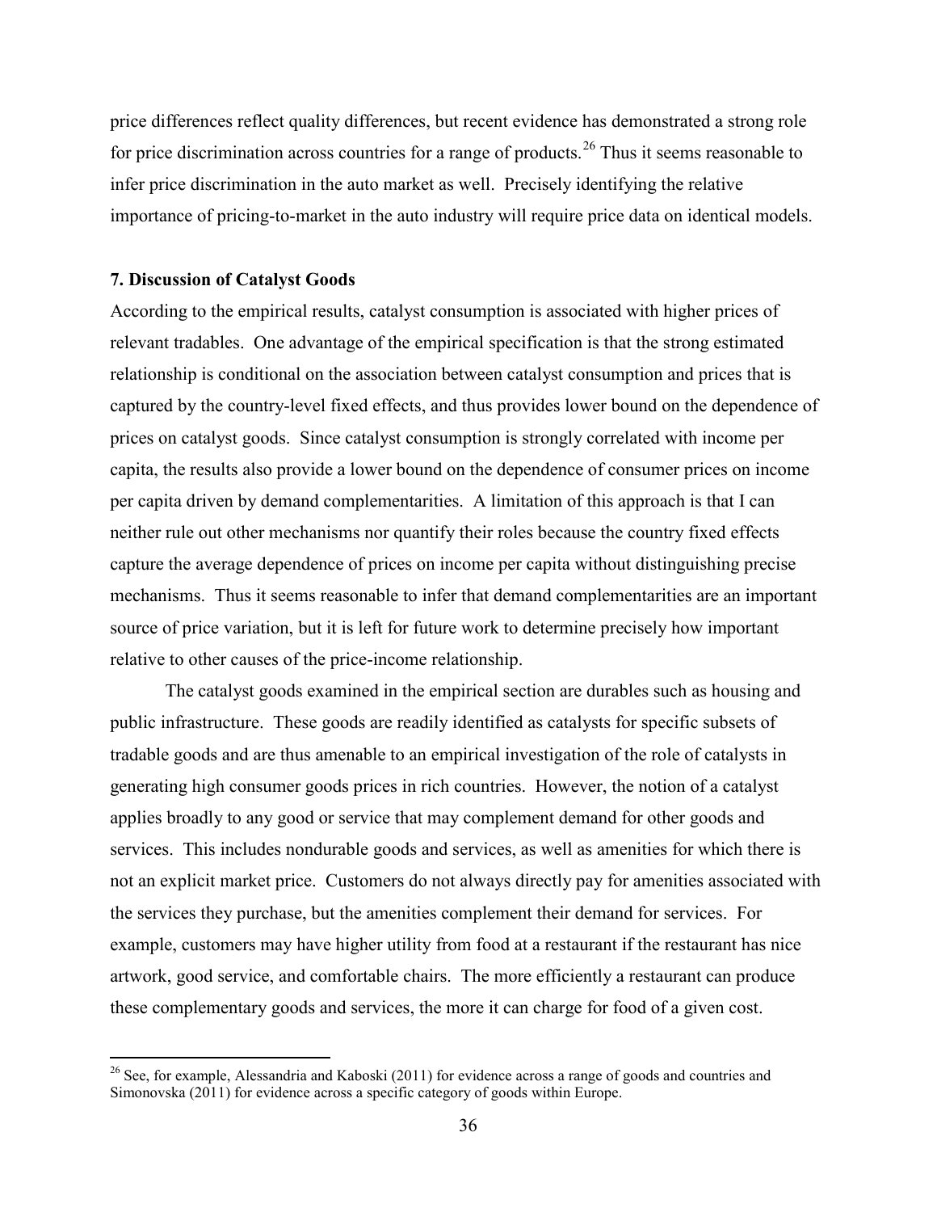price differences reflect quality differences, but recent evidence has demonstrated a strong role for price discrimination across countries for a range of products.[26] Thus it seems reasonable to infer price discrimination in the auto market as well. Precisely identifying the relative importance of pricing-to-market in the auto industry will require price data on identical models.

## 7. Discussion of Catalyst Goods

According to the empirical results, catalyst consumption is associated with higher prices of relevant tradables. One advantage of the empirical specification is that the strong estimated relationship is conditional on the association between catalyst consumption and prices that is captured by the country-level fixed effects, and thus provides lower bound on the dependence of prices on catalyst goods. Since catalyst consumption is strongly correlated with income per capita, the results also provide a lower bound on the dependence of consumer prices on income per capita driven by demand complementarities. A limitation of this approach is that I can neither rule out other mechanisms nor quantify their roles because the country fixed effects capture the average dependence of prices on income per capita without distinguishing precise mechanisms. Thus it seems reasonable to infer that demand complementarities are an important source of price variation, but it is left for future work to determine precisely how important relative to other causes of the price-income relationship.

The catalyst goods examined in the empirical section are durables such as housing and public infrastructure. These goods are readily identified as catalysts for specific subsets of tradable goods and are thus amenable to an empirical investigation of the role of catalysts in generating high consumer goods prices in rich countries. However, the notion of a catalyst applies broadly to any good or service that may complement demand for other goods and services. This includes nondurable goods and services, as well as amenities for which there is not an explicit market price. Customers do not always directly pay for amenities associated with the services they purchase, but the amenities complement their demand for services. For example, customers may have higher utility from food at a restaurant if the restaurant has nice artwork, good service, and comfortable chairs. The more efficiently a restaurant can produce these complementary goods and services, the more it can charge for food of a given cost.

---

[26] See, for example, Alessandria and Kaboski (2011) for evidence across a range of goods and countries and Simonovska (2011) for evidence across a specific category of goods within Europe.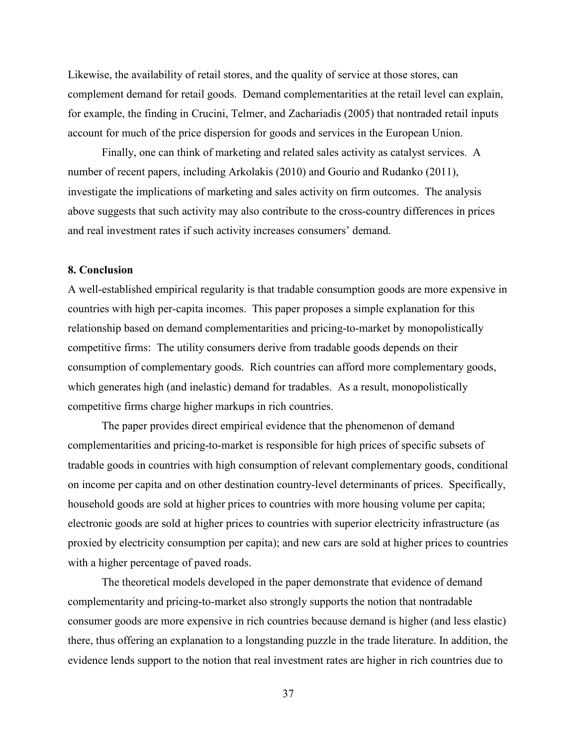Likewise, the availability of retail stores, and the quality of service at those stores, can complement demand for retail goods. Demand complementarities at the retail level can explain, for example, the finding in Crucini, Telmer, and Zachariadis (2005) that nontraded retail inputs account for much of the price dispersion for goods and services in the European Union.

Finally, one can think of marketing and related sales activity as catalyst services. A number of recent papers, including Arkolakis (2010) and Gourio and Rudanko (2011), investigate the implications of marketing and sales activity on firm outcomes. The analysis above suggests that such activity may also contribute to the cross-country differences in prices and real investment rates if such activity increases consumers' demand.

## 8. Conclusion

A well-established empirical regularity is that tradable consumption goods are more expensive in countries with high per-capita incomes. This paper proposes a simple explanation for this relationship based on demand complementarities and pricing-to-market by monopolistically competitive firms: The utility consumers derive from tradable goods depends on their consumption of complementary goods. Rich countries can afford more complementary goods, which generates high (and inelastic) demand for tradables. As a result, monopolistically competitive firms charge higher markups in rich countries.

The paper provides direct empirical evidence that the phenomenon of demand complementarities and pricing-to-market is responsible for high prices of specific subsets of tradable goods in countries with high consumption of relevant complementary goods, conditional on income per capita and on other destination country-level determinants of prices. Specifically, household goods are sold at higher prices to countries with more housing volume per capita; electronic goods are sold at higher prices to countries with superior electricity infrastructure (as proxied by electricity consumption per capita); and new cars are sold at higher prices to countries with a higher percentage of paved roads.

The theoretical models developed in the paper demonstrate that evidence of demand complementarity and pricing-to-market also strongly supports the notion that nontradable consumer goods are more expensive in rich countries because demand is higher (and less elastic) there, thus offering an explanation to a longstanding puzzle in the trade literature. In addition, the evidence lends support to the notion that real investment rates are higher in rich countries due to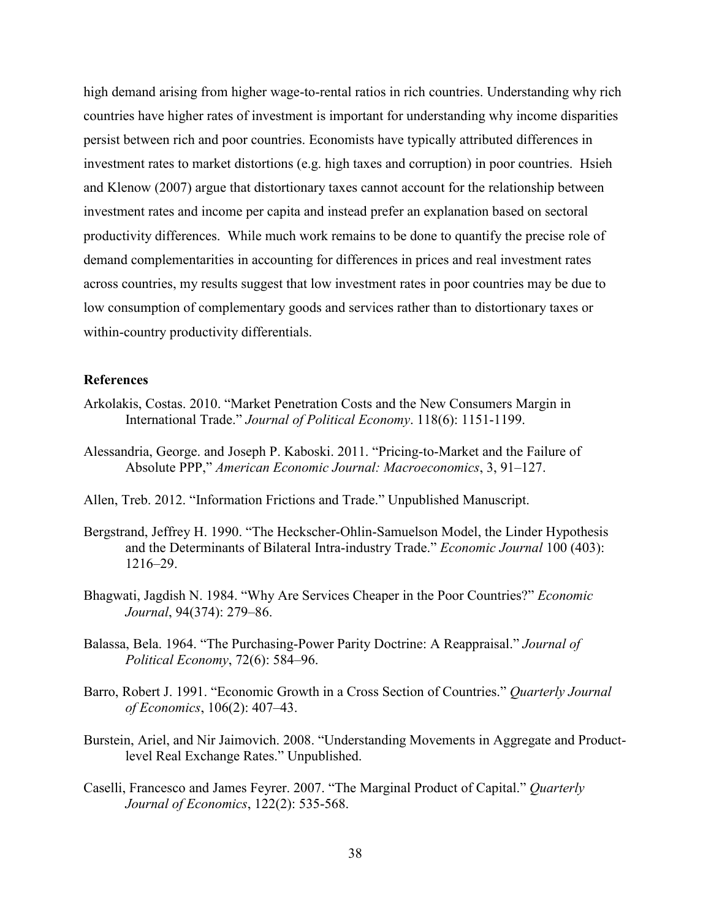high demand arising from higher wage-to-rental ratios in rich countries. Understanding why rich countries have higher rates of investment is important for understanding why income disparities persist between rich and poor countries. Economists have typically attributed differences in investment rates to market distortions (e.g. high taxes and corruption) in poor countries. Hsieh and Klenow (2007) argue that distortionary taxes cannot account for the relationship between investment rates and income per capita and instead prefer an explanation based on sectoral productivity differences. While much work remains to be done to quantify the precise role of demand complementarities in accounting for differences in prices and real investment rates across countries, my results suggest that low investment rates in poor countries may be due to low consumption of complementary goods and services rather than to distortionary taxes or within-country productivity differentials.

**References**

Arkolakis, Costas. 2010. "Market Penetration Costs and the New Consumers Margin in International Trade." *Journal of Political Economy*. 118(6): 1151-1199.

Alessandria, George. and Joseph P. Kaboski. 2011. "Pricing-to-Market and the Failure of Absolute PPP," *American Economic Journal: Macroeconomics*, 3, 91–127.

Allen, Treb. 2012. "Information Frictions and Trade." Unpublished Manuscript.

Bergstrand, Jeffrey H. 1990. "The Heckscher-Ohlin-Samuelson Model, the Linder Hypothesis and the Determinants of Bilateral Intra-industry Trade." *Economic Journal* 100 (403): 1216–29.

Bhagwati, Jagdish N. 1984. "Why Are Services Cheaper in the Poor Countries?" *Economic Journal*, 94(374): 279–86.

Balassa, Bela. 1964. "The Purchasing-Power Parity Doctrine: A Reappraisal." *Journal of Political Economy*, 72(6): 584–96.

Barro, Robert J. 1991. "Economic Growth in a Cross Section of Countries." *Quarterly Journal of Economics*, 106(2): 407–43.

Burstein, Ariel, and Nir Jaimovich. 2008. "Understanding Movements in Aggregate and Product-level Real Exchange Rates." Unpublished.

Caselli, Francesco and James Feyrer. 2007. "The Marginal Product of Capital." *Quarterly Journal of Economics*, 122(2): 535-568.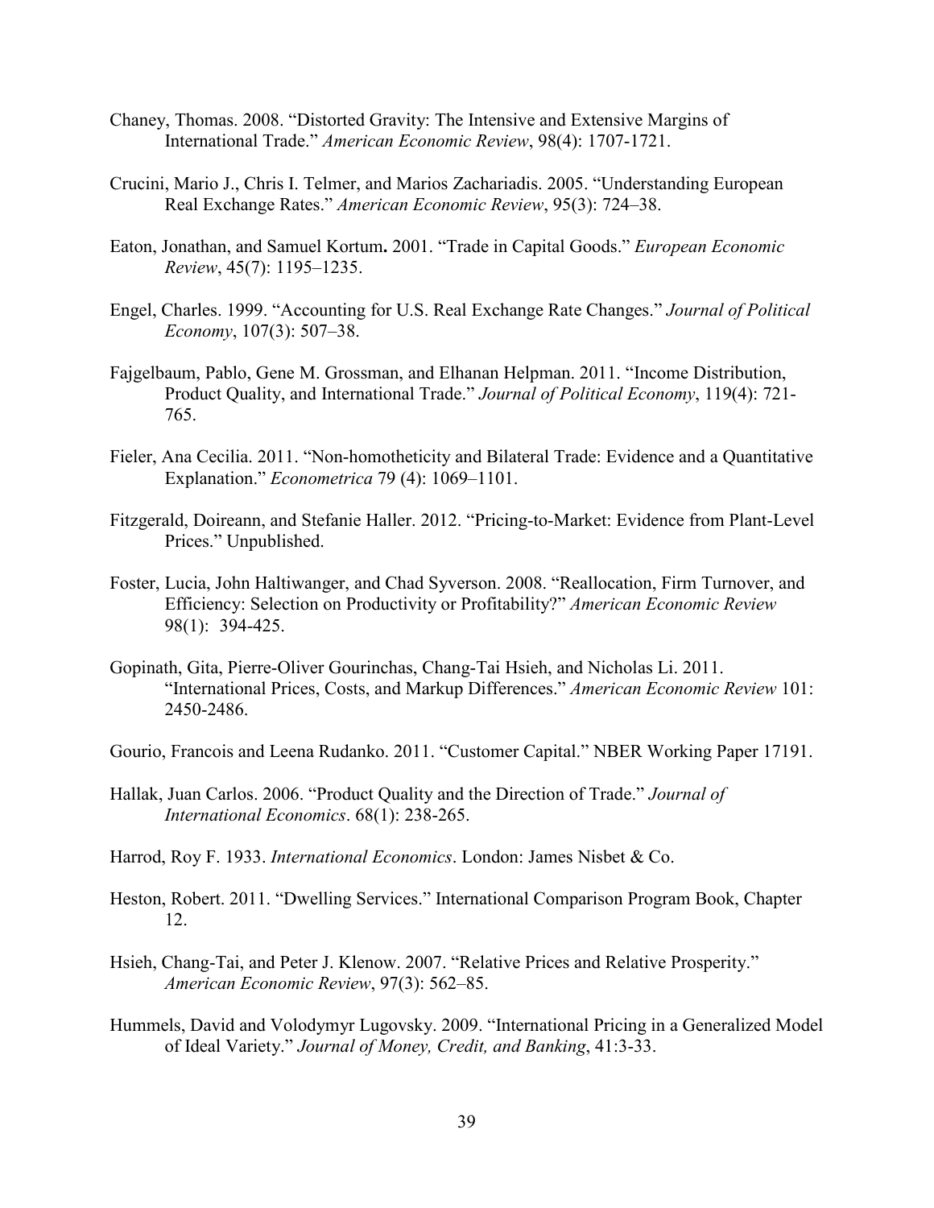Chaney, Thomas. 2008. “Distorted Gravity: The Intensive and Extensive Margins of International Trade.” *American Economic Review*, 98(4): 1707-1721.

Crucini, Mario J., Chris I. Telmer, and Marios Zachariadis. 2005. “Understanding European Real Exchange Rates.” *American Economic Review*, 95(3): 724–38.

Eaton, Jonathan, and Samuel Kortum**.** 2001. “Trade in Capital Goods.” *European Economic Review*, 45(7): 1195–1235.

Engel, Charles. 1999. “Accounting for U.S. Real Exchange Rate Changes.” *Journal of Political Economy*, 107(3): 507–38.

Fajgelbaum, Pablo, Gene M. Grossman, and Elhanan Helpman. 2011. “Income Distribution, Product Quality, and International Trade.” *Journal of Political Economy*, 119(4): 721-765.

Fieler, Ana Cecilia. 2011. “Non-homotheticity and Bilateral Trade: Evidence and a Quantitative Explanation.” *Econometrica* 79 (4): 1069–1101.

Fitzgerald, Doireann, and Stefanie Haller. 2012. “Pricing-to-Market: Evidence from Plant-Level Prices.” Unpublished.

Foster, Lucia, John Haltiwanger, and Chad Syverson. 2008. “Reallocation, Firm Turnover, and Efficiency: Selection on Productivity or Profitability?” *American Economic Review* 98(1): 394-425.

Gopinath, Gita, Pierre-Oliver Gourinchas, Chang-Tai Hsieh, and Nicholas Li. 2011. “International Prices, Costs, and Markup Differences.” *American Economic Review* 101: 2450-2486.

Gourio, Francois and Leena Rudanko. 2011. “Customer Capital.” NBER Working Paper 17191.

Hallak, Juan Carlos. 2006. “Product Quality and the Direction of Trade.” *Journal of International Economics*. 68(1): 238-265.

Harrod, Roy F. 1933. *International Economics*. London: James Nisbet & Co.

Heston, Robert. 2011. “Dwelling Services.” International Comparison Program Book, Chapter 12.

Hsieh, Chang-Tai, and Peter J. Klenow. 2007. “Relative Prices and Relative Prosperity.” *American Economic Review*, 97(3): 562–85.

Hummels, David and Volodymyr Lugovsky. 2009. “International Pricing in a Generalized Model of Ideal Variety.” *Journal of Money, Credit, and Banking*, 41:3-33.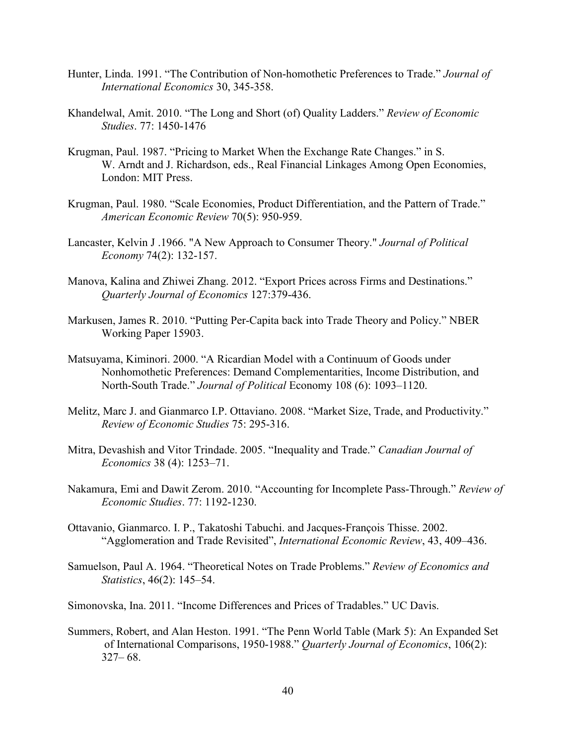Hunter, Linda. 1991. "The Contribution of Non-homothetic Preferences to Trade." *Journal of International Economics* 30, 345-358.

Khandelwal, Amit. 2010. "The Long and Short (of) Quality Ladders." *Review of Economic Studies*. 77: 1450-1476

Krugman, Paul. 1987. "Pricing to Market When the Exchange Rate Changes." in S. W. Arndt and J. Richardson, eds., Real Financial Linkages Among Open Economies, London: MIT Press.

Krugman, Paul. 1980. "Scale Economies, Product Differentiation, and the Pattern of Trade." *American Economic Review* 70(5): 950-959.

Lancaster, Kelvin J .1966. "A New Approach to Consumer Theory." *Journal of Political Economy* 74(2): 132-157.

Manova, Kalina and Zhiwei Zhang. 2012. "Export Prices across Firms and Destinations." *Quarterly Journal of Economics* 127:379-436.

Markusen, James R. 2010. "Putting Per-Capita back into Trade Theory and Policy." NBER Working Paper 15903.

Matsuyama, Kiminori. 2000. "A Ricardian Model with a Continuum of Goods under Nonhomothetic Preferences: Demand Complementarities, Income Distribution, and North-South Trade." *Journal of Political* Economy 108 (6): 1093–1120.

Melitz, Marc J. and Gianmarco I.P. Ottaviano. 2008. "Market Size, Trade, and Productivity." *Review of Economic Studies* 75: 295-316.

Mitra, Devashish and Vitor Trindade. 2005. "Inequality and Trade." *Canadian Journal of Economics* 38 (4): 1253–71.

Nakamura, Emi and Dawit Zerom. 2010. "Accounting for Incomplete Pass-Through." *Review of Economic Studies*. 77: 1192-1230.

Ottavanio, Gianmarco. I. P., Takatoshi Tabuchi. and Jacques-François Thisse. 2002. "Agglomeration and Trade Revisited", *International Economic Review*, 43, 409–436.

Samuelson, Paul A. 1964. "Theoretical Notes on Trade Problems." *Review of Economics and Statistics*, 46(2): 145–54.

Simonovska, Ina. 2011. "Income Differences and Prices of Tradables." UC Davis.

Summers, Robert, and Alan Heston. 1991. "The Penn World Table (Mark 5): An Expanded Set of International Comparisons, 1950-1988." *Quarterly Journal of Economics*, 106(2): 327– 68.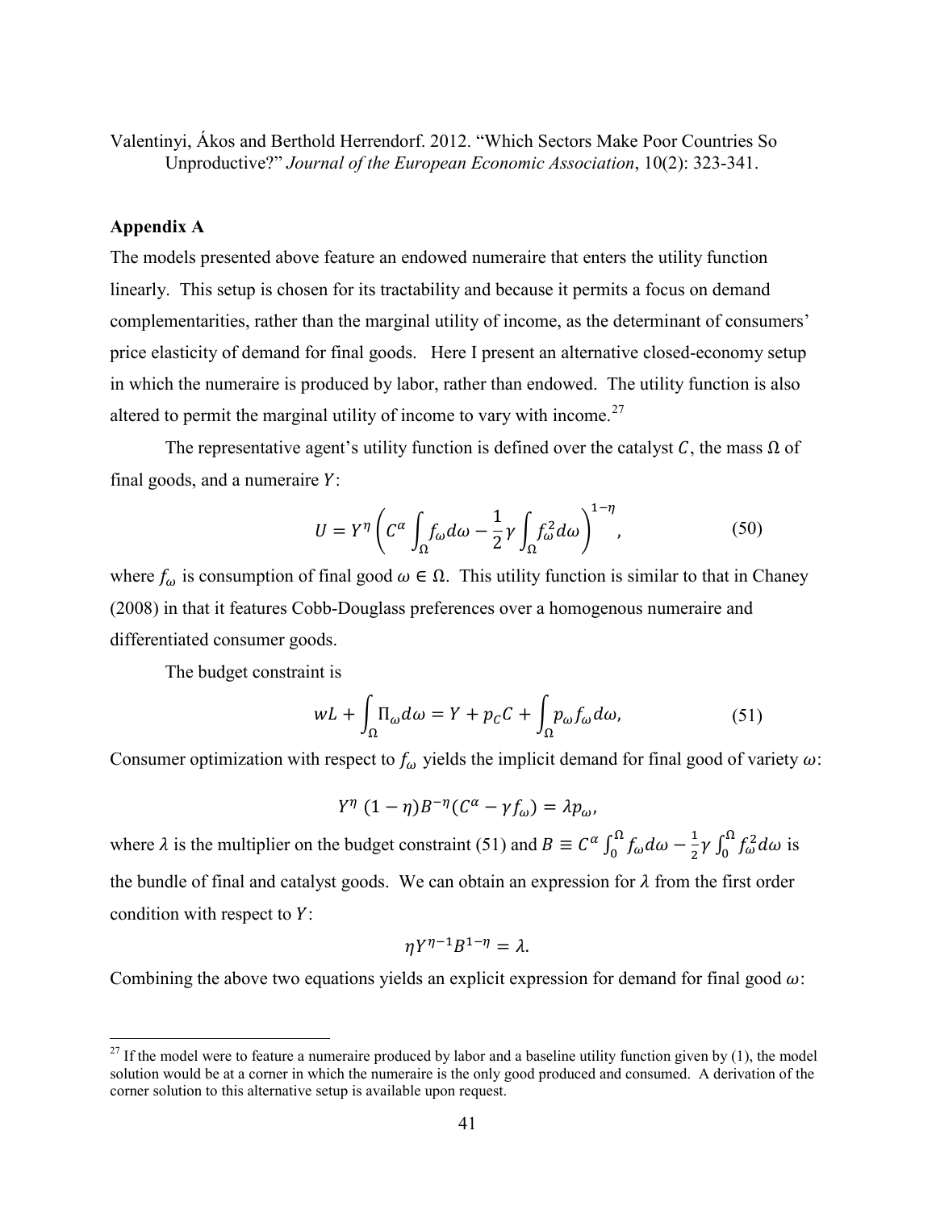Valentinyi, Ákos and Berthold Herrendorf. 2012. "Which Sectors Make Poor Countries So Unproductive?" *Journal of the European Economic Association*, 10(2): 323-341.

**Appendix A**

The models presented above feature an endowed numeraire that enters the utility function linearly. This setup is chosen for its tractability and because it permits a focus on demand complementarities, rather than the marginal utility of income, as the determinant of consumers' price elasticity of demand for final goods. Here I present an alternative closed-economy setup in which the numeraire is produced by labor, rather than endowed. The utility function is also altered to permit the marginal utility of income to vary with income.[27]

The representative agent's utility function is defined over the catalyst $C$, the mass $\Omega$ of final goods, and a numeraire $Y$:

$$U = Y^{\eta}\left(C^{\alpha}\int_{\Omega} f_{\omega}d\omega - \frac{1}{2}\gamma\int_{\Omega} f_{\omega}^{2}d\omega\right)^{1-\eta}, \tag{50}$$

where $f_{\omega}$ is consumption of final good $\omega \in \Omega$. This utility function is similar to that in Chaney (2008) in that it features Cobb-Douglass preferences over a homogenous numeraire and differentiated consumer goods.

The budget constraint is

$$wL + \int_{\Omega} \Pi_{\omega}d\omega = Y + p_{C}C + \int_{\Omega} p_{\omega}f_{\omega}d\omega, \tag{51}$$

Consumer optimization with respect to $f_{\omega}$ yields the implicit demand for final good of variety $\omega$:

$$Y^{\eta}\,(1-\eta)B^{-\eta}(C^{\alpha} - \gamma f_{\omega}) = \lambda p_{\omega},$$

where $\lambda$ is the multiplier on the budget constraint (51) and $B \equiv C^{\alpha}\int_{0}^{\Omega} f_{\omega}d\omega - \frac{1}{2}\gamma\int_{0}^{\Omega} f_{\omega}^{2}d\omega$ is the bundle of final and catalyst goods. We can obtain an expression for $\lambda$ from the first order condition with respect to $Y$:

$$\eta Y^{\eta-1}B^{1-\eta} = \lambda.$$

Combining the above two equations yields an explicit expression for demand for final good $\omega$:

[27] If the model were to feature a numeraire produced by labor and a baseline utility function given by (1), the model solution would be at a corner in which the numeraire is the only good produced and consumed. A derivation of the corner solution to this alternative setup is available upon request.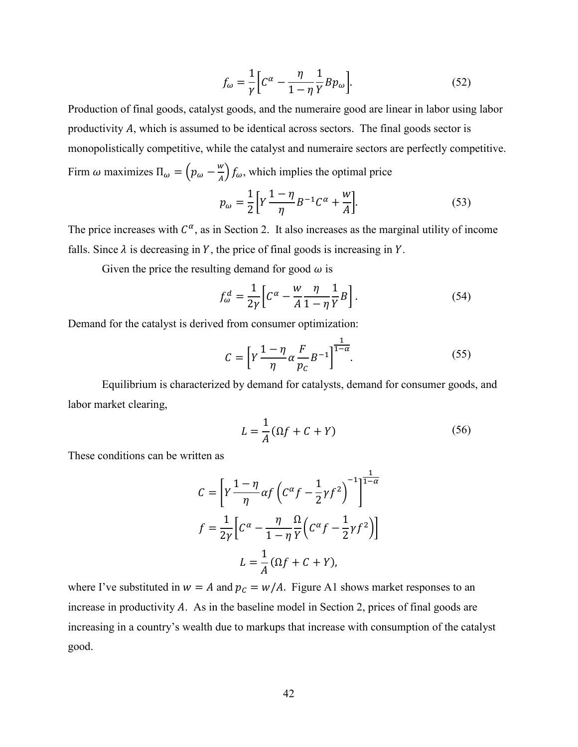$$f_\omega = \frac{1}{\gamma}\left[C^\alpha - \frac{\eta}{1-\eta}\frac{1}{Y}Bp_\omega\right]. \tag{52}$$

Production of final goods, catalyst goods, and the numeraire good are linear in labor using labor productivity $A$, which is assumed to be identical across sectors. The final goods sector is monopolistically competitive, while the catalyst and numeraire sectors are perfectly competitive. Firm $\omega$ maximizes $\Pi_\omega = \left(p_\omega - \frac{w}{A}\right)f_\omega$, which implies the optimal price

$$p_\omega = \frac{1}{2}\left[Y\frac{1-\eta}{\eta}B^{-1}C^\alpha + \frac{w}{A}\right]. \tag{53}$$

The price increases with $C^\alpha$, as in Section 2. It also increases as the marginal utility of income falls. Since $\lambda$ is decreasing in $Y$, the price of final goods is increasing in $Y$.

Given the price the resulting demand for good $\omega$ is

$$f_\omega^d = \frac{1}{2\gamma}\left[C^\alpha - \frac{w}{A}\frac{\eta}{1-\eta}\frac{1}{Y}B\right]. \tag{54}$$

Demand for the catalyst is derived from consumer optimization:

$$C = \left[Y\frac{1-\eta}{\eta}\alpha\frac{F}{p_C}B^{-1}\right]^{\frac{1}{1-\alpha}}. \tag{55}$$

Equilibrium is characterized by demand for catalysts, demand for consumer goods, and labor market clearing,

$$L = \frac{1}{A}(\Omega f + C + Y) \tag{56}$$

These conditions can be written as

$$C = \left[Y\frac{1-\eta}{\eta}\alpha f\left(C^\alpha f - \frac{1}{2}\gamma f^2\right)^{-1}\right]^{\frac{1}{1-\alpha}}$$

$$f = \frac{1}{2\gamma}\left[C^\alpha - \frac{\eta}{1-\eta}\frac{\Omega}{Y}\left(C^\alpha f - \frac{1}{2}\gamma f^2\right)\right]$$

$$L = \frac{1}{A}(\Omega f + C + Y),$$

where I've substituted in $w = A$ and $p_C = w/A$. Figure A1 shows market responses to an increase in productivity $A$. As in the baseline model in Section 2, prices of final goods are increasing in a country's wealth due to markups that increase with consumption of the catalyst good.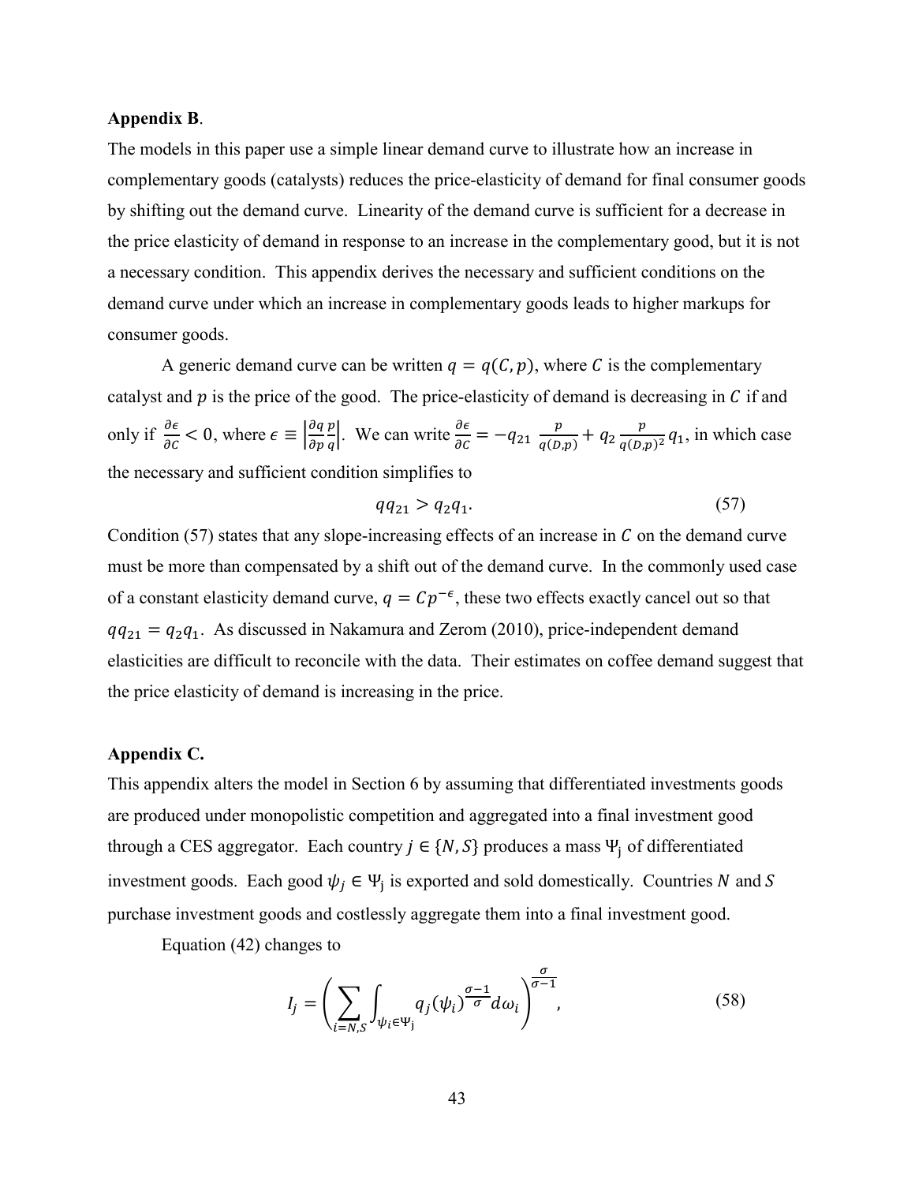**Appendix B**.

The models in this paper use a simple linear demand curve to illustrate how an increase in complementary goods (catalysts) reduces the price-elasticity of demand for final consumer goods by shifting out the demand curve. Linearity of the demand curve is sufficient for a decrease in the price elasticity of demand in response to an increase in the complementary good, but it is not a necessary condition. This appendix derives the necessary and sufficient conditions on the demand curve under which an increase in complementary goods leads to higher markups for consumer goods.

A generic demand curve can be written $q = q(C, p)$, where $C$ is the complementary catalyst and $p$ is the price of the good. The price-elasticity of demand is decreasing in $C$ if and only if $\frac{\partial \epsilon}{\partial C} < 0$, where $\epsilon \equiv \left|\frac{\partial q}{\partial p}\frac{p}{q}\right|$. We can write $\frac{\partial \epsilon}{\partial C} = -q_{21}\ \frac{p}{q(D,p)} + q_2 \frac{p}{q(D,p)^2} q_1$, in which case the necessary and sufficient condition simplifies to

$$qq_{21} > q_2 q_1. \tag{57}$$

Condition (57) states that any slope-increasing effects of an increase in $C$ on the demand curve must be more than compensated by a shift out of the demand curve. In the commonly used case of a constant elasticity demand curve, $q = Cp^{-\epsilon}$, these two effects exactly cancel out so that $qq_{21} = q_2 q_1$. As discussed in Nakamura and Zerom (2010), price-independent demand elasticities are difficult to reconcile with the data. Their estimates on coffee demand suggest that the price elasticity of demand is increasing in the price.

**Appendix C.**

This appendix alters the model in Section 6 by assuming that differentiated investments goods are produced under monopolistic competition and aggregated into a final investment good through a CES aggregator. Each country $j \in \{N, S\}$ produces a mass $\Psi_j$ of differentiated investment goods. Each good $\psi_j \in \Psi_j$ is exported and sold domestically. Countries $N$ and $S$ purchase investment goods and costlessly aggregate them into a final investment good.

Equation (42) changes to

$$I_j = \left(\sum_{i=N,S} \int_{\psi_i \in \Psi_j} q_j(\psi_i)^{\frac{\sigma-1}{\sigma}} d\omega_i\right)^{\frac{\sigma}{\sigma-1}}, \tag{58}$$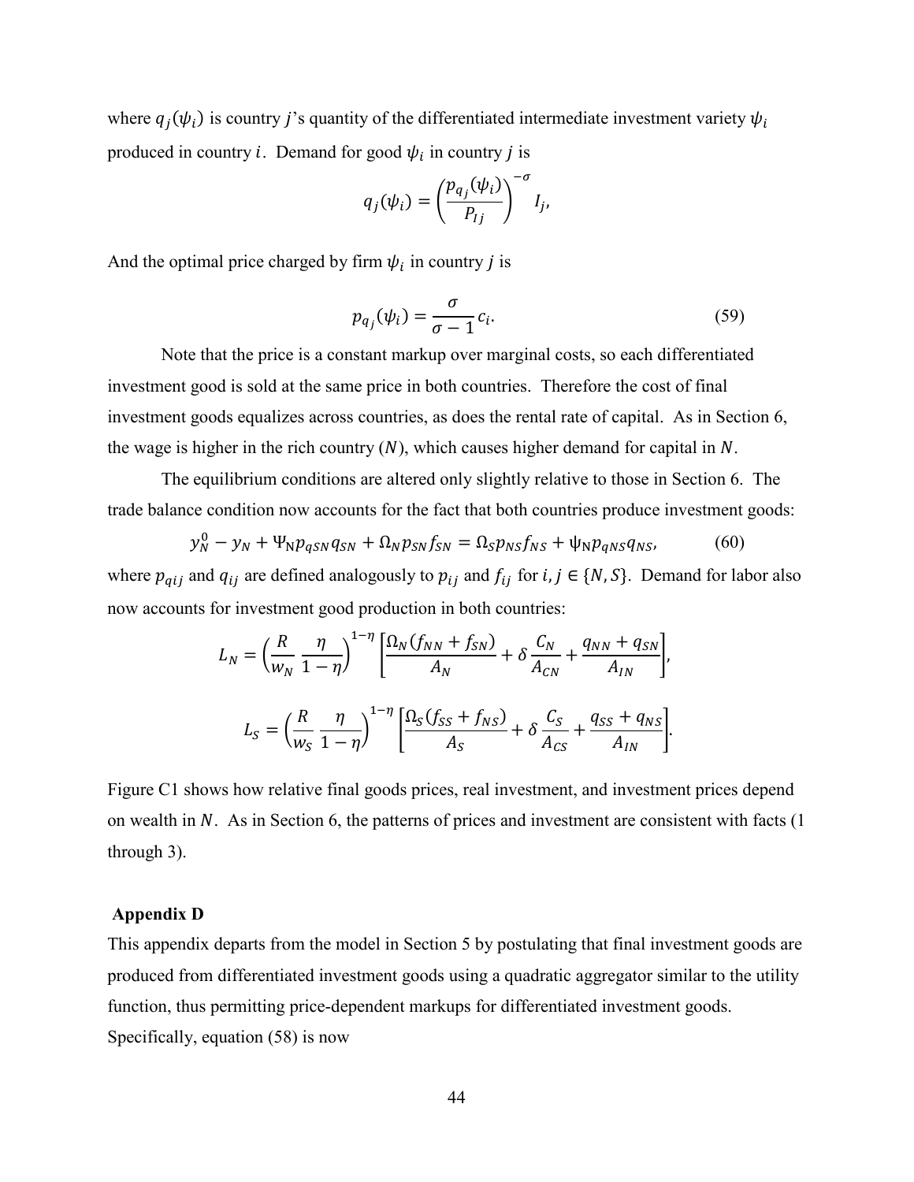where $q_j(\psi_i)$ is country $j$'s quantity of the differentiated intermediate investment variety $\psi_i$ produced in country $i$. Demand for good $\psi_i$ in country $j$ is

$$q_j(\psi_i) = \left(\frac{p_{q_j}(\psi_i)}{P_{Ij}}\right)^{-\sigma} I_j,$$

And the optimal price charged by firm $\psi_i$ in country $j$ is

$$p_{q_j}(\psi_i) = \frac{\sigma}{\sigma - 1} c_i. \tag{59}$$

Note that the price is a constant markup over marginal costs, so each differentiated investment good is sold at the same price in both countries. Therefore the cost of final investment goods equalizes across countries, as does the rental rate of capital. As in Section 6, the wage is higher in the rich country ($N$), which causes higher demand for capital in $N$.

The equilibrium conditions are altered only slightly relative to those in Section 6. The trade balance condition now accounts for the fact that both countries produce investment goods:

$$y_N^0 - y_N + \Psi_N p_{qSN} q_{SN} + \Omega_N p_{SN} f_{SN} = \Omega_S p_{NS} f_{NS} + \psi_N p_{qNS} q_{NS}, \tag{60}$$

where $p_{qij}$ and $q_{ij}$ are defined analogously to $p_{ij}$ and $f_{ij}$ for $i, j \in \{N, S\}$. Demand for labor also now accounts for investment good production in both countries:

$$L_N = \left(\frac{R}{w_N} \frac{\eta}{1-\eta}\right)^{1-\eta} \left[\frac{\Omega_N (f_{NN} + f_{SN})}{A_N} + \delta \frac{C_N}{A_{CN}} + \frac{q_{NN} + q_{SN}}{A_{IN}}\right],$$

$$L_S = \left(\frac{R}{w_S} \frac{\eta}{1-\eta}\right)^{1-\eta} \left[\frac{\Omega_S (f_{SS} + f_{NS})}{A_S} + \delta \frac{C_S}{A_{CS}} + \frac{q_{SS} + q_{NS}}{A_{IN}}\right].$$

Figure C1 shows how relative final goods prices, real investment, and investment prices depend on wealth in $N$. As in Section 6, the patterns of prices and investment are consistent with facts (1 through 3).

## Appendix D

This appendix departs from the model in Section 5 by postulating that final investment goods are produced from differentiated investment goods using a quadratic aggregator similar to the utility function, thus permitting price-dependent markups for differentiated investment goods. Specifically, equation (58) is now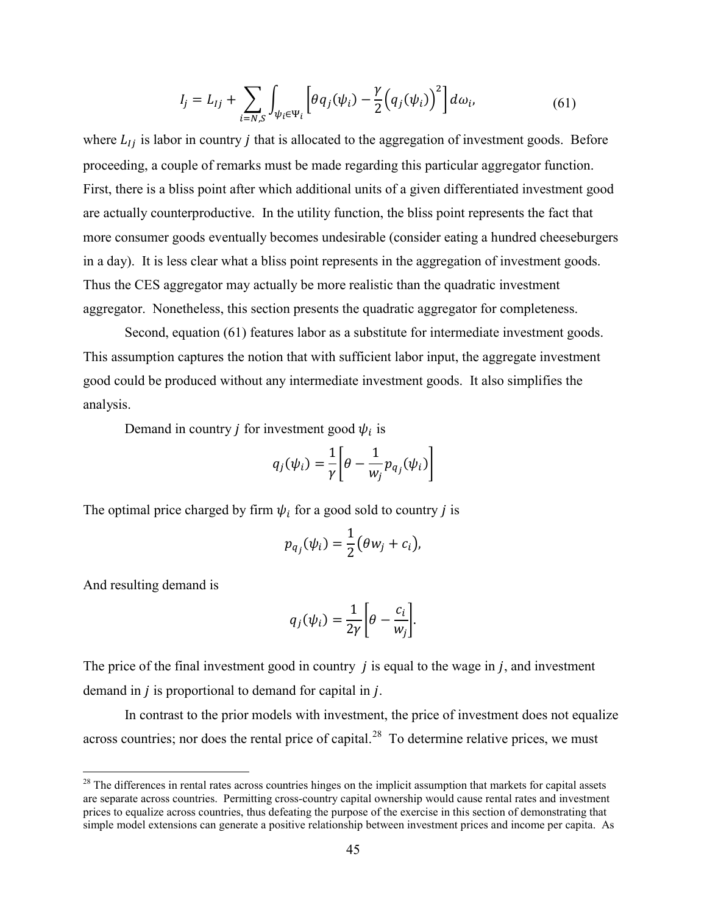$$I_j = L_{Ij} + \sum_{i=N,S} \int_{\psi_i \in \Psi_i} \left[ \theta q_j(\psi_i) - \frac{\gamma}{2} \left( q_j(\psi_i) \right)^2 \right] d\omega_i, \tag{61}$$

where $L_{Ij}$ is labor in country $j$ that is allocated to the aggregation of investment goods. Before proceeding, a couple of remarks must be made regarding this particular aggregator function. First, there is a bliss point after which additional units of a given differentiated investment good are actually counterproductive. In the utility function, the bliss point represents the fact that more consumer goods eventually becomes undesirable (consider eating a hundred cheeseburgers in a day). It is less clear what a bliss point represents in the aggregation of investment goods. Thus the CES aggregator may actually be more realistic than the quadratic investment aggregator. Nonetheless, this section presents the quadratic aggregator for completeness.

Second, equation (61) features labor as a substitute for intermediate investment goods. This assumption captures the notion that with sufficient labor input, the aggregate investment good could be produced without any intermediate investment goods. It also simplifies the analysis.

Demand in country $j$ for investment good $\psi_i$ is

$$q_j(\psi_i) = \frac{1}{\gamma} \left[ \theta - \frac{1}{w_j} p_{q_j}(\psi_i) \right]$$

The optimal price charged by firm $\psi_i$ for a good sold to country $j$ is

$$p_{q_j}(\psi_i) = \frac{1}{2} \left( \theta w_j + c_i \right),$$

And resulting demand is

$$q_j(\psi_i) = \frac{1}{2\gamma} \left[ \theta - \frac{c_i}{w_j} \right].$$

The price of the final investment good in country $j$ is equal to the wage in $j$, and investment demand in $j$ is proportional to demand for capital in $j$.

In contrast to the prior models with investment, the price of investment does not equalize across countries; nor does the rental price of capital.[28] To determine relative prices, we must

[28] The differences in rental rates across countries hinges on the implicit assumption that markets for capital assets are separate across countries. Permitting cross-country capital ownership would cause rental rates and investment prices to equalize across countries, thus defeating the purpose of the exercise in this section of demonstrating that simple model extensions can generate a positive relationship between investment prices and income per capita. As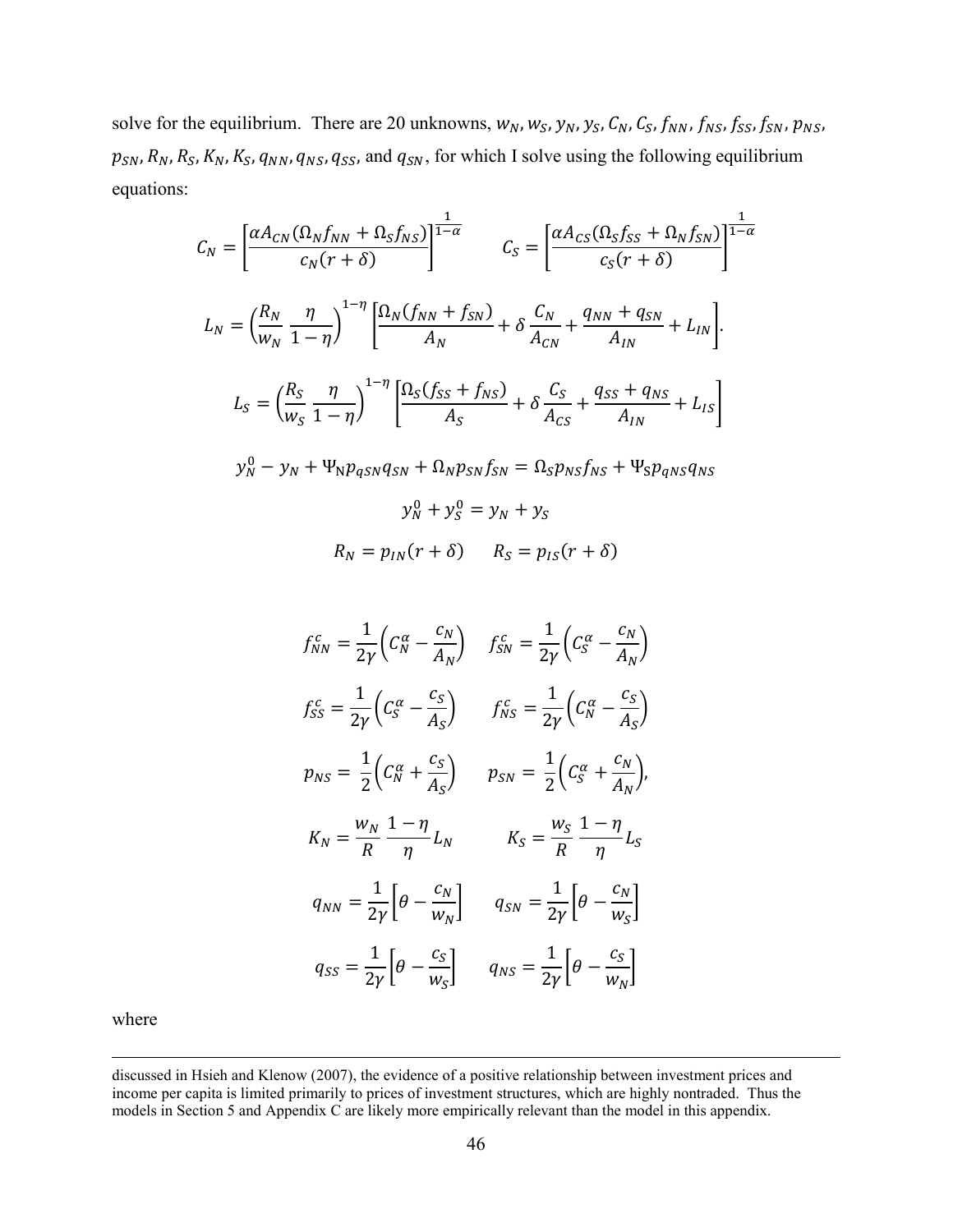solve for the equilibrium. There are 20 unknowns, $w_N$, $w_S$, $y_N$, $y_S$, $C_N$, $C_S$, $f_{NN}$, $f_{NS}$, $f_{SS}$, $f_{SN}$, $p_{NS}$, $p_{SN}$, $R_N$, $R_S$, $K_N$, $K_S$, $q_{NN}$, $q_{NS}$, $q_{SS}$, and $q_{SN}$, for which I solve using the following equilibrium equations:

$$C_N = \left[\frac{\alpha A_{CN}(\Omega_N f_{NN} + \Omega_S f_{NS})}{c_N(r+\delta)}\right]^{\frac{1}{1-\alpha}} \qquad C_S = \left[\frac{\alpha A_{CS}(\Omega_S f_{SS} + \Omega_N f_{SN})}{c_S(r+\delta)}\right]^{\frac{1}{1-\alpha}}$$

$$L_N = \left(\frac{R_N}{w_N}\frac{\eta}{1-\eta}\right)^{1-\eta}\left[\frac{\Omega_N(f_{NN}+f_{SN})}{A_N} + \delta\frac{C_N}{A_{CN}} + \frac{q_{NN}+q_{SN}}{A_{IN}} + L_{IN}\right].$$

$$L_S = \left(\frac{R_S}{w_S}\frac{\eta}{1-\eta}\right)^{1-\eta}\left[\frac{\Omega_S(f_{SS}+f_{NS})}{A_S} + \delta\frac{C_S}{A_{CS}} + \frac{q_{SS}+q_{NS}}{A_{IN}} + L_{IS}\right]$$

$$y_N^0 - y_N + \Psi_N p_{qSN} q_{SN} + \Omega_N p_{SN} f_{SN} = \Omega_S p_{NS} f_{NS} + \Psi_S p_{qNS} q_{NS}$$

$$y_N^0 + y_S^0 = y_N + y_S$$

$$R_N = p_{IN}(r+\delta) \qquad R_S = p_{IS}(r+\delta)$$

$$f_{NN}^c = \frac{1}{2\gamma}\left(C_N^\alpha - \frac{c_N}{A_N}\right) \qquad f_{SN}^c = \frac{1}{2\gamma}\left(C_S^\alpha - \frac{c_N}{A_N}\right)$$

$$f_{SS}^c = \frac{1}{2\gamma}\left(C_S^\alpha - \frac{c_S}{A_S}\right) \qquad f_{NS}^c = \frac{1}{2\gamma}\left(C_N^\alpha - \frac{c_S}{A_S}\right)$$

$$p_{NS} = \frac{1}{2}\left(C_N^\alpha + \frac{c_S}{A_S}\right) \qquad p_{SN} = \frac{1}{2}\left(C_S^\alpha + \frac{c_N}{A_N}\right),$$

$$K_N = \frac{w_N}{R}\frac{1-\eta}{\eta}L_N \qquad K_S = \frac{w_S}{R}\frac{1-\eta}{\eta}L_S$$

$$q_{NN} = \frac{1}{2\gamma}\left[\theta - \frac{c_N}{w_N}\right] \qquad q_{SN} = \frac{1}{2\gamma}\left[\theta - \frac{c_N}{w_S}\right]$$

$$q_{SS} = \frac{1}{2\gamma}\left[\theta - \frac{c_S}{w_S}\right] \qquad q_{NS} = \frac{1}{2\gamma}\left[\theta - \frac{c_S}{w_N}\right]$$

where

---

discussed in Hsieh and Klenow (2007), the evidence of a positive relationship between investment prices and income per capita is limited primarily to prices of investment structures, which are highly nontraded. Thus the models in Section 5 and Appendix C are likely more empirically relevant than the model in this appendix.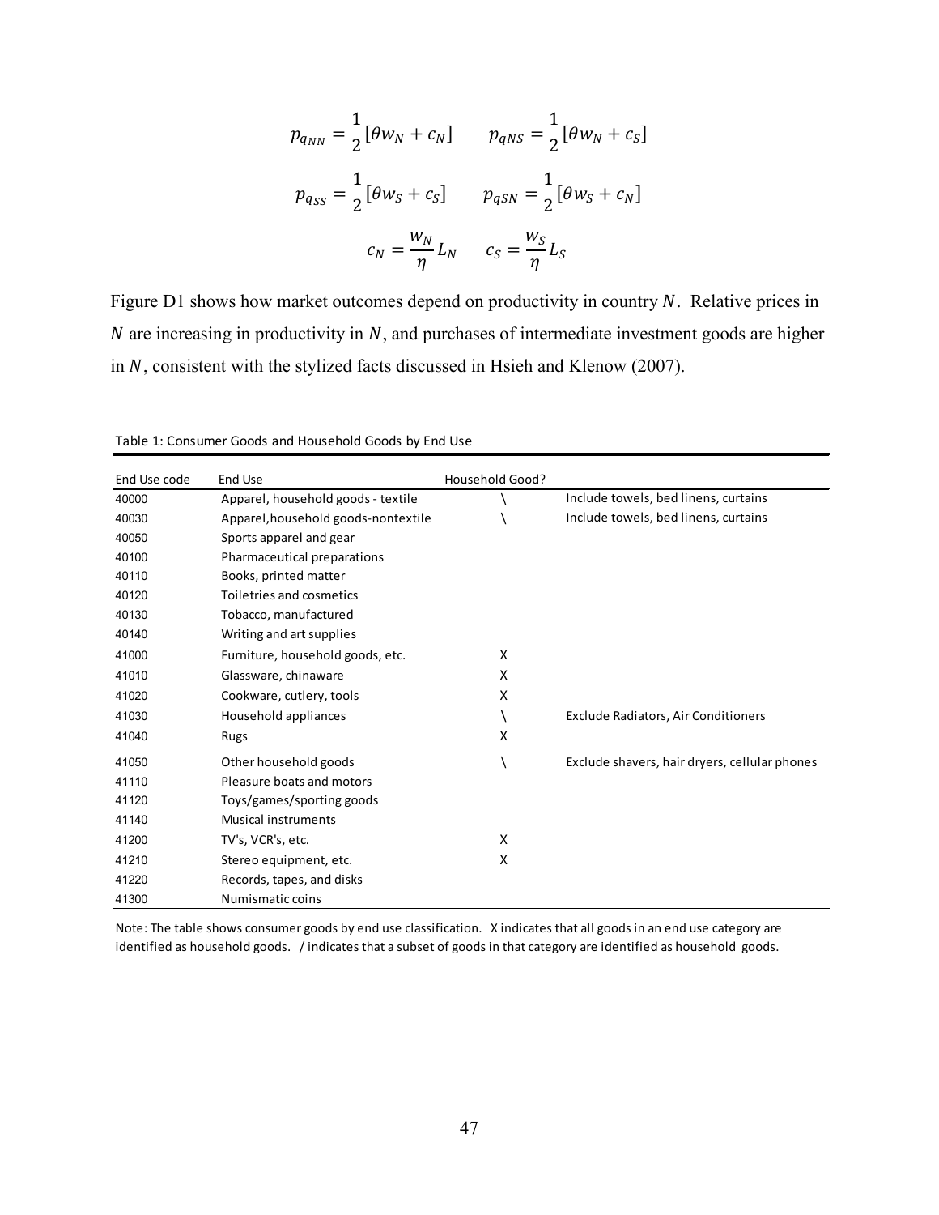$$p_{q_{NN}} = \frac{1}{2}[\theta w_N + c_N] \qquad p_{qNS} = \frac{1}{2}[\theta w_N + c_S]$$

$$p_{q_{SS}} = \frac{1}{2}[\theta w_S + c_S] \qquad p_{qSN} = \frac{1}{2}[\theta w_S + c_N]$$

$$c_N = \frac{w_N}{\eta} L_N \qquad c_S = \frac{w_S}{\eta} L_S$$

Figure D1 shows how market outcomes depend on productivity in country $N$. Relative prices in $N$ are increasing in productivity in $N$, and purchases of intermediate investment goods are higher in $N$, consistent with the stylized facts discussed in Hsieh and Klenow (2007).

Table 1: Consumer Goods and Household Goods by End Use

| End Use code | End Use | Household Good? | |
|---|---|---|---|
| 40000 | Apparel, household goods - textile | \ | Include towels, bed linens, curtains |
| 40030 | Apparel,household goods-nontextile | \ | Include towels, bed linens, curtains |
| 40050 | Sports apparel and gear | | |
| 40100 | Pharmaceutical preparations | | |
| 40110 | Books, printed matter | | |
| 40120 | Toiletries and cosmetics | | |
| 40130 | Tobacco, manufactured | | |
| 40140 | Writing and art supplies | | |
| 41000 | Furniture, household goods, etc. | X | |
| 41010 | Glassware, chinaware | X | |
| 41020 | Cookware, cutlery, tools | X | |
| 41030 | Household appliances | \ | Exclude Radiators, Air Conditioners |
| 41040 | Rugs | X | |
| 41050 | Other household goods | \ | Exclude shavers, hair dryers, cellular phones |
| 41110 | Pleasure boats and motors | | |
| 41120 | Toys/games/sporting goods | | |
| 41140 | Musical instruments | | |
| 41200 | TV's, VCR's, etc. | X | |
| 41210 | Stereo equipment, etc. | X | |
| 41220 | Records, tapes, and disks | | |
| 41300 | Numismatic coins | | |

Note: The table shows consumer goods by end use classification. X indicates that all goods in an end use category are identified as household goods. / indicates that a subset of goods in that category are identified as household goods.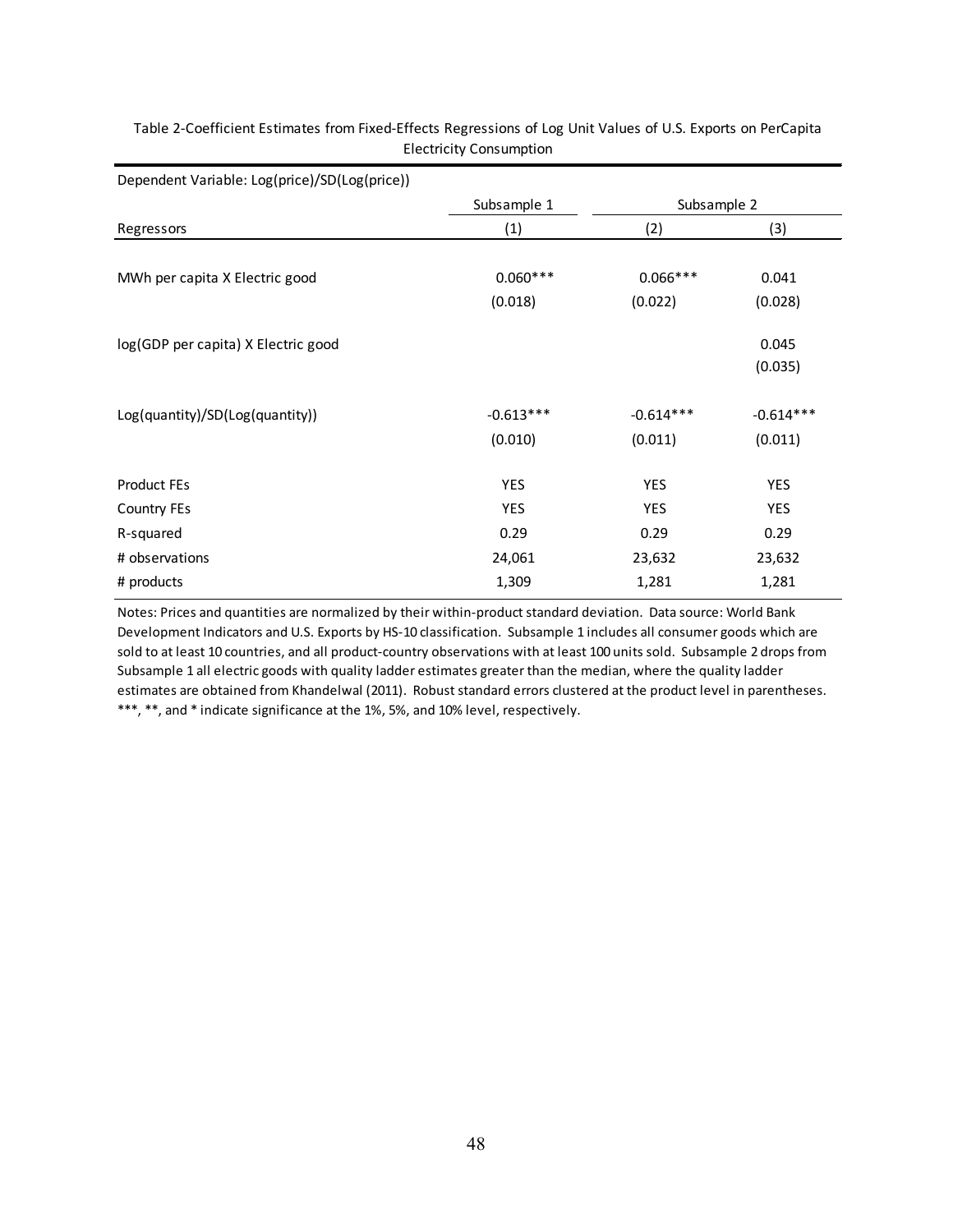Table 2-Coefficient Estimates from Fixed-Effects Regressions of Log Unit Values of U.S. Exports on PerCapita Electricity Consumption

| Dependent Variable: Log(price)/SD(Log(price)) | Subsample 1 | Subsample 2 | |
|---|---|---|---|
| Regressors | (1) | (2) | (3) |
| MWh per capita X Electric good | 0.060*** | 0.066*** | 0.041 |
| | (0.018) | (0.022) | (0.028) |
| log(GDP per capita) X Electric good | | | 0.045 |
| | | | (0.035) |
| Log(quantity)/SD(Log(quantity)) | -0.613*** | -0.614*** | -0.614*** |
| | (0.010) | (0.011) | (0.011) |
| Product FEs | YES | YES | YES |
| Country FEs | YES | YES | YES |
| R-squared | 0.29 | 0.29 | 0.29 |
| # observations | 24,061 | 23,632 | 23,632 |
| # products | 1,309 | 1,281 | 1,281 |

Notes: Prices and quantities are normalized by their within-product standard deviation. Data source: World Bank Development Indicators and U.S. Exports by HS-10 classification. Subsample 1 includes all consumer goods which are sold to at least 10 countries, and all product-country observations with at least 100 units sold. Subsample 2 drops from Subsample 1 all electric goods with quality ladder estimates greater than the median, where the quality ladder estimates are obtained from Khandelwal (2011). Robust standard errors clustered at the product level in parentheses. ***, **, and * indicate significance at the 1%, 5%, and 10% level, respectively.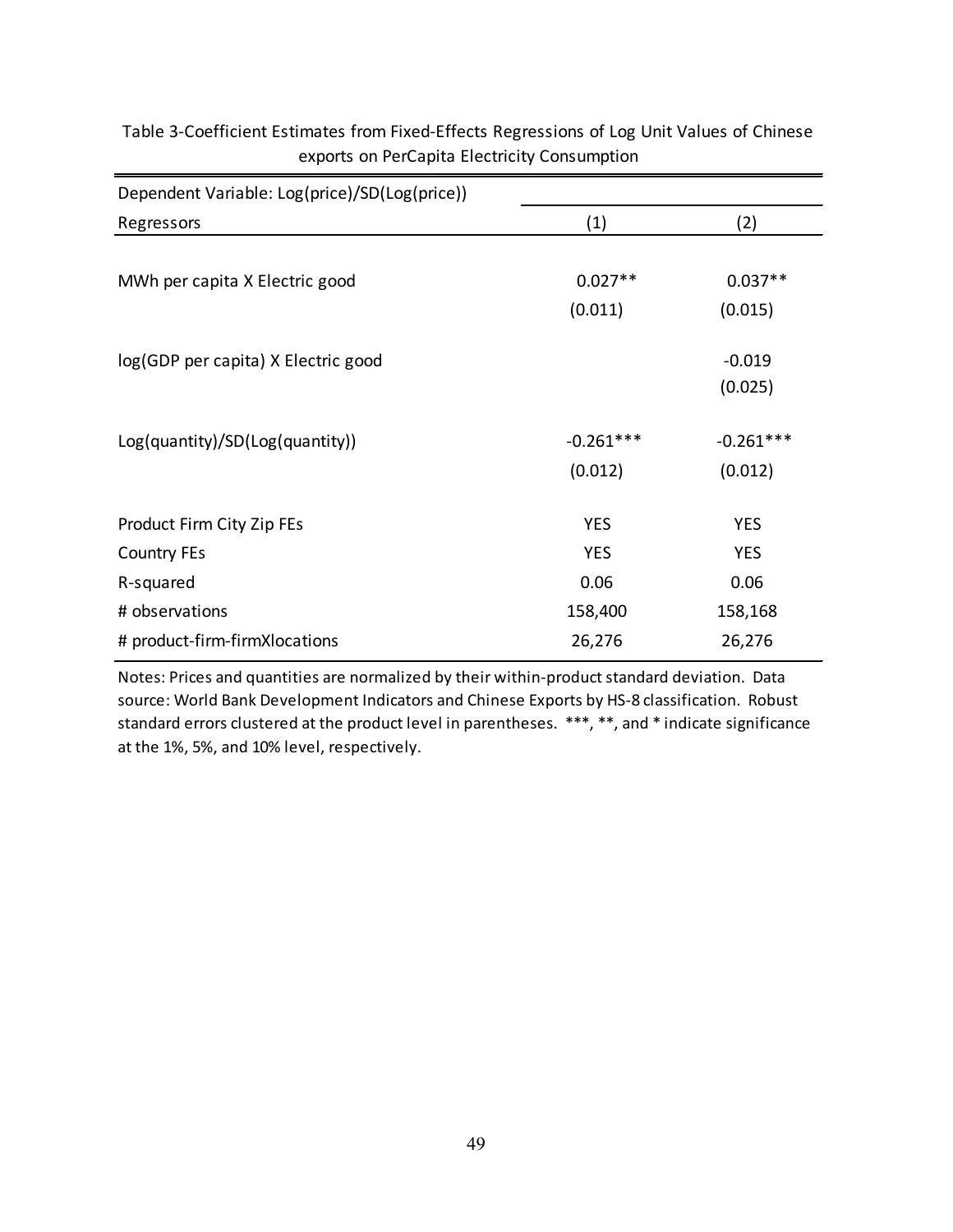Table 3-Coefficient Estimates from Fixed-Effects Regressions of Log Unit Values of Chinese exports on PerCapita Electricity Consumption

| Dependent Variable: Log(price)/SD(Log(price)) | | |
|---|---|---|
| Regressors | (1) | (2) |
| MWh per capita X Electric good | 0.027** | 0.037** |
| | (0.011) | (0.015) |
| log(GDP per capita) X Electric good | | -0.019 |
| | | (0.025) |
| Log(quantity)/SD(Log(quantity)) | -0.261*** | -0.261*** |
| | (0.012) | (0.012) |
| Product Firm City Zip FEs | YES | YES |
| Country FEs | YES | YES |
| R-squared | 0.06 | 0.06 |
| # observations | 158,400 | 158,168 |
| # product-firm-firmXlocations | 26,276 | 26,276 |

Notes: Prices and quantities are normalized by their within-product standard deviation. Data source: World Bank Development Indicators and Chinese Exports by HS-8 classification. Robust standard errors clustered at the product level in parentheses. ***, **, and * indicate significance at the 1%, 5%, and 10% level, respectively.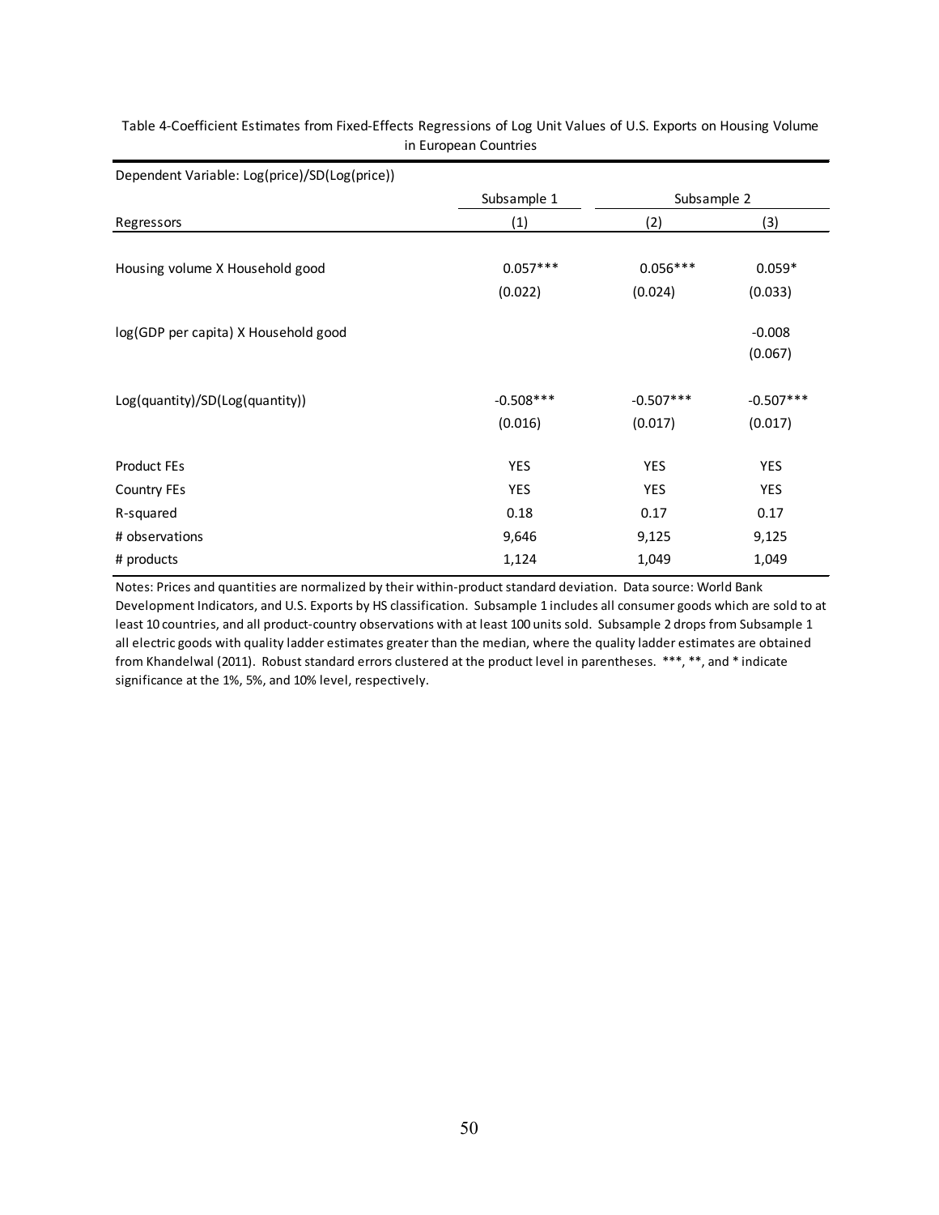Table 4-Coefficient Estimates from Fixed-Effects Regressions of Log Unit Values of U.S. Exports on Housing Volume in European Countries

| Dependent Variable: Log(price)/SD(Log(price)) | Subsample 1 | Subsample 2 | |
|---|---|---|---|
| Regressors | (1) | (2) | (3) |
| Housing volume X Household good | 0.057*** | 0.056*** | 0.059* |
| | (0.022) | (0.024) | (0.033) |
| log(GDP per capita) X Household good | | | -0.008 |
| | | | (0.067) |
| Log(quantity)/SD(Log(quantity)) | -0.508*** | -0.507*** | -0.507*** |
| | (0.016) | (0.017) | (0.017) |
| Product FEs | YES | YES | YES |
| Country FEs | YES | YES | YES |
| R-squared | 0.18 | 0.17 | 0.17 |
| # observations | 9,646 | 9,125 | 9,125 |
| # products | 1,124 | 1,049 | 1,049 |

Notes: Prices and quantities are normalized by their within-product standard deviation. Data source: World Bank Development Indicators, and U.S. Exports by HS classification. Subsample 1 includes all consumer goods which are sold to at least 10 countries, and all product-country observations with at least 100 units sold. Subsample 2 drops from Subsample 1 all electric goods with quality ladder estimates greater than the median, where the quality ladder estimates are obtained from Khandelwal (2011). Robust standard errors clustered at the product level in parentheses. ***, **, and * indicate significance at the 1%, 5%, and 10% level, respectively.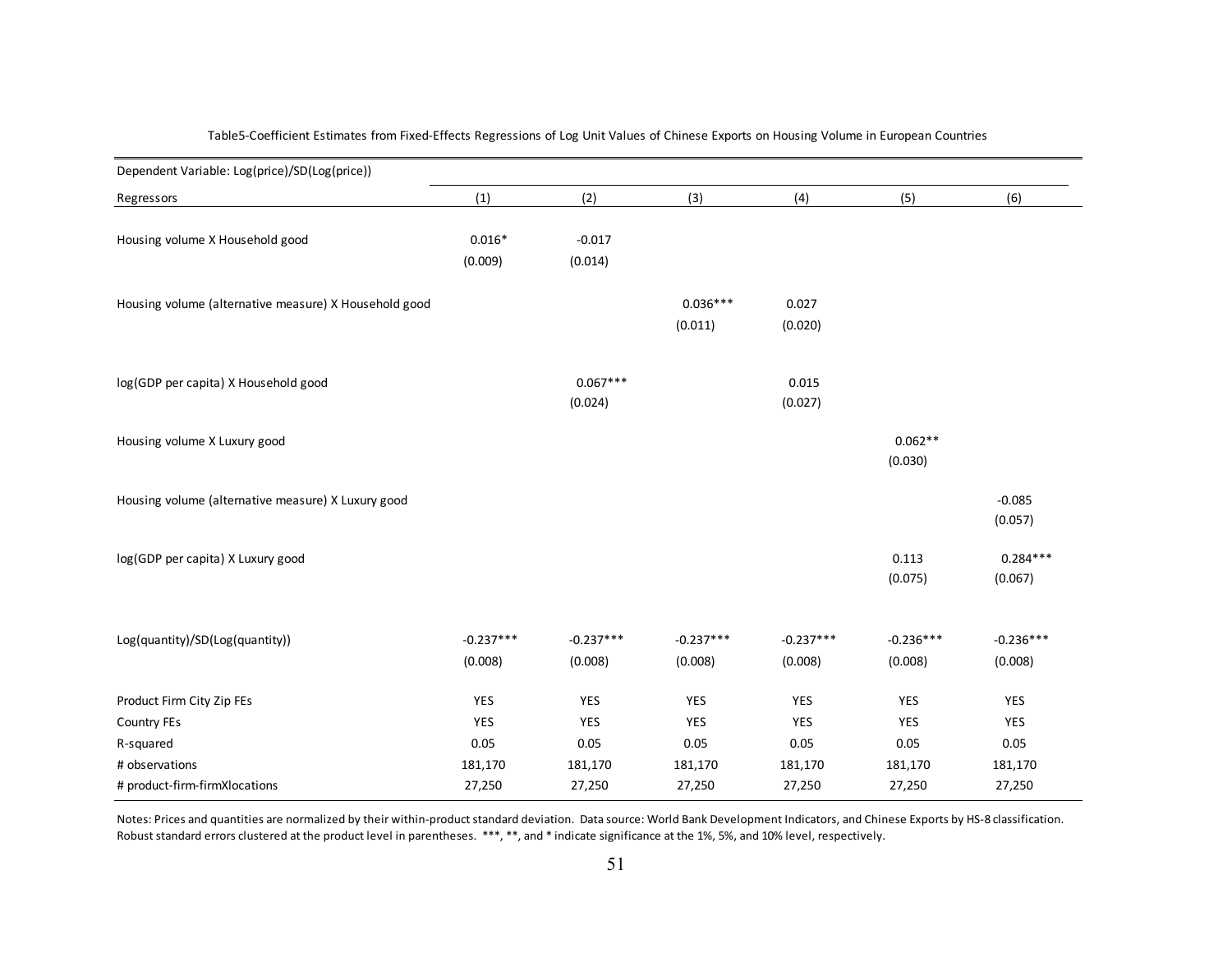Table5-Coefficient Estimates from Fixed-Effects Regressions of Log Unit Values of Chinese Exports on Housing Volume in European Countries

| Dependent Variable: Log(price)/SD(Log(price)) | | | | | | |
|---|---|---|---|---|---|---|
| Regressors | (1) | (2) | (3) | (4) | (5) | (6) |
| Housing volume X Household good | 0.016* | -0.017 | | | | |
| | (0.009) | (0.014) | | | | |
| Housing volume (alternative measure) X Household good | | | 0.036*** | 0.027 | | |
| | | | (0.011) | (0.020) | | |
| log(GDP per capita) X Household good | | 0.067*** | | 0.015 | | |
| | | (0.024) | | (0.027) | | |
| Housing volume X Luxury good | | | | | 0.062** | |
| | | | | | (0.030) | |
| Housing volume (alternative measure) X Luxury good | | | | | | -0.085 |
| | | | | | | (0.057) |
| log(GDP per capita) X Luxury good | | | | | 0.113 | 0.284*** |
| | | | | | (0.075) | (0.067) |
| Log(quantity)/SD(Log(quantity)) | -0.237*** | -0.237*** | -0.237*** | -0.237*** | -0.236*** | -0.236*** |
| | (0.008) | (0.008) | (0.008) | (0.008) | (0.008) | (0.008) |
| Product Firm City Zip FEs | YES | YES | YES | YES | YES | YES |
| Country FEs | YES | YES | YES | YES | YES | YES |
| R-squared | 0.05 | 0.05 | 0.05 | 0.05 | 0.05 | 0.05 |
| # observations | 181,170 | 181,170 | 181,170 | 181,170 | 181,170 | 181,170 |
| # product-firm-firmXlocations | 27,250 | 27,250 | 27,250 | 27,250 | 27,250 | 27,250 |

Notes: Prices and quantities are normalized by their within-product standard deviation. Data source: World Bank Development Indicators, and Chinese Exports by HS-8 classification. Robust standard errors clustered at the product level in parentheses. ***, **, and * indicate significance at the 1%, 5%, and 10% level, respectively.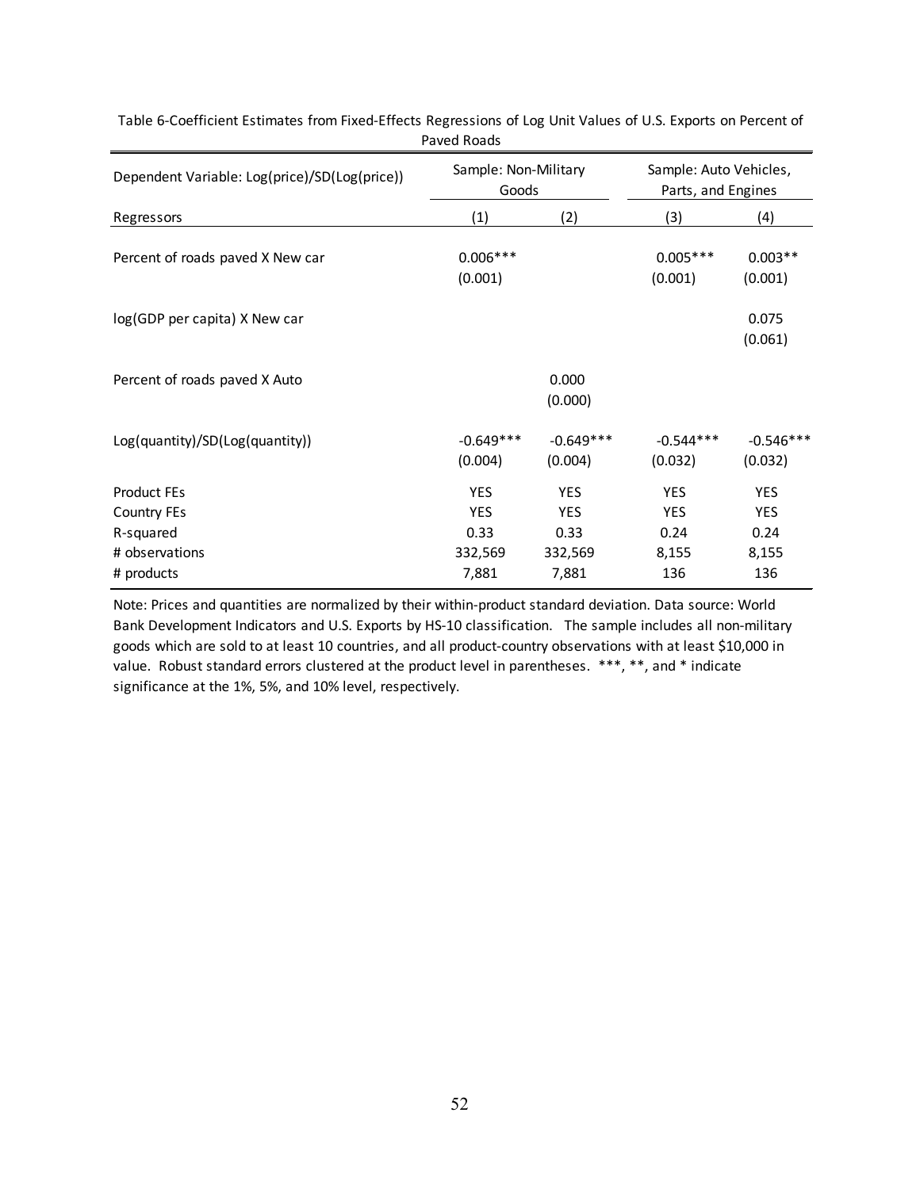Table 6-Coefficient Estimates from Fixed-Effects Regressions of Log Unit Values of U.S. Exports on Percent of Paved Roads

| Dependent Variable: Log(price)/SD(Log(price)) | Sample: Non-Military Goods | | Sample: Auto Vehicles, Parts, and Engines | |
|---|---|---|---|---|
| Regressors | (1) | (2) | (3) | (4) |
| Percent of roads paved X New car | 0.006*** | | 0.005*** | 0.003** |
| | (0.001) | | (0.001) | (0.001) |
| log(GDP per capita) X New car | | | | 0.075 |
| | | | | (0.061) |
| Percent of roads paved X Auto | | 0.000 | | |
| | | (0.000) | | |
| Log(quantity)/SD(Log(quantity)) | -0.649*** | -0.649*** | -0.544*** | -0.546*** |
| | (0.004) | (0.004) | (0.032) | (0.032) |
| Product FEs | YES | YES | YES | YES |
| Country FEs | YES | YES | YES | YES |
| R-squared | 0.33 | 0.33 | 0.24 | 0.24 |
| # observations | 332,569 | 332,569 | 8,155 | 8,155 |
| # products | 7,881 | 7,881 | 136 | 136 |

Note: Prices and quantities are normalized by their within-product standard deviation. Data source: World Bank Development Indicators and U.S. Exports by HS-10 classification. The sample includes all non-military goods which are sold to at least 10 countries, and all product-country observations with at least $10,000 in value. Robust standard errors clustered at the product level in parentheses. ***, **, and * indicate significance at the 1%, 5%, and 10% level, respectively.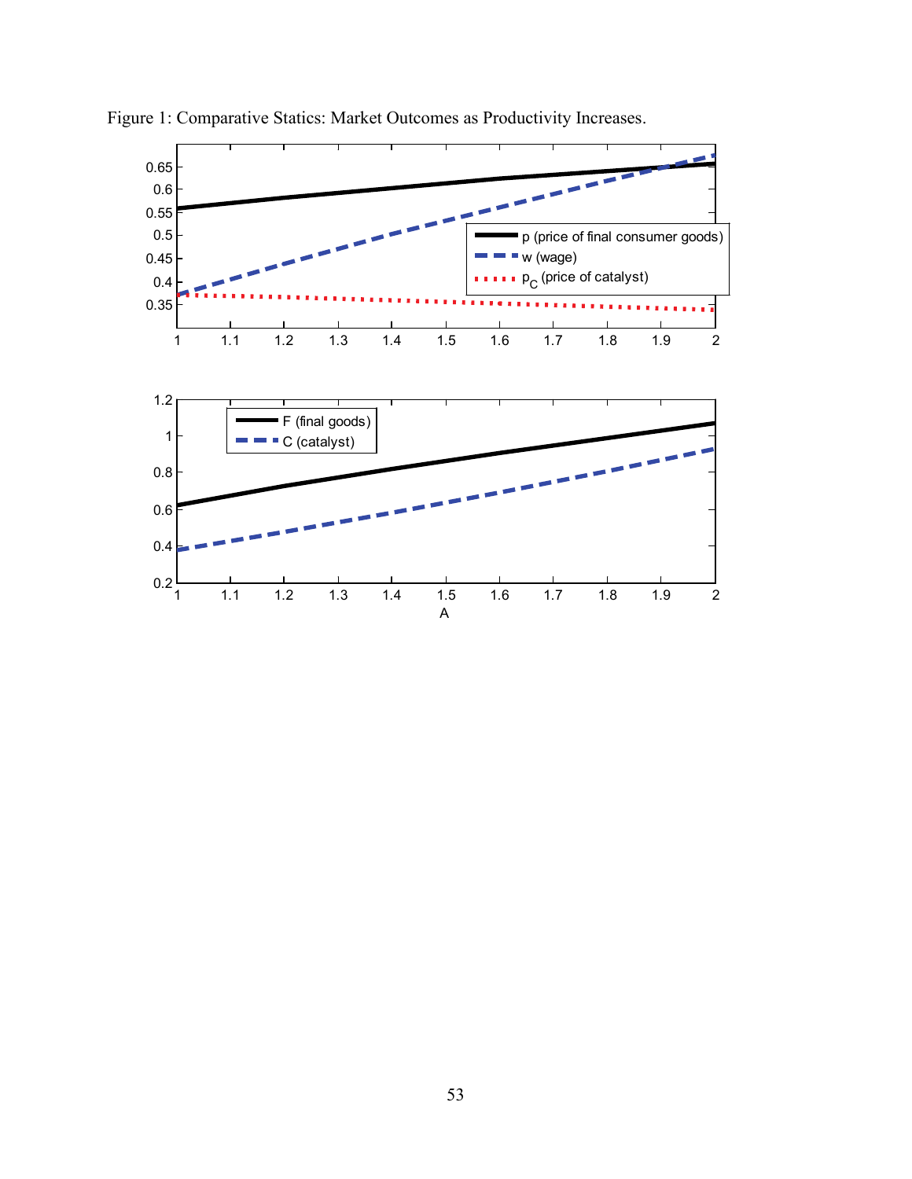Figure 1: Comparative Statics: Market Outcomes as Productivity Increases.

0.65
0.6
0.55
0.5
0.45
0.4
0.35

1 1.1 1.2 1.3 1.4 1.5 1.6 1.7 1.8 1.9 2

p (price of final consumer goods)
w (wage)
$p_C$ (price of catalyst)

1.2
1
0.8
0.6
0.4
0.2

1 1.1 1.2 1.3 1.4 1.5 1.6 1.7 1.8 1.9 2

A

F (final goods)
C (catalyst)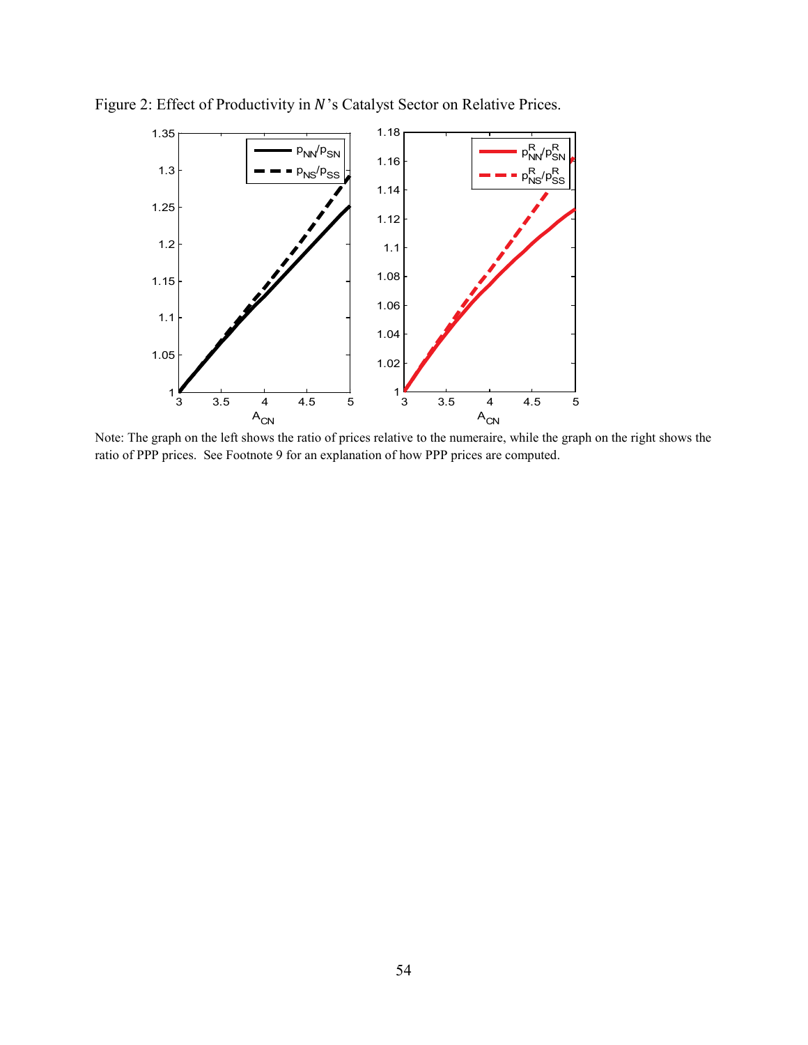Figure 2: Effect of Productivity in $N$'s Catalyst Sector on Relative Prices.

1.35
1.3
1.25
1.2
1.15
1.1
1.05
1
3 3.5 4 4.5 5
$A_{CN}$

$p_{NN}/p_{SN}$
$p_{NS}/p_{SS}$

1.18
1.16
1.14
1.12
1.1
1.08
1.06
1.04
1.02
1
3 3.5 4 4.5 5
$A_{CN}$

$p^R_{NN}/p^R_{SN}$
$p^R_{NS}/p^R_{SS}$

Note: The graph on the left shows the ratio of prices relative to the numeraire, while the graph on the right shows the ratio of PPP prices. See Footnote 9 for an explanation of how PPP prices are computed.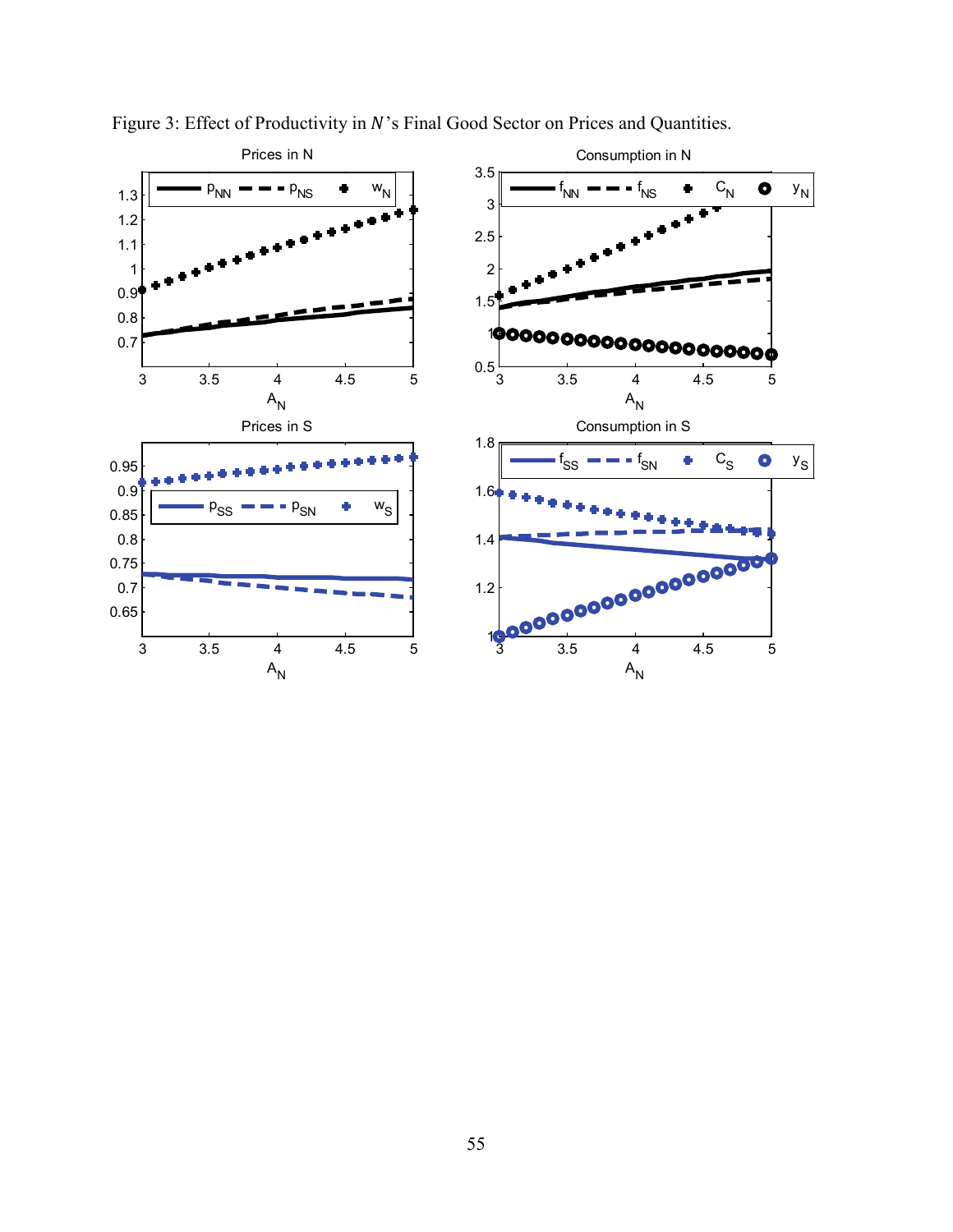Figure 3: Effect of Productivity in $N$'s Final Good Sector on Prices and Quantities.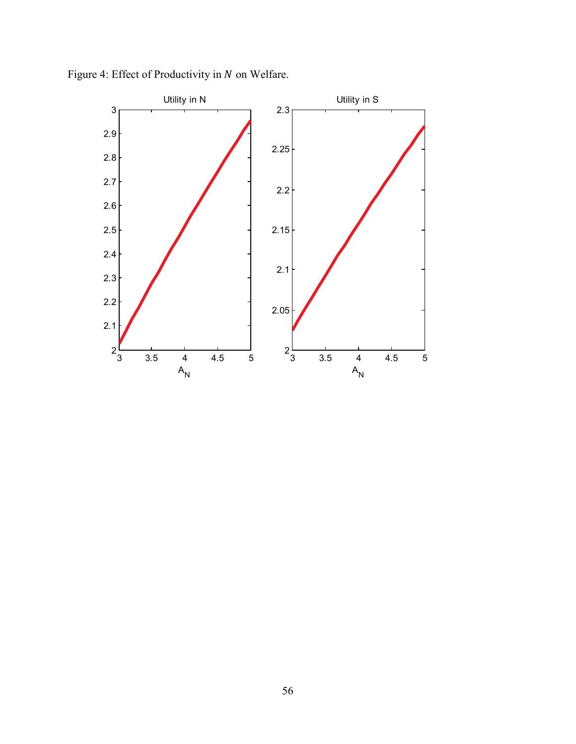Figure 4: Effect of Productivity in $N$ on Welfare.

Utility in N

3
2.9
2.8
2.7
2.6
2.5
2.4
2.3
2.2
2.1
2
3 3.5 4 4.5 5
$A_N$

Utility in S

2.3
2.25
2.2
2.15
2.1
2.05
2
3 3.5 4 4.5 5
$A_N$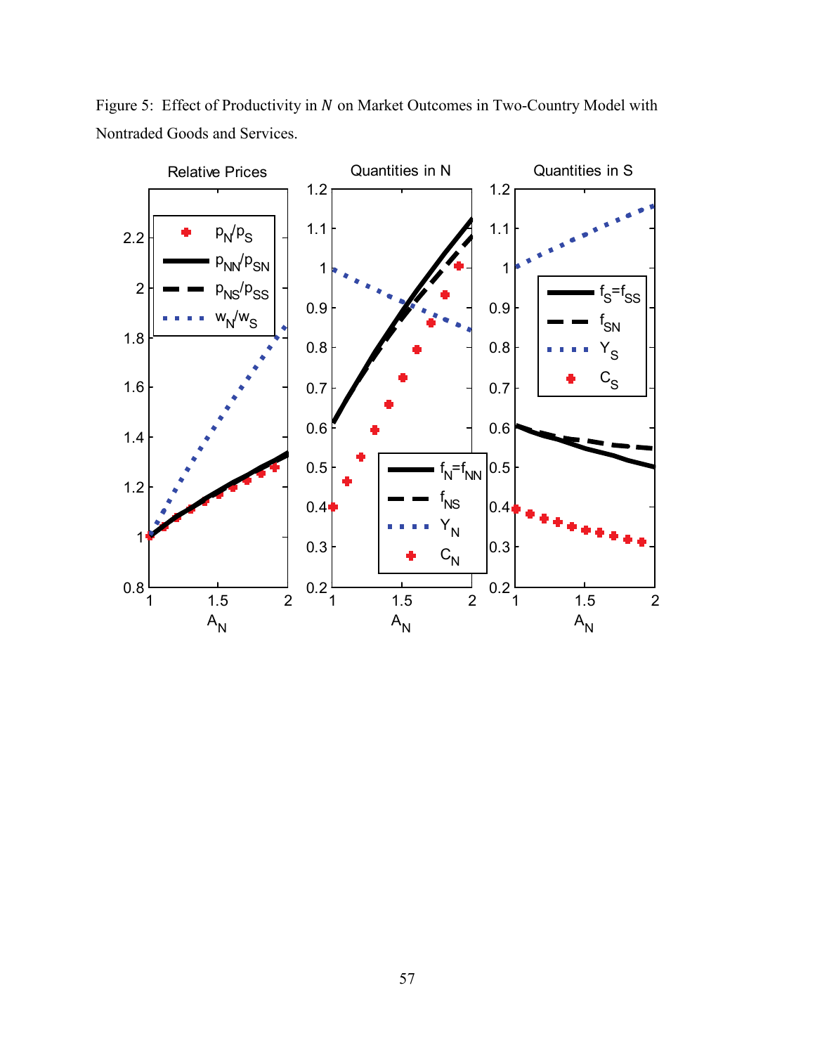Figure 5: Effect of Productivity in $N$ on Market Outcomes in Two-Country Model with Nontraded Goods and Services.

Relative Prices

$p_N/p_S$

$p_{NN}/p_{SN}$

$p_{NS}/p_{SS}$

$w_N/w_S$

0.8
1
1.2
1.4
1.6
1.8
2
2.2

1
1.5
2

$A_N$

Quantities in N

$f_N=f_{NN}$

$f_{NS}$

$Y_N$

$C_N$

0.2
0.3
0.4
0.5
0.6
0.7
0.8
0.9
1
1.1
1.2

1
1.5
2

$A_N$

Quantities in S

$f_S=f_{SS}$

$f_{SN}$

$Y_S$

$C_S$

0.2
0.3
0.4
0.5
0.6
0.7
0.8
0.9
1
1.1
1.2

1
1.5
2

$A_N$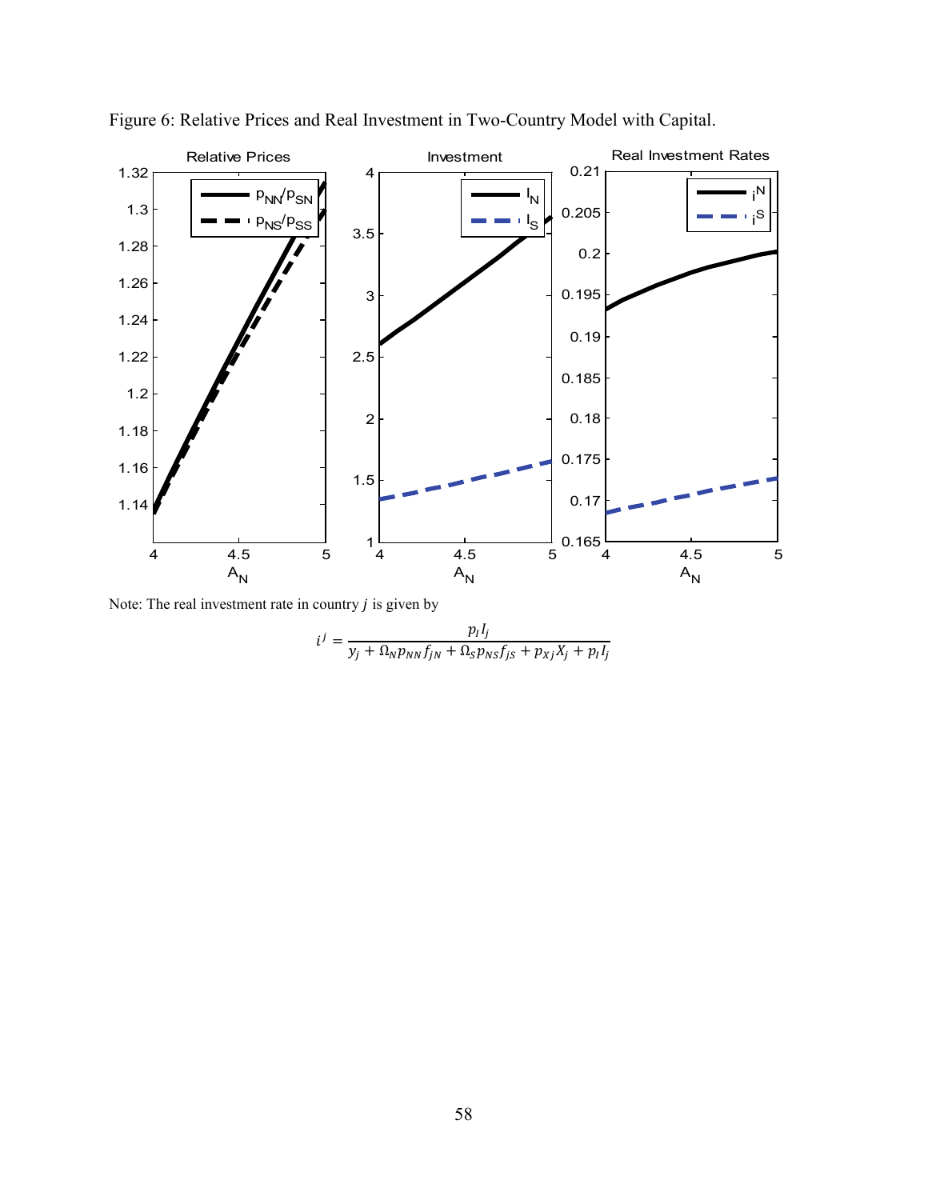Figure 6: Relative Prices and Real Investment in Two-Country Model with Capital.

Relative Prices

$p_{NN}/p_{SN}$

$p_{NS}/p_{SS}$

1.32
1.3
1.28
1.26
1.24
1.22
1.2
1.18
1.16
1.14

4
4.5
5

$A_N$

Investment

$I_N$

$I_S$

4
3.5
3
2.5
2
1.5
1

4
4.5
5

$A_N$

Real Investment Rates

$i^N$

$i^S$

0.21
0.205
0.2
0.195
0.19
0.185
0.18
0.175
0.17
0.165

4
4.5
5

$A_N$

Note: The real investment rate in country $j$ is given by

$$i^j = \frac{p_I I_j}{y_j + \Omega_N p_{NN} f_{jN} + \Omega_S p_{NS} f_{jS} + p_{Xj} X_j + p_I I_j}$$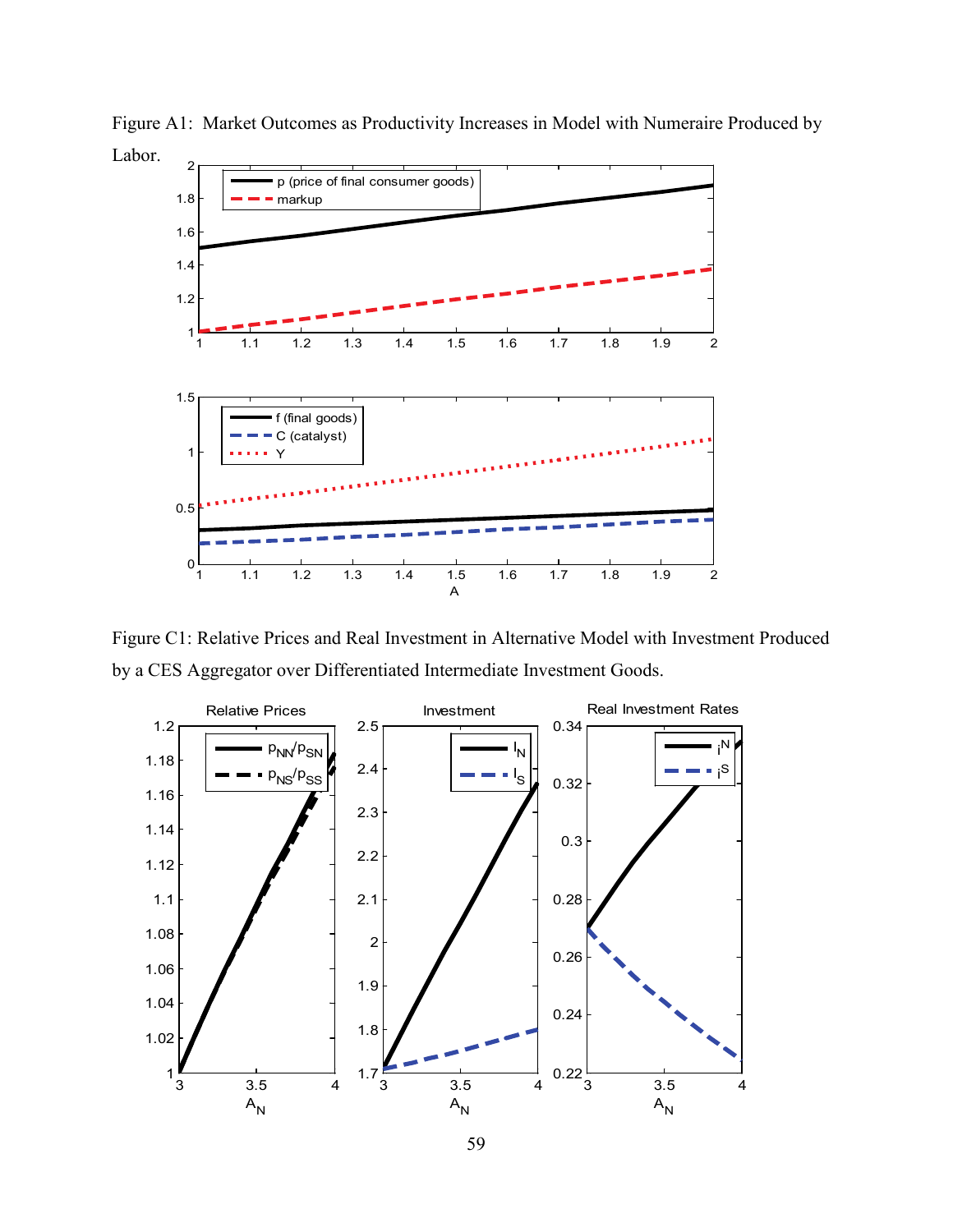Figure A1: Market Outcomes as Productivity Increases in Model with Numeraire Produced by Labor.

p (price of final consumer goods)
markup

2
1.8
1.6
1.4
1.2
1
1 1.1 1.2 1.3 1.4 1.5 1.6 1.7 1.8 1.9 2

f (final goods)
C (catalyst)
Y

1.5
1
0.5
0
1 1.1 1.2 1.3 1.4 1.5 1.6 1.7 1.8 1.9 2
A

Figure C1: Relative Prices and Real Investment in Alternative Model with Investment Produced by a CES Aggregator over Differentiated Intermediate Investment Goods.

Relative Prices

$p_{NN}/p_{SN}$
$p_{NS}/p_{SS}$

1.2
1.18
1.16
1.14
1.12
1.1
1.08
1.06
1.04
1.02
1
3 3.5 4
$A_N$

Investment

$I_N$
$I_S$

2.5
2.4
2.3
2.2
2.1
2
1.9
1.8
1.7
3 3.5 4
$A_N$

Real Investment Rates

$i^N$
$i^S$

0.34
0.32
0.3
0.28
0.26
0.24
0.22
3 3.5 4
$A_N$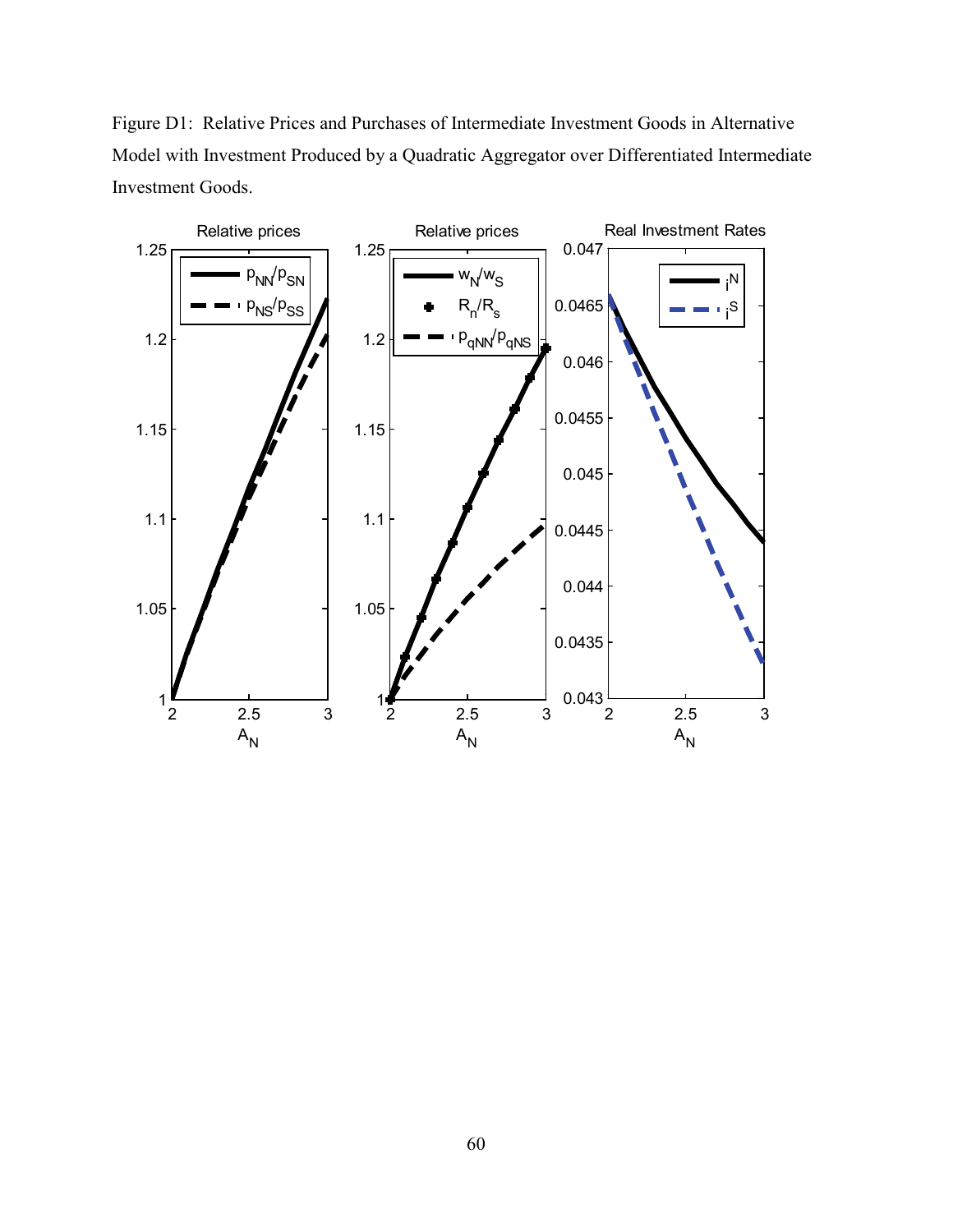Figure D1: Relative Prices and Purchases of Intermediate Investment Goods in Alternative Model with Investment Produced by a Quadratic Aggregator over Differentiated Intermediate Investment Goods.

Relative prices

$p_{NN}/p_{SN}$

$p_{NS}/p_{SS}$

1.25
1.2
1.15
1.1
1.05
1

2
2.5
3

$A_N$

Relative prices

$w_N/w_S$

$R_n/R_s$

$p_{qNN}/p_{qNS}$

1.25
1.2
1.15
1.1
1.05
1

2
2.5
3

$A_N$

Real Investment Rates

$i^N$

$i^S$

0.047
0.0465
0.046
0.0455
0.045
0.0445
0.044
0.0435
0.043

2
2.5
3

$A_N$